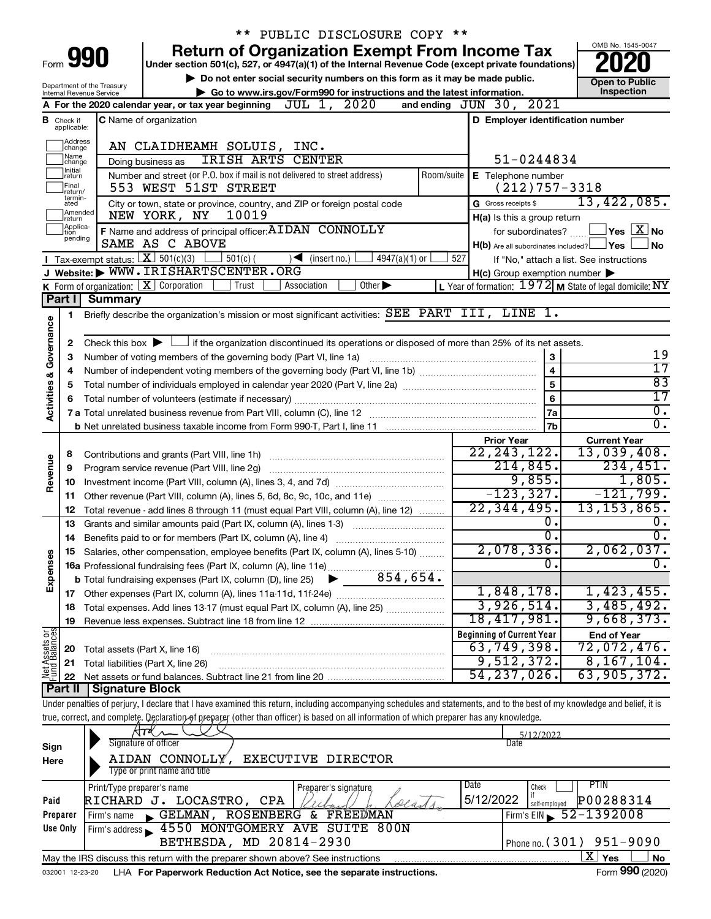\*\* PUBLIC DISCLOSURE COPY \*\*

# Form 990 — Return of Organization Exempt From Income Tax

Under section 501(c), 527, or 4947(a)(1) of the Internal Revenue Code (except private foundations)

▶ Do not enter social security numbers on this form as it may be made public.

▶ Go to www.irs.gov/Form990 for instructions and the latest information.

Department of the Treasury
Internal Revenue Service

OMB No. 1545-0047

**2020**

**Open to Public Inspection**

**A** For the 2020 calendar year, or tax year beginning JUL 1, 2020 and ending JUN 30, 2021

**B** Check if applicable: Address change, Name change, Initial return, Final return/terminated, Amended return, Application pending

**C** Name of organization: AN CLAIDHEAMH SOLUIS, INC.

Doing business as: IRISH ARTS CENTER

Number and street (or P.O. box if mail is not delivered to street address): 553 WEST 51ST STREET — Room/suite:

City or town, state or province, country, and ZIP or foreign postal code: NEW YORK, NY 10019

**D** Employer identification number: 51-0244834

**E** Telephone number: (212)757-3318

**G** Gross receipts $ 13,422,085.

**F** Name and address of principal officer: AIDAN CONNOLLY, SAME AS C ABOVE

**H(a)** Is this a group return for subordinates? ☐ Yes ☒ No

**H(b)** Are all subordinates included? ☐ Yes ☐ No — If "No," attach a list. See instructions

**H(c)** Group exemption number ▶

**I** Tax-exempt status: ☒ 501(c)(3) ☐ 501(c) ( ) ◀ (insert no.) ☐ 4947(a)(1) or ☐ 527

**J** Website: ▶ WWW.IRISHARTSCENTER.ORG

**K** Form of organization: ☒ Corporation ☐ Trust ☐ Association ☐ Other ▶

**L** Year of formation: 1972 **M** State of legal domicile: NY

## Part I Summary

### Activities & Governance

1. Briefly describe the organization's mission or most significant activities: SEE PART III, LINE 1.
2. Check this box ▶ ☐ if the organization discontinued its operations or disposed of more than 25% of its net assets.

| | | Line | |
|---|---|---|---|
| 3 | Number of voting members of the governing body (Part VI, line 1a) | 3 | 19 |
| 4 | Number of independent voting members of the governing body (Part VI, line 1b) | 4 | 17 |
| 5 | Total number of individuals employed in calendar year 2020 (Part V, line 2a) | 5 | 83 |
| 6 | Total number of volunteers (estimate if necessary) | 6 | 17 |
| 7a | Total unrelated business revenue from Part VIII, column (C), line 12 | 7a | 0. |
| b | Net unrelated business taxable income from Form 990-T, Part I, line 11 | 7b | 0. |

### Revenue / Expenses / Net Assets

| | | Prior Year | Current Year |
|---|---|---|---|
| 8 | Contributions and grants (Part VIII, line 1h) | 22,243,122. | 13,039,408. |
| 9 | Program service revenue (Part VIII, line 2g) | 214,845. | 234,451. |
| 10 | Investment income (Part VIII, column (A), lines 3, 4, and 7d) | 9,855. | 1,805. |
| 11 | Other revenue (Part VIII, column (A), lines 5, 6d, 8c, 9c, 10c, and 11e) | -123,327. | -121,799. |
| 12 | Total revenue - add lines 8 through 11 (must equal Part VIII, column (A), line 12) | 22,344,495. | 13,153,865. |
| 13 | Grants and similar amounts paid (Part IX, column (A), lines 1-3) | 0. | 0. |
| 14 | Benefits paid to or for members (Part IX, column (A), line 4) | 0. | 0. |
| 15 | Salaries, other compensation, employee benefits (Part IX, column (A), lines 5-10) | 2,078,336. | 2,062,037. |
| 16a | Professional fundraising fees (Part IX, column (A), line 11e) | 0. | 0. |
| b | Total fundraising expenses (Part IX, column (D), line 25) ▶ 854,654. | | |
| 17 | Other expenses (Part IX, column (A), lines 11a-11d, 11f-24e) | 1,848,178. | 1,423,455. |
| 18 | Total expenses. Add lines 13-17 (must equal Part IX, column (A), line 25) | 3,926,514. | 3,485,492. |
| 19 | Revenue less expenses. Subtract line 18 from line 12 | 18,417,981. | 9,668,373. |

| | | Beginning of Current Year | End of Year |
|---|---|---|---|
| 20 | Total assets (Part X, line 16) | 63,749,398. | 72,072,476. |
| 21 | Total liabilities (Part X, line 26) | 9,512,372. | 8,167,104. |
| 22 | Net assets or fund balances. Subtract line 21 from line 20 | 54,237,026. | 63,905,372. |

## Part II Signature Block

Under penalties of perjury, I declare that I have examined this return, including accompanying schedules and statements, and to the best of my knowledge and belief, it is true, correct, and complete. Declaration of preparer (other than officer) is based on all information of which preparer has any knowledge.

**Sign Here**

Signature of officer — Date: 5/12/2022

AIDAN CONNOLLY, EXECUTIVE DIRECTOR
Type or print name and title

**Paid Preparer Use Only**

| Print/Type preparer's name | Preparer's signature | Date | Check if self-employed | PTIN |
|---|---|---|---|---|
| RICHARD J. LOCASTRO, CPA | | 5/12/2022 | ☐ | P00288314 |

Firm's name ▶ GELMAN, ROSENBERG & FREEDMAN — Firm's EIN ▶ 52-1392008

Firm's address ▶ 4550 MONTGOMERY AVE SUITE 800N, BETHESDA, MD 20814-2930 — Phone no. (301) 951-9090

May the IRS discuss this return with the preparer shown above? See instructions ☒ Yes ☐ No

032001 12-23-20 LHA For Paperwork Reduction Act Notice, see the separate instructions. Form **990** (2020)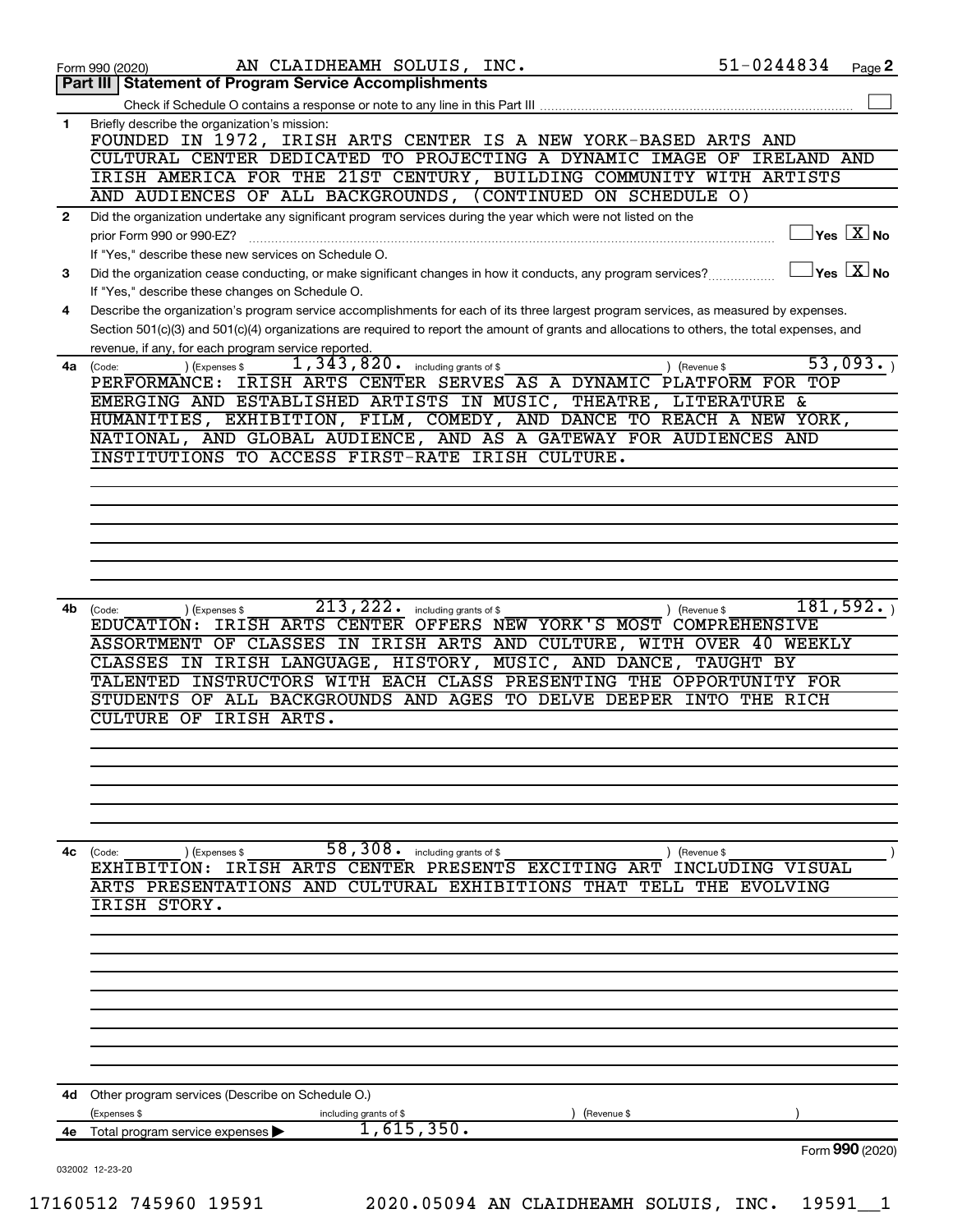Form 990 (2020) AN CLAIDHEAMH SOLUIS, INC. 51-0244834 Page **2**

## Part III | Statement of Program Service Accomplishments

Check if Schedule O contains a response or note to any line in this Part III ☐

**1** Briefly describe the organization's mission:

FOUNDED IN 1972, IRISH ARTS CENTER IS A NEW YORK-BASED ARTS AND CULTURAL CENTER DEDICATED TO PROJECTING A DYNAMIC IMAGE OF IRELAND AND IRISH AMERICA FOR THE 21ST CENTURY, BUILDING COMMUNITY WITH ARTISTS AND AUDIENCES OF ALL BACKGROUNDS, (CONTINUED ON SCHEDULE O)

**2** Did the organization undertake any significant program services during the year which were not listed on the prior Form 990 or 990-EZ? ☐ Yes ☒ No

If "Yes," describe these new services on Schedule O.

**3** Did the organization cease conducting, or make significant changes in how it conducts, any program services? ☐ Yes ☒ No

If "Yes," describe these changes on Schedule O.

**4** Describe the organization's program service accomplishments for each of its three largest program services, as measured by expenses. Section 501(c)(3) and 501(c)(4) organizations are required to report the amount of grants and allocations to others, the total expenses, and revenue, if any, for each program service reported.

**4a** (Code: ) (Expenses $ 1,343,820. including grants of $ ) (Revenue $ 53,093. )

PERFORMANCE: IRISH ARTS CENTER SERVES AS A DYNAMIC PLATFORM FOR TOP EMERGING AND ESTABLISHED ARTISTS IN MUSIC, THEATRE, LITERATURE & HUMANITIES, EXHIBITION, FILM, COMEDY, AND DANCE TO REACH A NEW YORK, NATIONAL, AND GLOBAL AUDIENCE, AND AS A GATEWAY FOR AUDIENCES AND INSTITUTIONS TO ACCESS FIRST-RATE IRISH CULTURE.

**4b** (Code: ) (Expenses $ 213,222. including grants of $ ) (Revenue $ 181,592. )

EDUCATION: IRISH ARTS CENTER OFFERS NEW YORK'S MOST COMPREHENSIVE ASSORTMENT OF CLASSES IN IRISH ARTS AND CULTURE, WITH OVER 40 WEEKLY CLASSES IN IRISH LANGUAGE, HISTORY, MUSIC, AND DANCE, TAUGHT BY TALENTED INSTRUCTORS WITH EACH CLASS PRESENTING THE OPPORTUNITY FOR STUDENTS OF ALL BACKGROUNDS AND AGES TO DELVE DEEPER INTO THE RICH CULTURE OF IRISH ARTS.

**4c** (Code: ) (Expenses $ 58,308. including grants of $ ) (Revenue $ )

EXHIBITION: IRISH ARTS CENTER PRESENTS EXCITING ART INCLUDING VISUAL ARTS PRESENTATIONS AND CULTURAL EXHIBITIONS THAT TELL THE EVOLVING IRISH STORY.

**4d** Other program services (Describe on Schedule O.)

(Expenses $ including grants of $ ) (Revenue $ )

**4e** Total program service expenses ▶ 1,615,350.

Form **990** (2020)

032002 12-23-20

17160512 745960 19591 2020.05094 AN CLAIDHEAMH SOLUIS, INC. 19591__1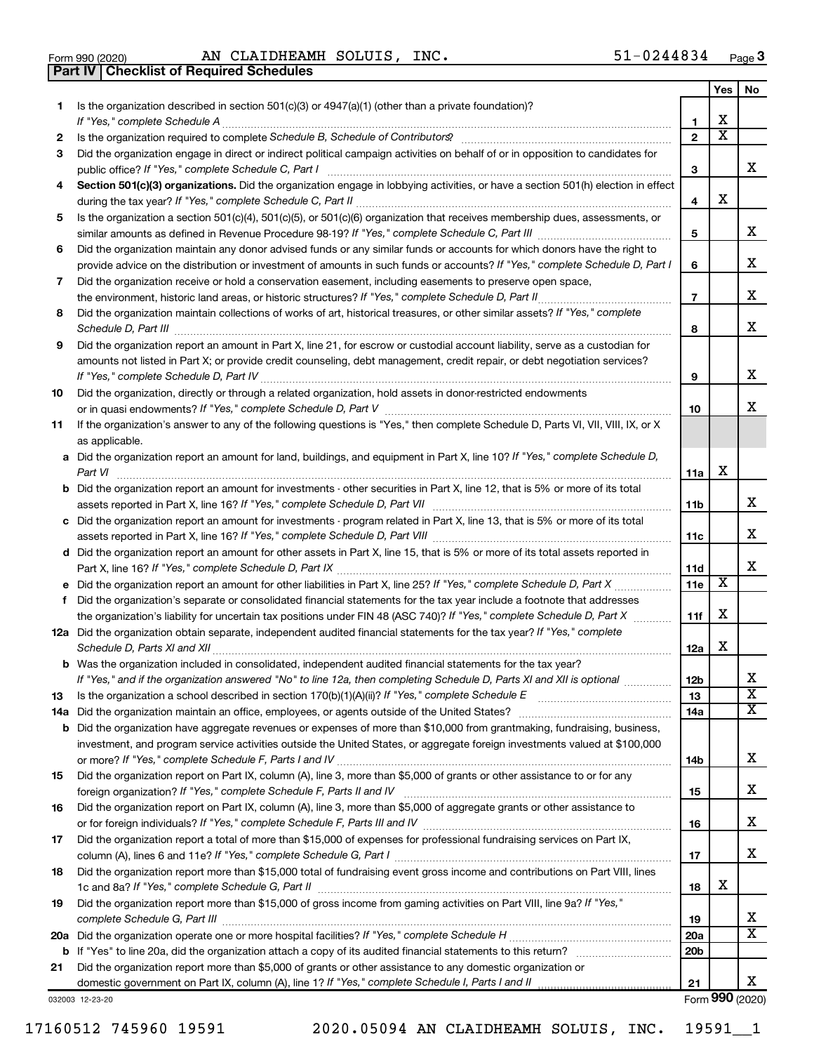Form 990 (2020) AN CLAIDHEAMH SOLUIS, INC. 51-0244834 Page 3

**Part IV | Checklist of Required Schedules**

| | | | Yes | No |
|---|---|---|---|---|
| 1 | Is the organization described in section 501(c)(3) or 4947(a)(1) (other than a private foundation)? *If "Yes," complete Schedule A* | 1 | X | |
| 2 | Is the organization required to complete *Schedule B, Schedule of Contributors*? | 2 | X | |
| 3 | Did the organization engage in direct or indirect political campaign activities on behalf of or in opposition to candidates for public office? *If "Yes," complete Schedule C, Part I* | 3 | | X |
| 4 | **Section 501(c)(3) organizations.** Did the organization engage in lobbying activities, or have a section 501(h) election in effect during the tax year? *If "Yes," complete Schedule C, Part II* | 4 | X | |
| 5 | Is the organization a section 501(c)(4), 501(c)(5), or 501(c)(6) organization that receives membership dues, assessments, or similar amounts as defined in Revenue Procedure 98-19? *If "Yes," complete Schedule C, Part III* | 5 | | X |
| 6 | Did the organization maintain any donor advised funds or any similar funds or accounts for which donors have the right to provide advice on the distribution or investment of amounts in such funds or accounts? *If "Yes," complete Schedule D, Part I* | 6 | | X |
| 7 | Did the organization receive or hold a conservation easement, including easements to preserve open space, the environment, historic land areas, or historic structures? *If "Yes," complete Schedule D, Part II* | 7 | | X |
| 8 | Did the organization maintain collections of works of art, historical treasures, or other similar assets? *If "Yes," complete Schedule D, Part III* | 8 | | X |
| 9 | Did the organization report an amount in Part X, line 21, for escrow or custodial account liability, serve as a custodian for amounts not listed in Part X; or provide credit counseling, debt management, credit repair, or debt negotiation services? *If "Yes," complete Schedule D, Part IV* | 9 | | X |
| 10 | Did the organization, directly or through a related organization, hold assets in donor-restricted endowments or in quasi endowments? *If "Yes," complete Schedule D, Part V* | 10 | | X |
| 11 | If the organization's answer to any of the following questions is "Yes," then complete Schedule D, Parts VI, VII, VIII, IX, or X as applicable. | | | |
| a | Did the organization report an amount for land, buildings, and equipment in Part X, line 10? *If "Yes," complete Schedule D, Part VI* | 11a | X | |
| b | Did the organization report an amount for investments - other securities in Part X, line 12, that is 5% or more of its total assets reported in Part X, line 16? *If "Yes," complete Schedule D, Part VII* | 11b | | X |
| c | Did the organization report an amount for investments - program related in Part X, line 13, that is 5% or more of its total assets reported in Part X, line 16? *If "Yes," complete Schedule D, Part VIII* | 11c | | X |
| d | Did the organization report an amount for other assets in Part X, line 15, that is 5% or more of its total assets reported in Part X, line 16? *If "Yes," complete Schedule D, Part IX* | 11d | | X |
| e | Did the organization report an amount for other liabilities in Part X, line 25? *If "Yes," complete Schedule D, Part X* | 11e | X | |
| f | Did the organization's separate or consolidated financial statements for the tax year include a footnote that addresses the organization's liability for uncertain tax positions under FIN 48 (ASC 740)? *If "Yes," complete Schedule D, Part X* | 11f | X | |
| 12a | Did the organization obtain separate, independent audited financial statements for the tax year? *If "Yes," complete Schedule D, Parts XI and XII* | 12a | X | |
| b | Was the organization included in consolidated, independent audited financial statements for the tax year? *If "Yes," and if the organization answered "No" to line 12a, then completing Schedule D, Parts XI and XII is optional* | 12b | | X |
| 13 | Is the organization a school described in section 170(b)(1)(A)(ii)? *If "Yes," complete Schedule E* | 13 | | X |
| 14a | Did the organization maintain an office, employees, or agents outside of the United States? | 14a | | X |
| b | Did the organization have aggregate revenues or expenses of more than $10,000 from grantmaking, fundraising, business, investment, and program service activities outside the United States, or aggregate foreign investments valued at $100,000 or more? *If "Yes," complete Schedule F, Parts I and IV* | 14b | | X |
| 15 | Did the organization report on Part IX, column (A), line 3, more than $5,000 of grants or other assistance to or for any foreign organization? *If "Yes," complete Schedule F, Parts II and IV* | 15 | | X |
| 16 | Did the organization report on Part IX, column (A), line 3, more than $5,000 of aggregate grants or other assistance to or for foreign individuals? *If "Yes," complete Schedule F, Parts III and IV* | 16 | | X |
| 17 | Did the organization report a total of more than $15,000 of expenses for professional fundraising services on Part IX, column (A), lines 6 and 11e? *If "Yes," complete Schedule G, Part I* | 17 | | X |
| 18 | Did the organization report more than $15,000 total of fundraising event gross income and contributions on Part VIII, lines 1c and 8a? *If "Yes," complete Schedule G, Part II* | 18 | X | |
| 19 | Did the organization report more than $15,000 of gross income from gaming activities on Part VIII, line 9a? *If "Yes," complete Schedule G, Part III* | 19 | | X |
| 20a | Did the organization operate one or more hospital facilities? *If "Yes," complete Schedule H* | 20a | | X |
| b | If "Yes" to line 20a, did the organization attach a copy of its audited financial statements to this return? | 20b | | |
| 21 | Did the organization report more than $5,000 of grants or other assistance to any domestic organization or domestic government on Part IX, column (A), line 1? *If "Yes," complete Schedule I, Parts I and II* | 21 | | X |

032003 12-23-20 Form **990** (2020)

17160512 745960 19591 2020.05094 AN CLAIDHEAMH SOLUIS, INC. 19591__1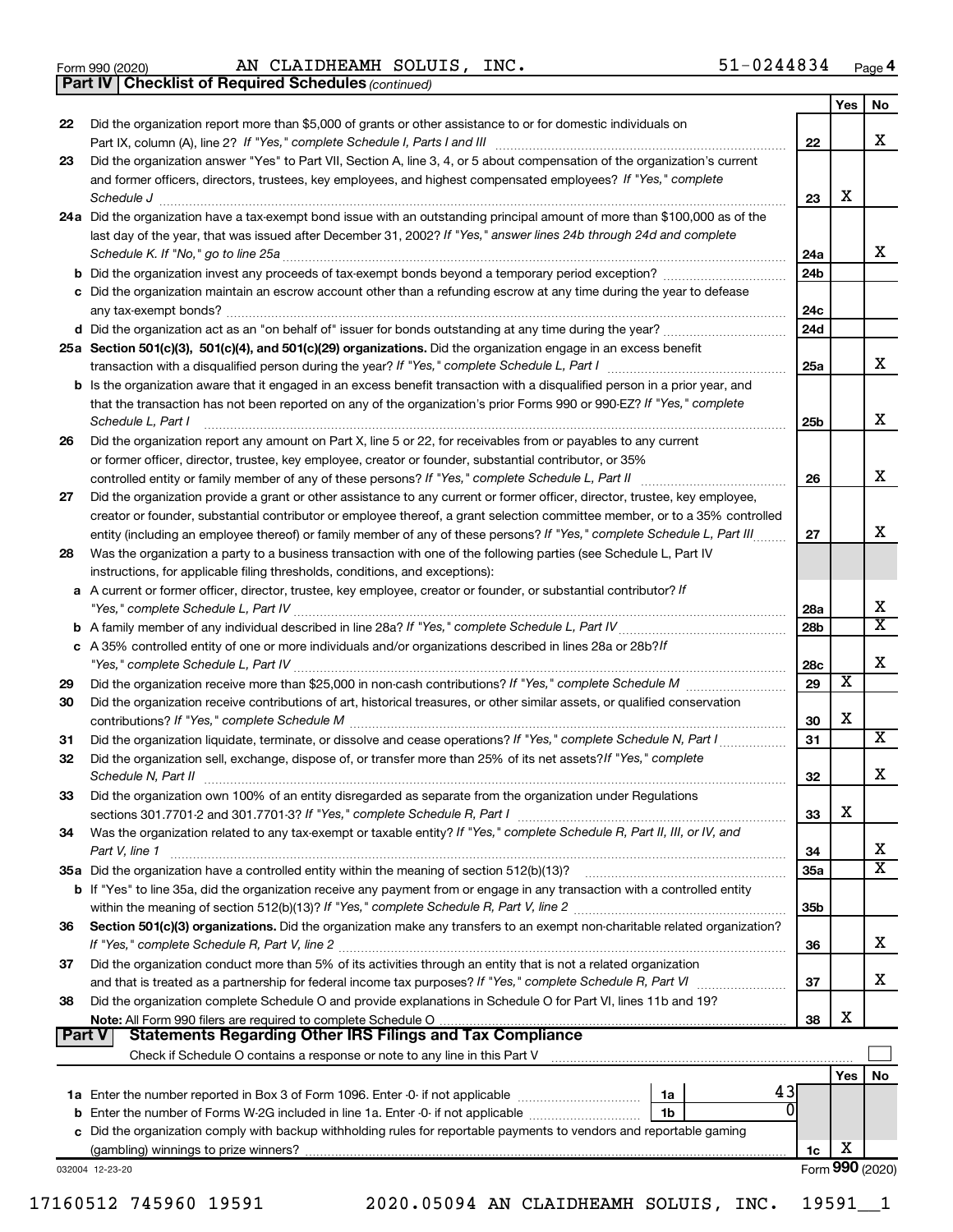Form 990 (2020) AN CLAIDHEAMH SOLUIS, INC. 51-0244834 Page 4

## Part IV Checklist of Required Schedules *(continued)*

| | | | Yes | No |
|---|---|---|---|---|
| 22 | Did the organization report more than $5,000 of grants or other assistance to or for domestic individuals on Part IX, column (A), line 2? *If "Yes," complete Schedule I, Parts I and III* | 22 | | X |
| 23 | Did the organization answer "Yes" to Part VII, Section A, line 3, 4, or 5 about compensation of the organization's current and former officers, directors, trustees, key employees, and highest compensated employees? *If "Yes," complete Schedule J* | 23 | X | |
| 24a | Did the organization have a tax-exempt bond issue with an outstanding principal amount of more than $100,000 as of the last day of the year, that was issued after December 31, 2002? *If "Yes," answer lines 24b through 24d and complete Schedule K. If "No," go to line 25a* | 24a | | X |
| b | Did the organization invest any proceeds of tax-exempt bonds beyond a temporary period exception? | 24b | | |
| c | Did the organization maintain an escrow account other than a refunding escrow at any time during the year to defease any tax-exempt bonds? | 24c | | |
| d | Did the organization act as an "on behalf of" issuer for bonds outstanding at any time during the year? | 24d | | |
| 25a | **Section 501(c)(3), 501(c)(4), and 501(c)(29) organizations.** Did the organization engage in an excess benefit transaction with a disqualified person during the year? *If "Yes," complete Schedule L, Part I* | 25a | | X |
| b | Is the organization aware that it engaged in an excess benefit transaction with a disqualified person in a prior year, and that the transaction has not been reported on any of the organization's prior Forms 990 or 990-EZ? *If "Yes," complete Schedule L, Part I* | 25b | | X |
| 26 | Did the organization report any amount on Part X, line 5 or 22, for receivables from or payables to any current or former officer, director, trustee, key employee, creator or founder, substantial contributor, or 35% controlled entity or family member of any of these persons? *If "Yes," complete Schedule L, Part II* | 26 | | X |
| 27 | Did the organization provide a grant or other assistance to any current or former officer, director, trustee, key employee, creator or founder, substantial contributor or employee thereof, a grant selection committee member, or to a 35% controlled entity (including an employee thereof) or family member of any of these persons? *If "Yes," complete Schedule L, Part III* | 27 | | X |
| 28 | Was the organization a party to a business transaction with one of the following parties (see Schedule L, Part IV instructions, for applicable filing thresholds, conditions, and exceptions): | | | |
| a | A current or former officer, director, trustee, key employee, creator or founder, or substantial contributor? *If "Yes," complete Schedule L, Part IV* | 28a | | X |
| b | A family member of any individual described in line 28a? *If "Yes," complete Schedule L, Part IV* | 28b | | X |
| c | A 35% controlled entity of one or more individuals and/or organizations described in lines 28a or 28b? *If "Yes," complete Schedule L, Part IV* | 28c | | X |
| 29 | Did the organization receive more than $25,000 in non-cash contributions? *If "Yes," complete Schedule M* | 29 | X | |
| 30 | Did the organization receive contributions of art, historical treasures, or other similar assets, or qualified conservation contributions? *If "Yes," complete Schedule M* | 30 | X | |
| 31 | Did the organization liquidate, terminate, or dissolve and cease operations? *If "Yes," complete Schedule N, Part I* | 31 | | X |
| 32 | Did the organization sell, exchange, dispose of, or transfer more than 25% of its net assets? *If "Yes," complete Schedule N, Part II* | 32 | | X |
| 33 | Did the organization own 100% of an entity disregarded as separate from the organization under Regulations sections 301.7701-2 and 301.7701-3? *If "Yes," complete Schedule R, Part I* | 33 | X | |
| 34 | Was the organization related to any tax-exempt or taxable entity? *If "Yes," complete Schedule R, Part II, III, or IV, and Part V, line 1* | 34 | | X |
| 35a | Did the organization have a controlled entity within the meaning of section 512(b)(13)? | 35a | | X |
| b | If "Yes" to line 35a, did the organization receive any payment from or engage in any transaction with a controlled entity within the meaning of section 512(b)(13)? *If "Yes," complete Schedule R, Part V, line 2* | 35b | | |
| 36 | **Section 501(c)(3) organizations.** Did the organization make any transfers to an exempt non-charitable related organization? *If "Yes," complete Schedule R, Part V, line 2* | 36 | | X |
| 37 | Did the organization conduct more than 5% of its activities through an entity that is not a related organization and that is treated as a partnership for federal income tax purposes? *If "Yes," complete Schedule R, Part VI* | 37 | | X |
| 38 | Did the organization complete Schedule O and provide explanations in Schedule O for Part VI, lines 11b and 19? **Note:** All Form 990 filers are required to complete Schedule O | 38 | X | |

## Part V Statements Regarding Other IRS Filings and Tax Compliance

Check if Schedule O contains a response or note to any line in this Part V ☐

| | | | | | Yes | No |
|---|---|---|---|---|---|---|
| 1a | Enter the number reported in Box 3 of Form 1096. Enter -0- if not applicable | 1a | 43 | | | |
| b | Enter the number of Forms W-2G included in line 1a. Enter -0- if not applicable | 1b | 0 | | | |
| c | Did the organization comply with backup withholding rules for reportable payments to vendors and reportable gaming (gambling) winnings to prize winners? | | | 1c | X | |

032004 12-23-20

Form **990** (2020)

17160512 745960 19591 2020.05094 AN CLAIDHEAMH SOLUIS, INC. 19591__1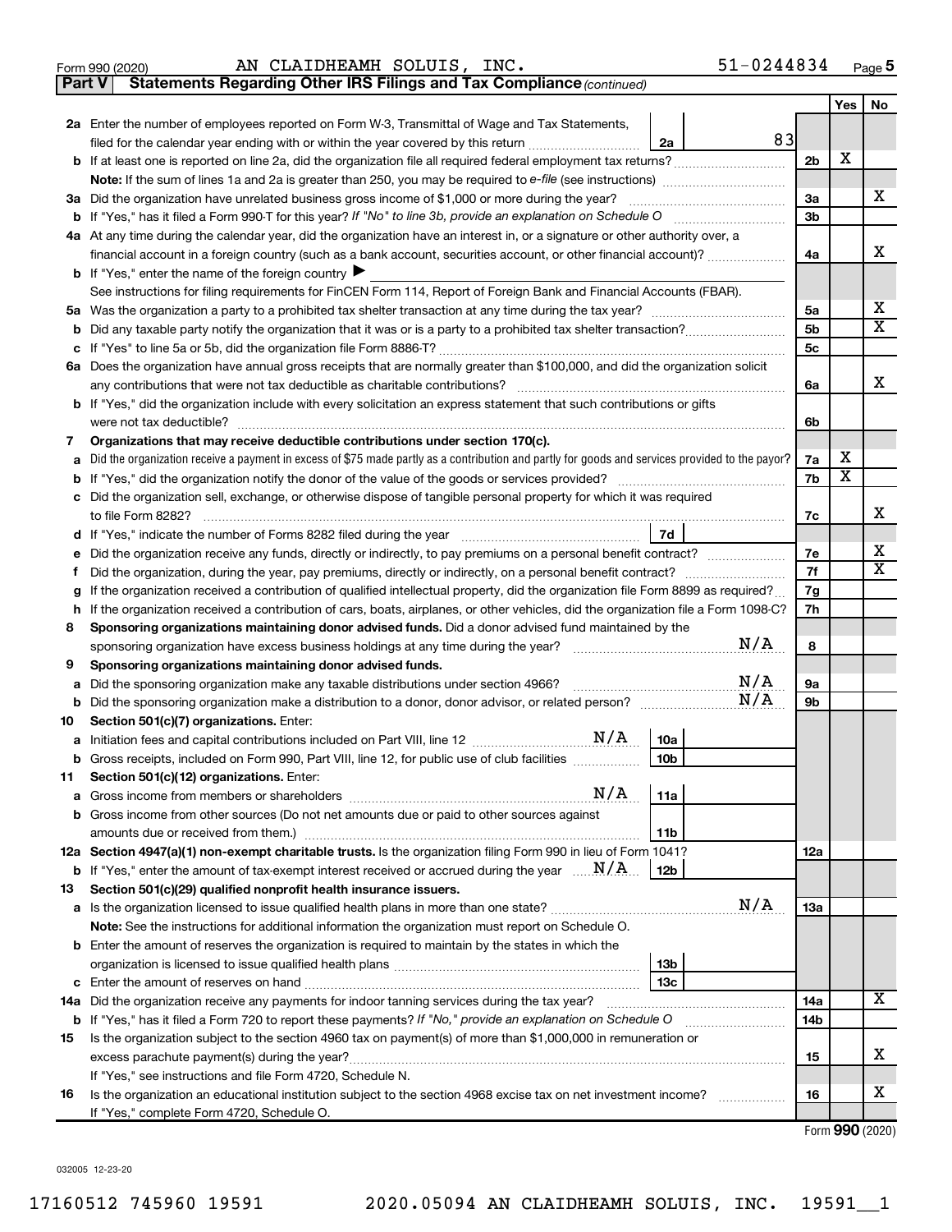Form 990 (2020) AN CLAIDHEAMH SOLUIS, INC. 51-0244834 Page 5

**Part V | Statements Regarding Other IRS Filings and Tax Compliance** *(continued)*

| | | | | Yes | No |
|---|---|---|---|---|---|
| **2a** | Enter the number of employees reported on Form W-3, Transmittal of Wage and Tax Statements, filed for the calendar year ending with or within the year covered by this return | 2a 83 | | | |
| **b** | If at least one is reported on line 2a, did the organization file all required federal employment tax returns? | | 2b | X | |
| | **Note:** If the sum of lines 1a and 2a is greater than 250, you may be required to *e-file* (see instructions) | | | | |
| **3a** | Did the organization have unrelated business gross income of $1,000 or more during the year? | | 3a | | X |
| **b** | If "Yes," has it filed a Form 990-T for this year? *If "No" to line 3b, provide an explanation on Schedule O* | | 3b | | |
| **4a** | At any time during the calendar year, did the organization have an interest in, or a signature or other authority over, a financial account in a foreign country (such as a bank account, securities account, or other financial account)? | | 4a | | X |
| **b** | If "Yes," enter the name of the foreign country ▶ | | | | |
| | See instructions for filing requirements for FinCEN Form 114, Report of Foreign Bank and Financial Accounts (FBAR). | | | | |
| **5a** | Was the organization a party to a prohibited tax shelter transaction at any time during the tax year? | | 5a | | X |
| **b** | Did any taxable party notify the organization that it was or is a party to a prohibited tax shelter transaction? | | 5b | | X |
| **c** | If "Yes" to line 5a or 5b, did the organization file Form 8886-T? | | 5c | | |
| **6a** | Does the organization have annual gross receipts that are normally greater than $100,000, and did the organization solicit any contributions that were not tax deductible as charitable contributions? | | 6a | | X |
| **b** | If "Yes," did the organization include with every solicitation an express statement that such contributions or gifts were not tax deductible? | | 6b | | |
| **7** | **Organizations that may receive deductible contributions under section 170(c).** | | | | |
| **a** | Did the organization receive a payment in excess of $75 made partly as a contribution and partly for goods and services provided to the payor? | | 7a | X | |
| **b** | If "Yes," did the organization notify the donor of the value of the goods or services provided? | | 7b | X | |
| **c** | Did the organization sell, exchange, or otherwise dispose of tangible personal property for which it was required to file Form 8282? | | 7c | | X |
| **d** | If "Yes," indicate the number of Forms 8282 filed during the year | 7d | | | |
| **e** | Did the organization receive any funds, directly or indirectly, to pay premiums on a personal benefit contract? | | 7e | | X |
| **f** | Did the organization, during the year, pay premiums, directly or indirectly, on a personal benefit contract? | | 7f | | X |
| **g** | If the organization received a contribution of qualified intellectual property, did the organization file Form 8899 as required? | | 7g | | |
| **h** | If the organization received a contribution of cars, boats, airplanes, or other vehicles, did the organization file a Form 1098-C? | | 7h | | |
| **8** | **Sponsoring organizations maintaining donor advised funds.** Did a donor advised fund maintained by the sponsoring organization have excess business holdings at any time during the year? N/A | | 8 | | |
| **9** | **Sponsoring organizations maintaining donor advised funds.** | | | | |
| **a** | Did the sponsoring organization make any taxable distributions under section 4966? N/A | | 9a | | |
| **b** | Did the sponsoring organization make a distribution to a donor, donor advisor, or related person? N/A | | 9b | | |
| **10** | **Section 501(c)(7) organizations.** Enter: | | | | |
| **a** | Initiation fees and capital contributions included on Part VIII, line 12 N/A | 10a | | | |
| **b** | Gross receipts, included on Form 990, Part VIII, line 12, for public use of club facilities | 10b | | | |
| **11** | **Section 501(c)(12) organizations.** Enter: | | | | |
| **a** | Gross income from members or shareholders N/A | 11a | | | |
| **b** | Gross income from other sources (Do not net amounts due or paid to other sources against amounts due or received from them.) | 11b | | | |
| **12a** | **Section 4947(a)(1) non-exempt charitable trusts.** Is the organization filing Form 990 in lieu of Form 1041? | | 12a | | |
| **b** | If "Yes," enter the amount of tax-exempt interest received or accrued during the year N/A | 12b | | | |
| **13** | **Section 501(c)(29) qualified nonprofit health insurance issuers.** | | | | |
| **a** | Is the organization licensed to issue qualified health plans in more than one state? N/A | | 13a | | |
| | **Note:** See the instructions for additional information the organization must report on Schedule O. | | | | |
| **b** | Enter the amount of reserves the organization is required to maintain by the states in which the organization is licensed to issue qualified health plans | 13b | | | |
| **c** | Enter the amount of reserves on hand | 13c | | | |
| **14a** | Did the organization receive any payments for indoor tanning services during the tax year? | | 14a | | X |
| **b** | If "Yes," has it filed a Form 720 to report these payments? *If "No," provide an explanation on Schedule O* | | 14b | | |
| **15** | Is the organization subject to the section 4960 tax on payment(s) of more than $1,000,000 in remuneration or excess parachute payment(s) during the year? | | 15 | | X |
| | If "Yes," see instructions and file Form 4720, Schedule N. | | | | |
| **16** | Is the organization an educational institution subject to the section 4968 excise tax on net investment income? | | 16 | | X |
| | If "Yes," complete Form 4720, Schedule O. | | | | |

Form **990** (2020)

032005 12-23-20

17160512 745960 19591 2020.05094 AN CLAIDHEAMH SOLUIS, INC. 19591__1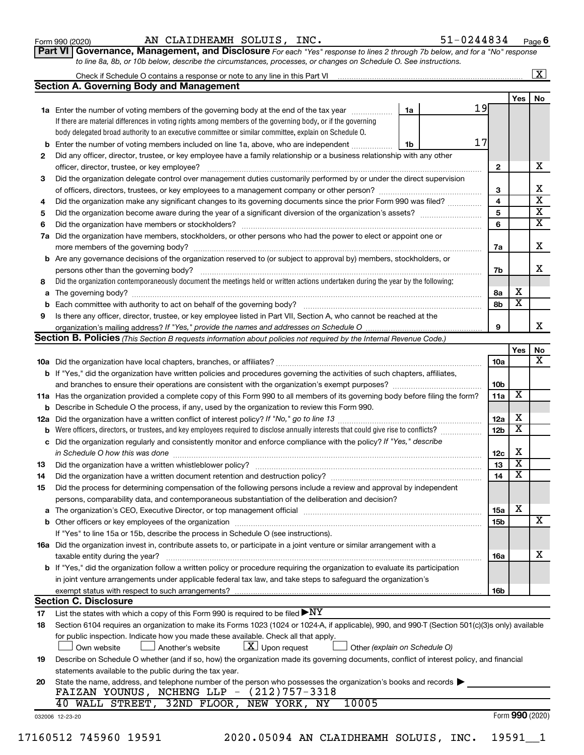Form 990 (2020) AN CLAIDHEAMH SOLUIS, INC. 51-0244834 Page 6

**Part VI Governance, Management, and Disclosure** *For each "Yes" response to lines 2 through 7b below, and for a "No" response to line 8a, 8b, or 10b below, describe the circumstances, processes, or changes on Schedule O. See instructions.*

Check if Schedule O contains a response or note to any line in this Part VI [X]

## Section A. Governing Body and Management

| | | | | Yes | No |
|---|---|---|---|---|---|
| 1a | Enter the number of voting members of the governing body at the end of the tax year. If there are material differences in voting rights among members of the governing body, or if the governing body delegated broad authority to an executive committee or similar committee, explain on Schedule O. | 1a | 19 | | |
| b | Enter the number of voting members included on line 1a, above, who are independent | 1b | 17 | | |
| 2 | Did any officer, director, trustee, or key employee have a family relationship or a business relationship with any other officer, director, trustee, or key employee? | | 2 | | X |
| 3 | Did the organization delegate control over management duties customarily performed by or under the direct supervision of officers, directors, trustees, or key employees to a management company or other person? | | 3 | | X |
| 4 | Did the organization make any significant changes to its governing documents since the prior Form 990 was filed? | | 4 | | X |
| 5 | Did the organization become aware during the year of a significant diversion of the organization's assets? | | 5 | | X |
| 6 | Did the organization have members or stockholders? | | 6 | | X |
| 7a | Did the organization have members, stockholders, or other persons who had the power to elect or appoint one or more members of the governing body? | | 7a | | X |
| b | Are any governance decisions of the organization reserved to (or subject to approval by) members, stockholders, or persons other than the governing body? | | 7b | | X |
| 8 | Did the organization contemporaneously document the meetings held or written actions undertaken during the year by the following: | | | | |
| a | The governing body? | | 8a | X | |
| b | Each committee with authority to act on behalf of the governing body? | | 8b | X | |
| 9 | Is there any officer, director, trustee, or key employee listed in Part VII, Section A, who cannot be reached at the organization's mailing address? *If "Yes," provide the names and addresses on Schedule O* | | 9 | | X |

## Section B. Policies *(This Section B requests information about policies not required by the Internal Revenue Code.)*

| | | | Yes | No |
|---|---|---|---|---|
| 10a | Did the organization have local chapters, branches, or affiliates? | 10a | | X |
| b | If "Yes," did the organization have written policies and procedures governing the activities of such chapters, affiliates, and branches to ensure their operations are consistent with the organization's exempt purposes? | 10b | | |
| 11a | Has the organization provided a complete copy of this Form 990 to all members of its governing body before filing the form? | 11a | X | |
| b | Describe in Schedule O the process, if any, used by the organization to review this Form 990. | | | |
| 12a | Did the organization have a written conflict of interest policy? *If "No," go to line 13* | 12a | X | |
| b | Were officers, directors, or trustees, and key employees required to disclose annually interests that could give rise to conflicts? | 12b | X | |
| c | Did the organization regularly and consistently monitor and enforce compliance with the policy? *If "Yes," describe in Schedule O how this was done* | 12c | X | |
| 13 | Did the organization have a written whistleblower policy? | 13 | X | |
| 14 | Did the organization have a written document retention and destruction policy? | 14 | X | |
| 15 | Did the process for determining compensation of the following persons include a review and approval by independent persons, comparability data, and contemporaneous substantiation of the deliberation and decision? | | | |
| a | The organization's CEO, Executive Director, or top management official | 15a | X | |
| b | Other officers or key employees of the organization | 15b | | X |
| | If "Yes" to line 15a or 15b, describe the process in Schedule O (see instructions). | | | |
| 16a | Did the organization invest in, contribute assets to, or participate in a joint venture or similar arrangement with a taxable entity during the year? | 16a | | X |
| b | If "Yes," did the organization follow a written policy or procedure requiring the organization to evaluate its participation in joint venture arrangements under applicable federal tax law, and take steps to safeguard the organization's exempt status with respect to such arrangements? | 16b | | |

## Section C. Disclosure

17 List the states with which a copy of this Form 990 is required to be filed ▶ NY

18 Section 6104 requires an organization to make its Forms 1023 (1024 or 1024-A, if applicable), 990, and 990-T (Section 501(c)(3)s only) available for public inspection. Indicate how you made these available. Check all that apply.

[ ] Own website [ ] Another's website [X] Upon request [ ] Other *(explain on Schedule O)*

19 Describe on Schedule O whether (and if so, how) the organization made its governing documents, conflict of interest policy, and financial statements available to the public during the tax year.

20 State the name, address, and telephone number of the person who possesses the organization's books and records ▶

FAIZAN YOUNUS, NCHENG LLP - (212)757-3318
40 WALL STREET, 32ND FLOOR, NEW YORK, NY 10005

032006 12-23-20 Form **990** (2020)

17160512 745960 19591 2020.05094 AN CLAIDHEAMH SOLUIS, INC. 19591__1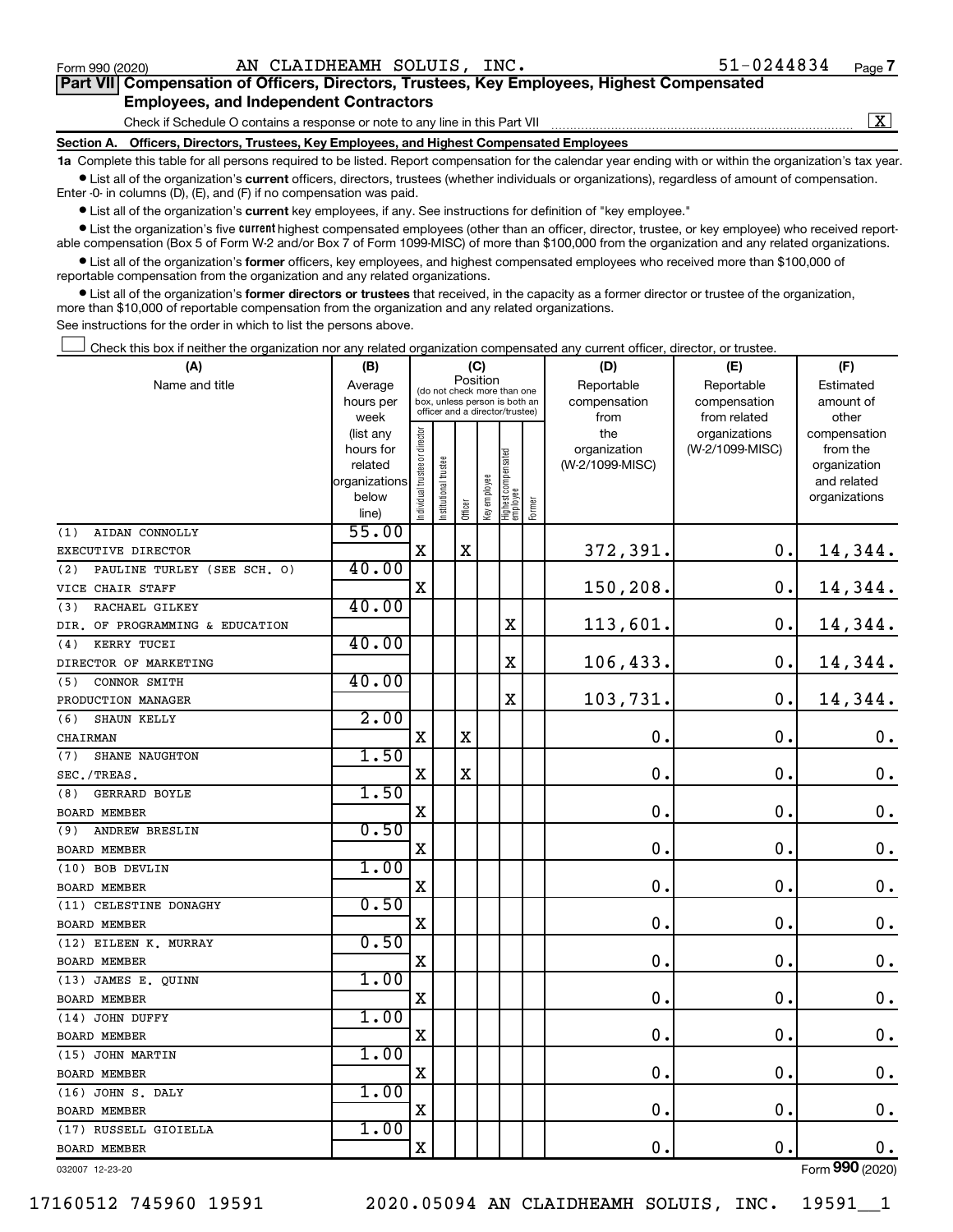Form 990 (2020) AN CLAIDHEAMH SOLUIS, INC. 51-0244834 Page 7

## Part VII Compensation of Officers, Directors, Trustees, Key Employees, Highest Compensated Employees, and Independent Contractors

Check if Schedule O contains a response or note to any line in this Part VII .......... [X]

### Section A. Officers, Directors, Trustees, Key Employees, and Highest Compensated Employees

**1a** Complete this table for all persons required to be listed. Report compensation for the calendar year ending with or within the organization's tax year.

- List all of the organization's **current** officers, directors, trustees (whether individuals or organizations), regardless of amount of compensation. Enter -0- in columns (D), (E), and (F) if no compensation was paid.
- List all of the organization's **current** key employees, if any. See instructions for definition of "key employee."
- List the organization's five **current** highest compensated employees (other than an officer, director, trustee, or key employee) who received reportable compensation (Box 5 of Form W-2 and/or Box 7 of Form 1099-MISC) of more than $100,000 from the organization and any related organizations.
- List all of the organization's **former** officers, key employees, and highest compensated employees who received more than $100,000 of reportable compensation from the organization and any related organizations.
- List all of the organization's **former directors or trustees** that received, in the capacity as a former director or trustee of the organization, more than $10,000 of reportable compensation from the organization and any related organizations.

See instructions for the order in which to list the persons above.

[ ] Check this box if neither the organization nor any related organization compensated any current officer, director, or trustee.

| (A) Name and title | (B) Average hours per week (list any hours for related organizations below line) | (C) Position: Individual trustee or director | Institutional trustee | Officer | Key employee | Highest compensated employee | Former | (D) Reportable compensation from the organization (W-2/1099-MISC) | (E) Reportable compensation from related organizations (W-2/1099-MISC) | (F) Estimated amount of other compensation from the organization and related organizations |
|---|---|---|---|---|---|---|---|---|---|---|
| (1) AIDAN CONNOLLY<br>EXECUTIVE DIRECTOR | 55.00 | X | | X | | | | 372,391. | 0. | 14,344. |
| (2) PAULINE TURLEY (SEE SCH. O)<br>VICE CHAIR STAFF | 40.00 | X | | | | | | 150,208. | 0. | 14,344. |
| (3) RACHAEL GILKEY<br>DIR. OF PROGRAMMING & EDUCATION | 40.00 | | | | | X | | 113,601. | 0. | 14,344. |
| (4) KERRY TUCEI<br>DIRECTOR OF MARKETING | 40.00 | | | | | X | | 106,433. | 0. | 14,344. |
| (5) CONNOR SMITH<br>PRODUCTION MANAGER | 40.00 | | | | | X | | 103,731. | 0. | 14,344. |
| (6) SHAUN KELLY<br>CHAIRMAN | 2.00 | X | | X | | | | 0. | 0. | 0. |
| (7) SHANE NAUGHTON<br>SEC./TREAS. | 1.50 | X | | X | | | | 0. | 0. | 0. |
| (8) GERRARD BOYLE<br>BOARD MEMBER | 1.50 | X | | | | | | 0. | 0. | 0. |
| (9) ANDREW BRESLIN<br>BOARD MEMBER | 0.50 | X | | | | | | 0. | 0. | 0. |
| (10) BOB DEVLIN<br>BOARD MEMBER | 1.00 | X | | | | | | 0. | 0. | 0. |
| (11) CELESTINE DONAGHY<br>BOARD MEMBER | 0.50 | X | | | | | | 0. | 0. | 0. |
| (12) EILEEN K. MURRAY<br>BOARD MEMBER | 0.50 | X | | | | | | 0. | 0. | 0. |
| (13) JAMES E. QUINN<br>BOARD MEMBER | 1.00 | X | | | | | | 0. | 0. | 0. |
| (14) JOHN DUFFY<br>BOARD MEMBER | 1.00 | X | | | | | | 0. | 0. | 0. |
| (15) JOHN MARTIN<br>BOARD MEMBER | 1.00 | X | | | | | | 0. | 0. | 0. |
| (16) JOHN S. DALY<br>BOARD MEMBER | 1.00 | X | | | | | | 0. | 0. | 0. |
| (17) RUSSELL GIOIELLA<br>BOARD MEMBER | 1.00 | X | | | | | | 0. | 0. | 0. |

032007 12-23-20 Form **990** (2020)

17160512 745960 19591 2020.05094 AN CLAIDHEAMH SOLUIS, INC. 19591__1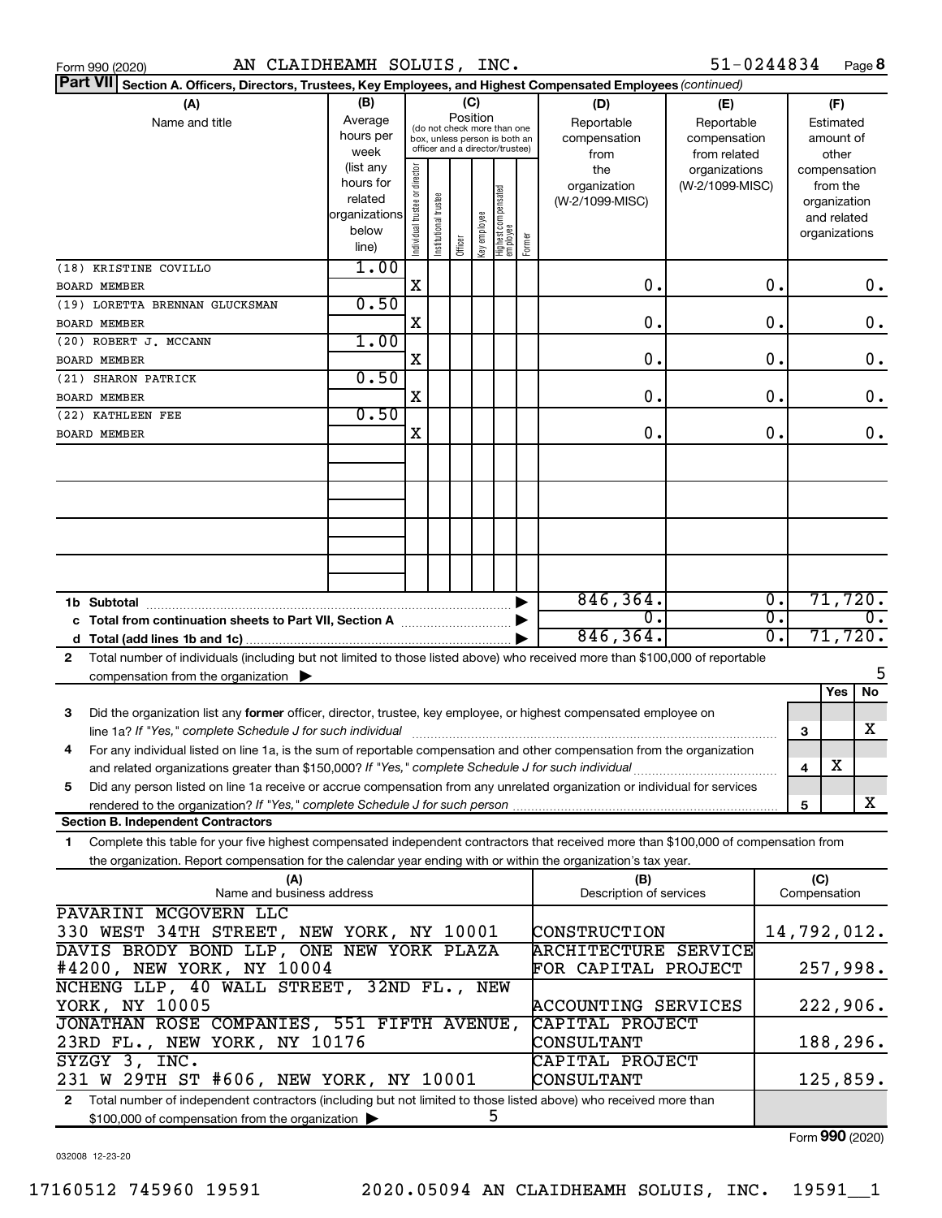Form 990 (2020) AN CLAIDHEAMH SOLUIS, INC. 51-0244834

**Part VII** Section A. Officers, Directors, Trustees, Key Employees, and Highest Compensated Employees *(continued)*

| (A) Name and title | (B) Average hours per week (list any hours for related organizations below line) | (C) Position: Individual trustee or director | Institutional trustee | Officer | Key employee | Highest compensated employee | Former | (D) Reportable compensation from the organization (W-2/1099-MISC) | (E) Reportable compensation from related organizations (W-2/1099-MISC) | (F) Estimated amount of other compensation from the organization and related organizations |
|---|---|---|---|---|---|---|---|---|---|---|
| (18) KRISTINE COVILLO<br>BOARD MEMBER | 1.00 | X | | | | | | 0. | 0. | 0. |
| (19) LORETTA BRENNAN GLUCKSMAN<br>BOARD MEMBER | 0.50 | X | | | | | | 0. | 0. | 0. |
| (20) ROBERT J. MCCANN<br>BOARD MEMBER | 1.00 | X | | | | | | 0. | 0. | 0. |
| (21) SHARON PATRICK<br>BOARD MEMBER | 0.50 | X | | | | | | 0. | 0. | 0. |
| (22) KATHLEEN FEE<br>BOARD MEMBER | 0.50 | X | | | | | | 0. | 0. | 0. |
| **1b Subtotal** | | | | | | | | 846,364. | 0. | 71,720. |
| **c Total from continuation sheets to Part VII, Section A** | | | | | | | | 0. | 0. | 0. |
| **d Total (add lines 1b and 1c)** | | | | | | | | 846,364. | 0. | 71,720. |

**2** Total number of individuals (including but not limited to those listed above) who received more than $100,000 of reportable compensation from the organization ▶ 5

| | | Yes | No |
|---|---|---|---|
| **3** Did the organization list any **former** officer, director, trustee, key employee, or highest compensated employee on line 1a? *If "Yes," complete Schedule J for such individual* | 3 | | X |
| **4** For any individual listed on line 1a, is the sum of reportable compensation and other compensation from the organization and related organizations greater than $150,000? *If "Yes," complete Schedule J for such individual* | 4 | X | |
| **5** Did any person listed on line 1a receive or accrue compensation from any unrelated organization or individual for services rendered to the organization? *If "Yes," complete Schedule J for such person* | 5 | | X |

**Section B. Independent Contractors**

**1** Complete this table for your five highest compensated independent contractors that received more than $100,000 of compensation from the organization. Report compensation for the calendar year ending with or within the organization's tax year.

| (A) Name and business address | (B) Description of services | (C) Compensation |
|---|---|---|
| PAVARINI MCGOVERN LLC<br>330 WEST 34TH STREET, NEW YORK, NY 10001 | CONSTRUCTION | 14,792,012. |
| DAVIS BRODY BOND LLP, ONE NEW YORK PLAZA<br>#4200, NEW YORK, NY 10004 | ARCHITECTURE SERVICE FOR CAPITAL PROJECT | 257,998. |
| NCHENG LLP, 40 WALL STREET, 32ND FL., NEW YORK, NY 10005 | ACCOUNTING SERVICES | 222,906. |
| JONATHAN ROSE COMPANIES, 551 FIFTH AVENUE, 23RD FL., NEW YORK, NY 10176 | CAPITAL PROJECT CONSULTANT | 188,296. |
| SYZGY 3, INC.<br>231 W 29TH ST #606, NEW YORK, NY 10001 | CAPITAL PROJECT CONSULTANT | 125,859. |

**2** Total number of independent contractors (including but not limited to those listed above) who received more than $100,000 of compensation from the organization ▶ 5

Form **990** (2020)

032008 12-23-20

17160512 745960 19591 2020.05094 AN CLAIDHEAMH SOLUIS, INC. 19591__1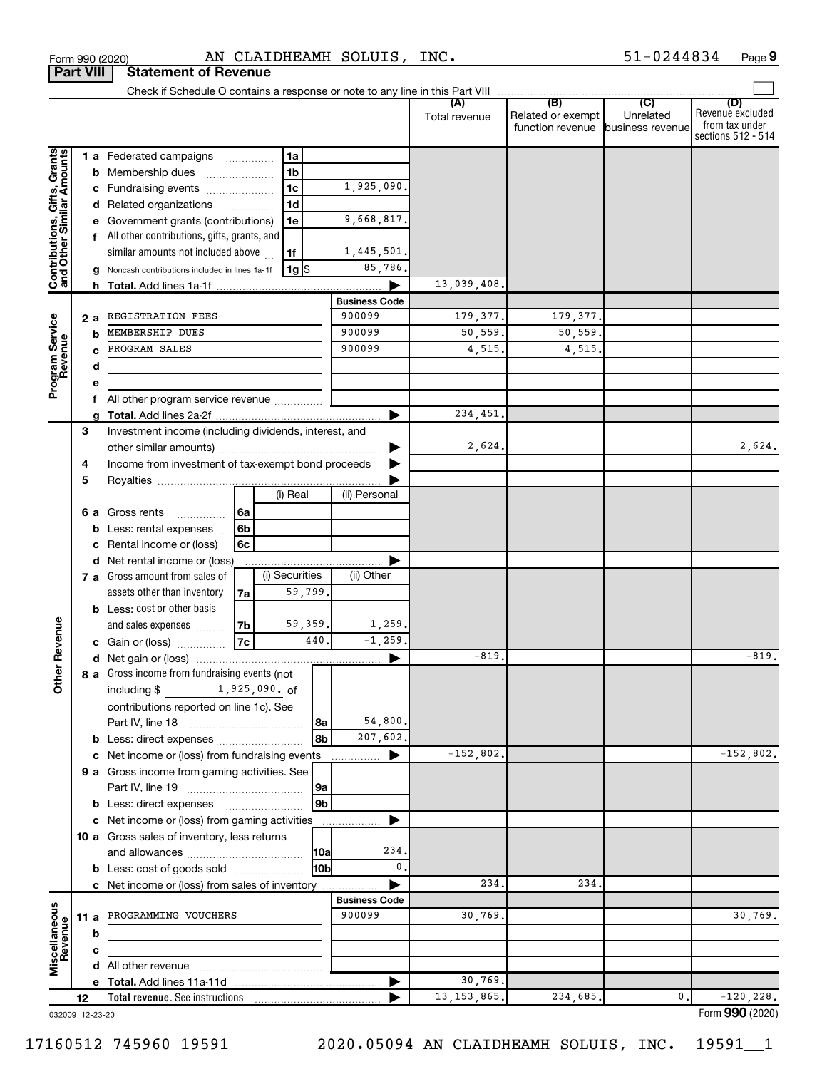Form 990 (2020) AN CLAIDHEAMH SOLUIS, INC. 51-0244834 Page 9

## Part VIII Statement of Revenue

Check if Schedule O contains a response or note to any line in this Part VIII

| | | | (A) Total revenue | (B) Related or exempt function revenue | (C) Unrelated business revenue | (D) Revenue excluded from tax under sections 512 - 514 |
|---|---|---|---|---|---|---|
| **Contributions, Gifts, Grants and Other Similar Amounts** | 1a Federated campaigns | 1a | | | | |
| | b Membership dues | 1b | | | | |
| | c Fundraising events | 1c 1,925,090. | | | | |
| | d Related organizations | 1d | | | | |
| | e Government grants (contributions) | 1e 9,668,817. | | | | |
| | f All other contributions, gifts, grants, and similar amounts not included above | 1f 1,445,501. | | | | |
| | g Noncash contributions included in lines 1a-1f | 1g $ 85,786. | | | | |
| | h Total. Add lines 1a-1f | | 13,039,408. | | | |
| **Program Service Revenue** | | Business Code | | | | |
| | 2a REGISTRATION FEES | 900099 | 179,377. | 179,377. | | |
| | b MEMBERSHIP DUES | 900099 | 50,559. | 50,559. | | |
| | c PROGRAM SALES | 900099 | 4,515. | 4,515. | | |
| | d | | | | | |
| | e | | | | | |
| | f All other program service revenue | | | | | |
| | g Total. Add lines 2a-2f | | 234,451. | | | |
| **Other Revenue** | 3 Investment income (including dividends, interest, and other similar amounts) | | 2,624. | | | 2,624. |
| | 4 Income from investment of tax-exempt bond proceeds | | | | | |
| | 5 Royalties | | | | | |
| | 6a Gross rents — 6a (i) Real / (ii) Personal | | | | | |
| | b Less: rental expenses — 6b | | | | | |
| | c Rental income or (loss) — 6c | | | | | |
| | d Net rental income or (loss) | | | | | |
| | 7a Gross amount from sales of assets other than inventory — 7a (i) Securities 59,799. / (ii) Other | | | | | |
| | b Less: cost or other basis and sales expenses — 7b (i) 59,359. / (ii) 1,259. | | | | | |
| | c Gain or (loss) — 7c (i) 440. / (ii) -1,259. | | | | | |
| | d Net gain or (loss) | | -819. | | | -819. |
| | 8a Gross income from fundraising events (not including $ 1,925,090. of contributions reported on line 1c). See Part IV, line 18 | 8a 54,800. | | | | |
| | b Less: direct expenses | 8b 207,602. | | | | |
| | c Net income or (loss) from fundraising events | | -152,802. | | | -152,802. |
| | 9a Gross income from gaming activities. See Part IV, line 19 | 9a | | | | |
| | b Less: direct expenses | 9b | | | | |
| | c Net income or (loss) from gaming activities | | | | | |
| | 10a Gross sales of inventory, less returns and allowances | 10a 234. | | | | |
| | b Less: cost of goods sold | 10b 0. | | | | |
| | c Net income or (loss) from sales of inventory | | 234. | 234. | | |
| **Miscellaneous Revenue** | | Business Code | | | | |
| | 11a PROGRAMMING VOUCHERS | 900099 | 30,769. | | | 30,769. |
| | b | | | | | |
| | c | | | | | |
| | d All other revenue | | | | | |
| | e Total. Add lines 11a-11d | | 30,769. | | | |
| | 12 Total revenue. See instructions | | 13,153,865. | 234,685. | 0. | -120,228. |

032009 12-23-20

Form 990 (2020)

17160512 745960 19591 2020.05094 AN CLAIDHEAMH SOLUIS, INC. 19591__1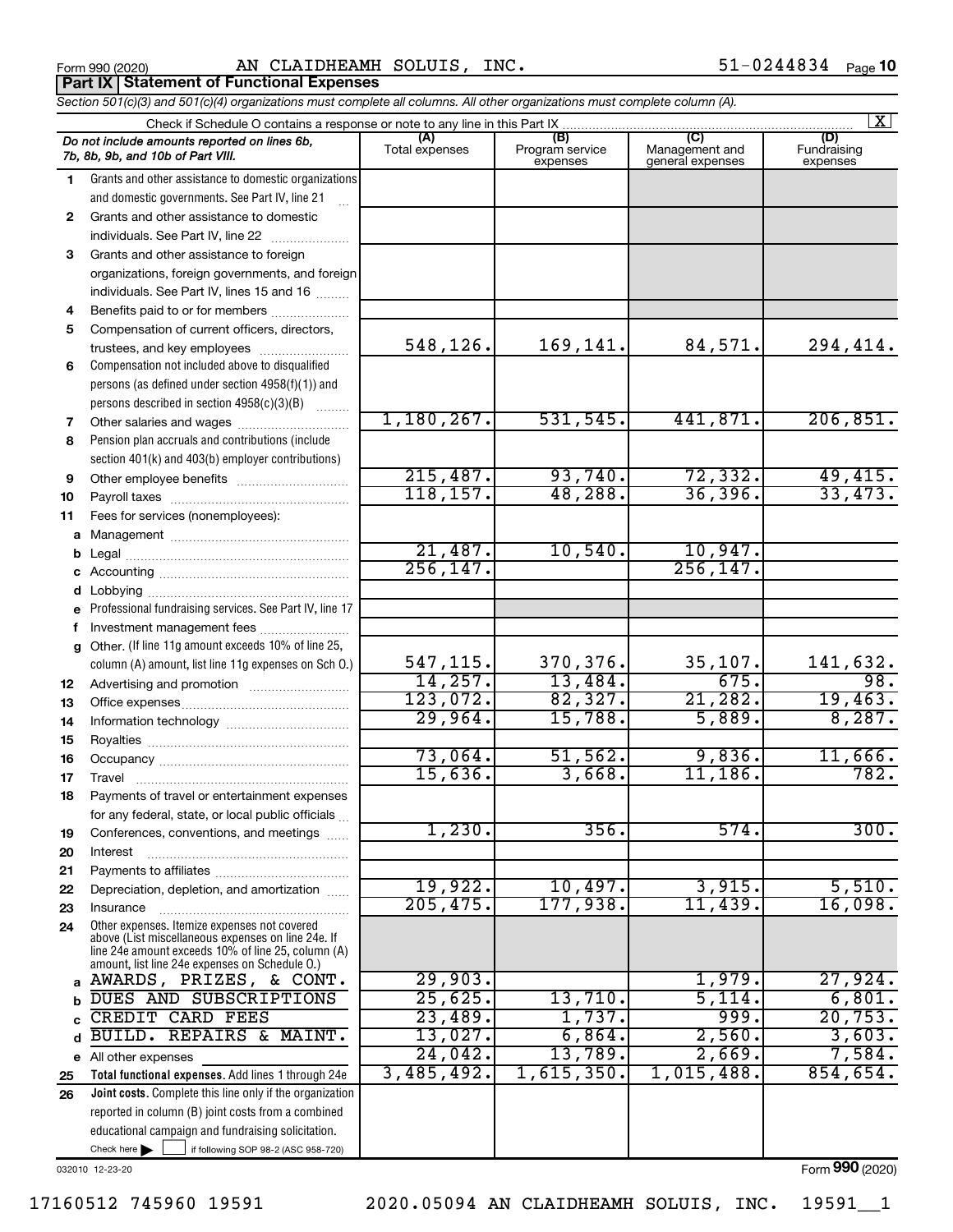Form 990 (2020) AN CLAIDHEAMH SOLUIS, INC. 51-0244834 Page 10

**Part IX | Statement of Functional Expenses**

*Section 501(c)(3) and 501(c)(4) organizations must complete all columns. All other organizations must complete column (A).*

Check if Schedule O contains a response or note to any line in this Part IX [X]

| | *Do not include amounts reported on lines 6b, 7b, 8b, 9b, and 10b of Part VIII.* | (A) Total expenses | (B) Program service expenses | (C) Management and general expenses | (D) Fundraising expenses |
|---|---|---|---|---|---|
| 1 | Grants and other assistance to domestic organizations and domestic governments. See Part IV, line 21 | | | | |
| 2 | Grants and other assistance to domestic individuals. See Part IV, line 22 | | | | |
| 3 | Grants and other assistance to foreign organizations, foreign governments, and foreign individuals. See Part IV, lines 15 and 16 | | | | |
| 4 | Benefits paid to or for members | | | | |
| 5 | Compensation of current officers, directors, trustees, and key employees | 548,126. | 169,141. | 84,571. | 294,414. |
| 6 | Compensation not included above to disqualified persons (as defined under section 4958(f)(1)) and persons described in section 4958(c)(3)(B) | | | | |
| 7 | Other salaries and wages | 1,180,267. | 531,545. | 441,871. | 206,851. |
| 8 | Pension plan accruals and contributions (include section 401(k) and 403(b) employer contributions) | | | | |
| 9 | Other employee benefits | 215,487. | 93,740. | 72,332. | 49,415. |
| 10 | Payroll taxes | 118,157. | 48,288. | 36,396. | 33,473. |
| 11 | Fees for services (nonemployees): | | | | |
| a | Management | | | | |
| b | Legal | 21,487. | 10,540. | 10,947. | |
| c | Accounting | 256,147. | | 256,147. | |
| d | Lobbying | | | | |
| e | Professional fundraising services. See Part IV, line 17 | | | | |
| f | Investment management fees | | | | |
| g | Other. (If line 11g amount exceeds 10% of line 25, column (A) amount, list line 11g expenses on Sch O.) | 547,115. | 370,376. | 35,107. | 141,632. |
| 12 | Advertising and promotion | 14,257. | 13,484. | 675. | 98. |
| 13 | Office expenses | 123,072. | 82,327. | 21,282. | 19,463. |
| 14 | Information technology | 29,964. | 15,788. | 5,889. | 8,287. |
| 15 | Royalties | | | | |
| 16 | Occupancy | 73,064. | 51,562. | 9,836. | 11,666. |
| 17 | Travel | 15,636. | 3,668. | 11,186. | 782. |
| 18 | Payments of travel or entertainment expenses for any federal, state, or local public officials | | | | |
| 19 | Conferences, conventions, and meetings | 1,230. | 356. | 574. | 300. |
| 20 | Interest | | | | |
| 21 | Payments to affiliates | | | | |
| 22 | Depreciation, depletion, and amortization | 19,922. | 10,497. | 3,915. | 5,510. |
| 23 | Insurance | 205,475. | 177,938. | 11,439. | 16,098. |
| 24 | Other expenses. Itemize expenses not covered above (List miscellaneous expenses on line 24e. If line 24e amount exceeds 10% of line 25, column (A) amount, list line 24e expenses on Schedule O.) | | | | |
| a | AWARDS, PRIZES, & CONT. | 29,903. | | 1,979. | 27,924. |
| b | DUES AND SUBSCRIPTIONS | 25,625. | 13,710. | 5,114. | 6,801. |
| c | CREDIT CARD FEES | 23,489. | 1,737. | 999. | 20,753. |
| d | BUILD. REPAIRS & MAINT. | 13,027. | 6,864. | 2,560. | 3,603. |
| e | All other expenses | 24,042. | 13,789. | 2,669. | 7,584. |
| 25 | **Total functional expenses.** Add lines 1 through 24e | 3,485,492. | 1,615,350. | 1,015,488. | 854,654. |
| 26 | **Joint costs.** Complete this line only if the organization reported in column (B) joint costs from a combined educational campaign and fundraising solicitation. Check here [ ] if following SOP 98-2 (ASC 958-720) | | | | |

032010 12-23-20

Form **990** (2020)

17160512 745960 19591 2020.05094 AN CLAIDHEAMH SOLUIS, INC. 19591__1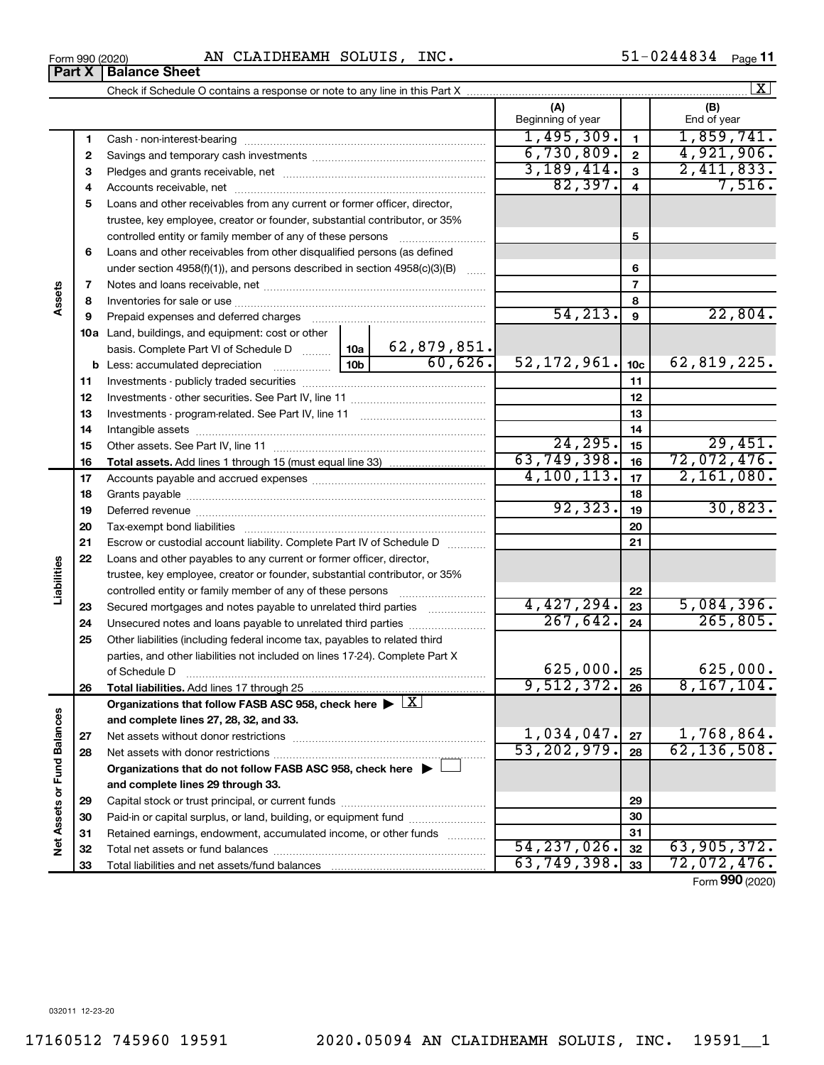Form 990 (2020) AN CLAIDHEAMH SOLUIS, INC. 51-0244834 Page 11

**Part X | Balance Sheet**

Check if Schedule O contains a response or note to any line in this Part X ..... [X]

| | | | (A) Beginning of year | | (B) End of year |
|---|---|---|---|---|---|
| **Assets** | 1 | Cash - non-interest-bearing | 1,495,309. | 1 | 1,859,741. |
| | 2 | Savings and temporary cash investments | 6,730,809. | 2 | 4,921,906. |
| | 3 | Pledges and grants receivable, net | 3,189,414. | 3 | 2,411,833. |
| | 4 | Accounts receivable, net | 82,397. | 4 | 7,516. |
| | 5 | Loans and other receivables from any current or former officer, director, trustee, key employee, creator or founder, substantial contributor, or 35% controlled entity or family member of any of these persons | | 5 | |
| | 6 | Loans and other receivables from other disqualified persons (as defined under section 4958(f)(1)), and persons described in section 4958(c)(3)(B) | | 6 | |
| | 7 | Notes and loans receivable, net | | 7 | |
| | 8 | Inventories for sale or use | | 8 | |
| | 9 | Prepaid expenses and deferred charges | 54,213. | 9 | 22,804. |
| | 10a | Land, buildings, and equipment: cost or other basis. Complete Part VI of Schedule D ..... 10a 62,879,851. | | | |
| | b | Less: accumulated depreciation ..... 10b 60,626. | 52,172,961. | 10c | 62,819,225. |
| | 11 | Investments - publicly traded securities | | 11 | |
| | 12 | Investments - other securities. See Part IV, line 11 | | 12 | |
| | 13 | Investments - program-related. See Part IV, line 11 | | 13 | |
| | 14 | Intangible assets | | 14 | |
| | 15 | Other assets. See Part IV, line 11 | 24,295. | 15 | 29,451. |
| | 16 | **Total assets.** Add lines 1 through 15 (must equal line 33) | 63,749,398. | 16 | 72,072,476. |
| **Liabilities** | 17 | Accounts payable and accrued expenses | 4,100,113. | 17 | 2,161,080. |
| | 18 | Grants payable | | 18 | |
| | 19 | Deferred revenue | 92,323. | 19 | 30,823. |
| | 20 | Tax-exempt bond liabilities | | 20 | |
| | 21 | Escrow or custodial account liability. Complete Part IV of Schedule D | | 21 | |
| | 22 | Loans and other payables to any current or former officer, director, trustee, key employee, creator or founder, substantial contributor, or 35% controlled entity or family member of any of these persons | | 22 | |
| | 23 | Secured mortgages and notes payable to unrelated third parties | 4,427,294. | 23 | 5,084,396. |
| | 24 | Unsecured notes and loans payable to unrelated third parties | 267,642. | 24 | 265,805. |
| | 25 | Other liabilities (including federal income tax, payables to related third parties, and other liabilities not included on lines 17-24). Complete Part X of Schedule D | 625,000. | 25 | 625,000. |
| | 26 | **Total liabilities.** Add lines 17 through 25 | 9,512,372. | 26 | 8,167,104. |
| **Net Assets or Fund Balances** | | **Organizations that follow FASB ASC 958, check here** ▶ [X] **and complete lines 27, 28, 32, and 33.** | | | |
| | 27 | Net assets without donor restrictions | 1,034,047. | 27 | 1,768,864. |
| | 28 | Net assets with donor restrictions | 53,202,979. | 28 | 62,136,508. |
| | | **Organizations that do not follow FASB ASC 958, check here** ▶ [ ] **and complete lines 29 through 33.** | | | |
| | 29 | Capital stock or trust principal, or current funds | | 29 | |
| | 30 | Paid-in or capital surplus, or land, building, or equipment fund | | 30 | |
| | 31 | Retained earnings, endowment, accumulated income, or other funds | | 31 | |
| | 32 | Total net assets or fund balances | 54,237,026. | 32 | 63,905,372. |
| | 33 | Total liabilities and net assets/fund balances | 63,749,398. | 33 | 72,072,476. |

Form **990** (2020)

032011 12-23-20

17160512 745960 19591 2020.05094 AN CLAIDHEAMH SOLUIS, INC. 19591__1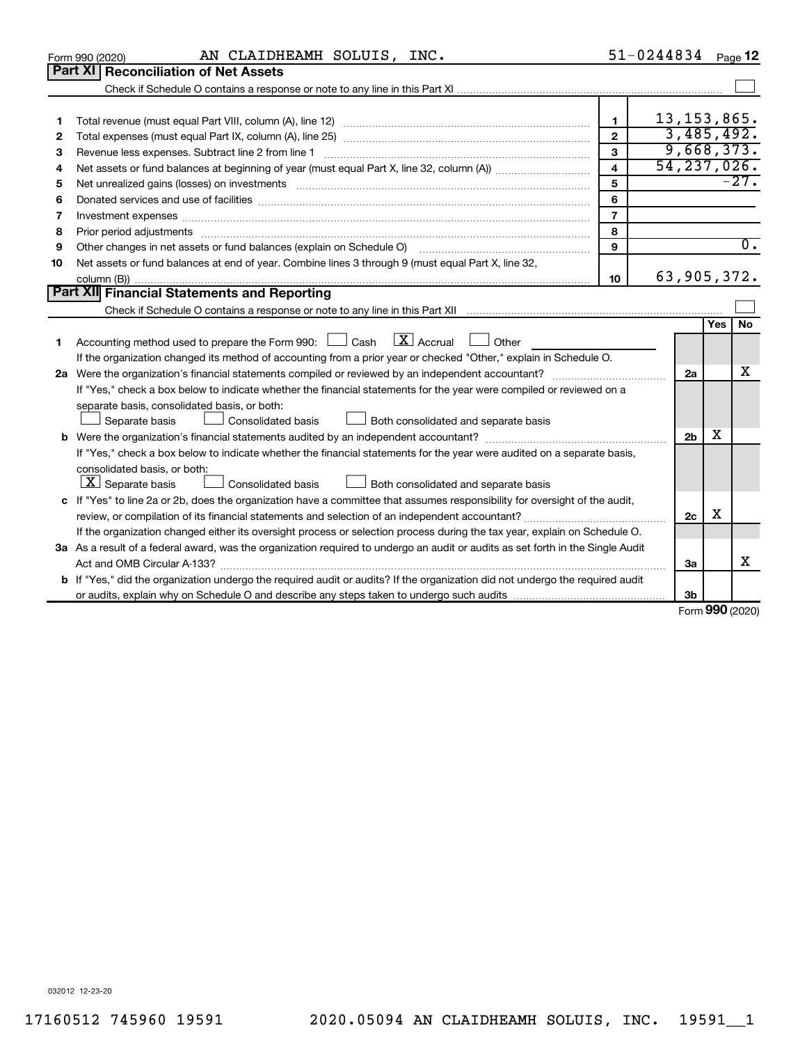Form 990 (2020) AN CLAIDHEAMH SOLUIS, INC. 51-0244834

## Part XI Reconciliation of Net Assets

Check if Schedule O contains a response or note to any line in this Part XI ☐

| | | | |
|---|---|---|---|
| 1 | Total revenue (must equal Part VIII, column (A), line 12) | 1 | 13,153,865. |
| 2 | Total expenses (must equal Part IX, column (A), line 25) | 2 | 3,485,492. |
| 3 | Revenue less expenses. Subtract line 2 from line 1 | 3 | 9,668,373. |
| 4 | Net assets or fund balances at beginning of year (must equal Part X, line 32, column (A)) | 4 | 54,237,026. |
| 5 | Net unrealized gains (losses) on investments | 5 | -27. |
| 6 | Donated services and use of facilities | 6 | |
| 7 | Investment expenses | 7 | |
| 8 | Prior period adjustments | 8 | |
| 9 | Other changes in net assets or fund balances (explain on Schedule O) | 9 | 0. |
| 10 | Net assets or fund balances at end of year. Combine lines 3 through 9 (must equal Part X, line 32, column (B)) | 10 | 63,905,372. |

## Part XII Financial Statements and Reporting

Check if Schedule O contains a response or note to any line in this Part XII ☐

| | | | Yes | No |
|---|---|---|---|---|
| 1 | Accounting method used to prepare the Form 990: ☐ Cash ☒ Accrual ☐ Other<br>If the organization changed its method of accounting from a prior year or checked "Other," explain in Schedule O. | | | |
| 2a | Were the organization's financial statements compiled or reviewed by an independent accountant? | 2a | | X |
| | If "Yes," check a box below to indicate whether the financial statements for the year were compiled or reviewed on a separate basis, consolidated basis, or both:<br>☐ Separate basis ☐ Consolidated basis ☐ Both consolidated and separate basis | | | |
| b | Were the organization's financial statements audited by an independent accountant? | 2b | X | |
| | If "Yes," check a box below to indicate whether the financial statements for the year were audited on a separate basis, consolidated basis, or both:<br>☒ Separate basis ☐ Consolidated basis ☐ Both consolidated and separate basis | | | |
| c | If "Yes" to line 2a or 2b, does the organization have a committee that assumes responsibility for oversight of the audit, review, or compilation of its financial statements and selection of an independent accountant? | 2c | X | |
| | If the organization changed either its oversight process or selection process during the tax year, explain on Schedule O. | | | |
| 3a | As a result of a federal award, was the organization required to undergo an audit or audits as set forth in the Single Audit Act and OMB Circular A-133? | 3a | | X |
| b | If "Yes," did the organization undergo the required audit or audits? If the organization did not undergo the required audit or audits, explain why on Schedule O and describe any steps taken to undergo such audits | 3b | | |

Form 990 (2020)

032012 12-23-20

17160512 745960 19591 2020.05094 AN CLAIDHEAMH SOLUIS, INC. 19591__1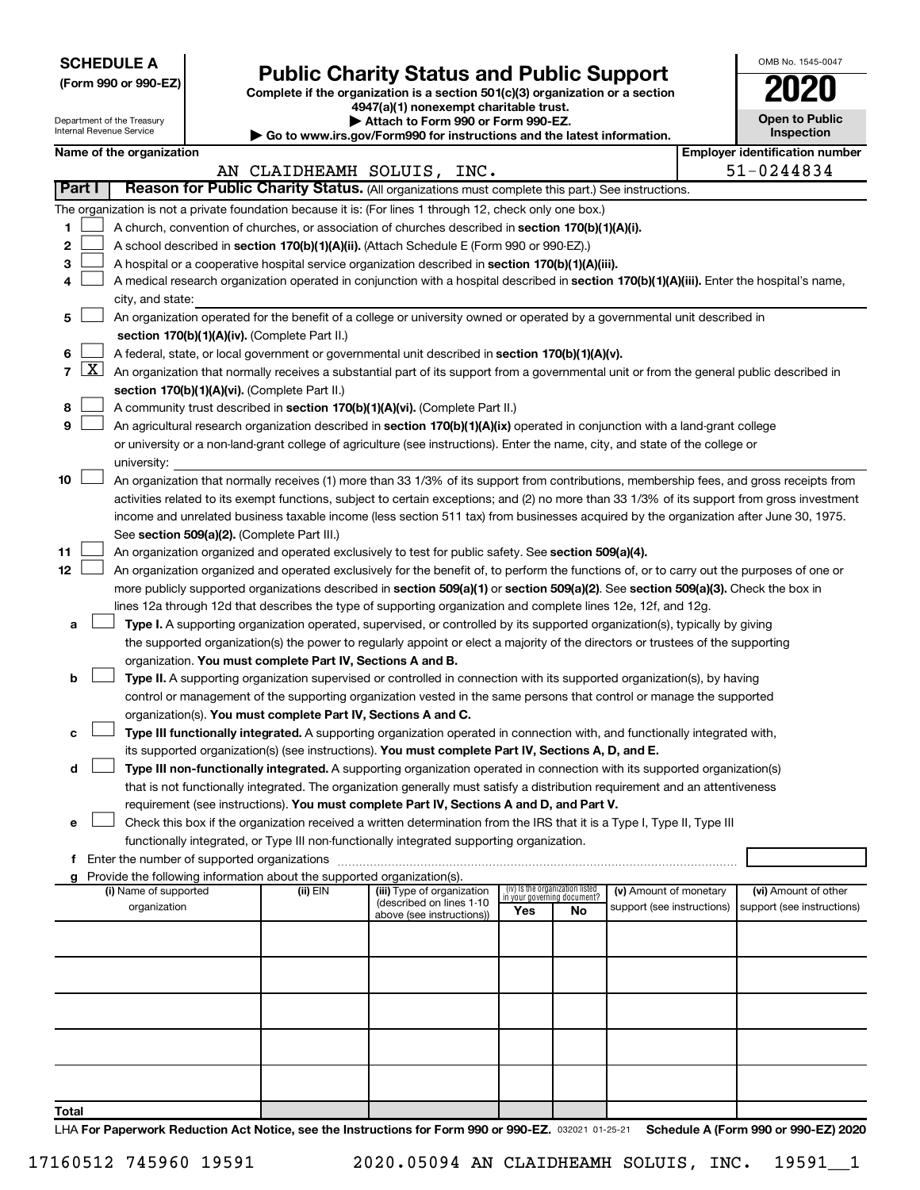**SCHEDULE A**
**(Form 990 or 990-EZ)**

Department of the Treasury
Internal Revenue Service

# Public Charity Status and Public Support

**Complete if the organization is a section 501(c)(3) organization or a section 4947(a)(1) nonexempt charitable trust.**
**▶ Attach to Form 990 or Form 990-EZ.**
**▶ Go to www.irs.gov/Form990 for instructions and the latest information.**

OMB No. 1545-0047

**2020**

**Open to Public Inspection**

**Name of the organization:** AN CLAIDHEAMH SOLUIS, INC.

**Employer identification number:** 51-0244834

## Part I Reason for Public Charity Status. (All organizations must complete this part.) See instructions.

The organization is not a private foundation because it is: (For lines 1 through 12, check only one box.)

1. [ ] A church, convention of churches, or association of churches described in **section 170(b)(1)(A)(i).**
2. [ ] A school described in **section 170(b)(1)(A)(ii).** (Attach Schedule E (Form 990 or 990-EZ).)
3. [ ] A hospital or a cooperative hospital service organization described in **section 170(b)(1)(A)(iii).**
4. [ ] A medical research organization operated in conjunction with a hospital described in **section 170(b)(1)(A)(iii).** Enter the hospital's name, city, and state:
5. [ ] An organization operated for the benefit of a college or university owned or operated by a governmental unit described in **section 170(b)(1)(A)(iv).** (Complete Part II.)
6. [ ] A federal, state, or local government or governmental unit described in **section 170(b)(1)(A)(v).**
7. [X] An organization that normally receives a substantial part of its support from a governmental unit or from the general public described in **section 170(b)(1)(A)(vi).** (Complete Part II.)
8. [ ] A community trust described in **section 170(b)(1)(A)(vi).** (Complete Part II.)
9. [ ] An agricultural research organization described in **section 170(b)(1)(A)(ix)** operated in conjunction with a land-grant college or university or a non-land-grant college of agriculture (see instructions). Enter the name, city, and state of the college or university:
10. [ ] An organization that normally receives (1) more than 33 1/3% of its support from contributions, membership fees, and gross receipts from activities related to its exempt functions, subject to certain exceptions; and (2) no more than 33 1/3% of its support from gross investment income and unrelated business taxable income (less section 511 tax) from businesses acquired by the organization after June 30, 1975. See **section 509(a)(2).** (Complete Part III.)
11. [ ] An organization organized and operated exclusively to test for public safety. See **section 509(a)(4).**
12. [ ] An organization organized and operated exclusively for the benefit of, to perform the functions of, or to carry out the purposes of one or more publicly supported organizations described in **section 509(a)(1)** or **section 509(a)(2).** See **section 509(a)(3).** Check the box in lines 12a through 12d that describes the type of supporting organization and complete lines 12e, 12f, and 12g.
   - **a** [ ] **Type I.** A supporting organization operated, supervised, or controlled by its supported organization(s), typically by giving the supported organization(s) the power to regularly appoint or elect a majority of the directors or trustees of the supporting organization. **You must complete Part IV, Sections A and B.**
   - **b** [ ] **Type II.** A supporting organization supervised or controlled in connection with its supported organization(s), by having control or management of the supporting organization vested in the same persons that control or manage the supported organization(s). **You must complete Part IV, Sections A and C.**
   - **c** [ ] **Type III functionally integrated.** A supporting organization operated in connection with, and functionally integrated with, its supported organization(s) (see instructions). **You must complete Part IV, Sections A, D, and E.**
   - **d** [ ] **Type III non-functionally integrated.** A supporting organization operated in connection with its supported organization(s) that is not functionally integrated. The organization generally must satisfy a distribution requirement and an attentiveness requirement (see instructions). **You must complete Part IV, Sections A and D, and Part V.**
   - **e** [ ] Check this box if the organization received a written determination from the IRS that it is a Type I, Type II, Type III functionally integrated, or Type III non-functionally integrated supporting organization.
   - **f** Enter the number of supported organizations
   - **g** Provide the following information about the supported organization(s).

| (i) Name of supported organization | (ii) EIN | (iii) Type of organization (described on lines 1-10 above (see instructions)) | (iv) Is the organization listed in your governing document? Yes | No | (v) Amount of monetary support (see instructions) | (vi) Amount of other support (see instructions) |
|---|---|---|---|---|---|---|
| | | | | | | |
| | | | | | | |
| | | | | | | |
| | | | | | | |
| | | | | | | |
| **Total** | | | | | | |

LHA **For Paperwork Reduction Act Notice, see the Instructions for Form 990 or 990-EZ.** 032021 01-25-21 **Schedule A (Form 990 or 990-EZ) 2020**

17160512 745960 19591 2020.05094 AN CLAIDHEAMH SOLUIS, INC. 19591__1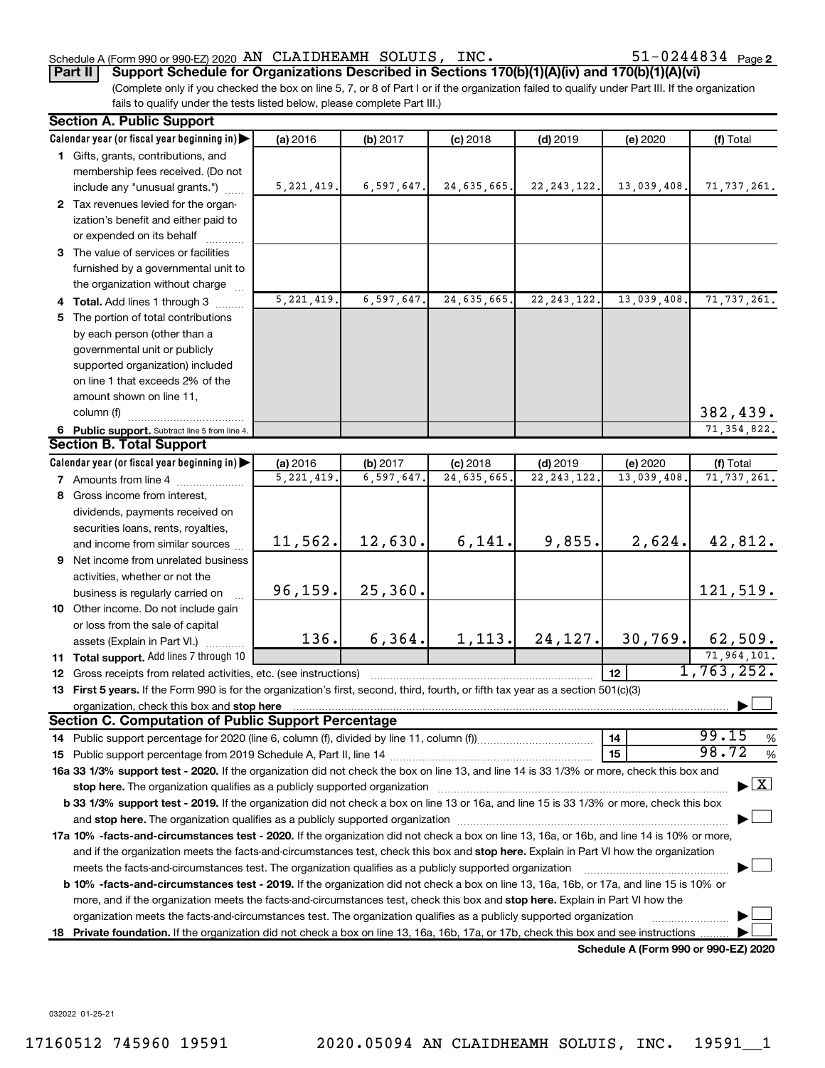Schedule A (Form 990 or 990-EZ) 2020 AN CLAIDHEAMH SOLUIS, INC. 51-0244834 Page 2

**Part II** **Support Schedule for Organizations Described in Sections 170(b)(1)(A)(iv) and 170(b)(1)(A)(vi)**

(Complete only if you checked the box on line 5, 7, or 8 of Part I or if the organization failed to qualify under Part III. If the organization fails to qualify under the tests listed below, please complete Part III.)

### Section A. Public Support

| Calendar year (or fiscal year beginning in) | (a) 2016 | (b) 2017 | (c) 2018 | (d) 2019 | (e) 2020 | (f) Total |
|---|---|---|---|---|---|---|
| 1 Gifts, grants, contributions, and membership fees received. (Do not include any "unusual grants.") | 5,221,419. | 6,597,647. | 24,635,665. | 22,243,122. | 13,039,408. | 71,737,261. |
| 2 Tax revenues levied for the organization's benefit and either paid to or expended on its behalf | | | | | | |
| 3 The value of services or facilities furnished by a governmental unit to the organization without charge | | | | | | |
| 4 **Total.** Add lines 1 through 3 | 5,221,419. | 6,597,647. | 24,635,665. | 22,243,122. | 13,039,408. | 71,737,261. |
| 5 The portion of total contributions by each person (other than a governmental unit or publicly supported organization) included on line 1 that exceeds 2% of the amount shown on line 11, column (f) | | | | | | 382,439. |
| 6 **Public support.** Subtract line 5 from line 4. | | | | | | 71,354,822. |

### Section B. Total Support

| Calendar year (or fiscal year beginning in) | (a) 2016 | (b) 2017 | (c) 2018 | (d) 2019 | (e) 2020 | (f) Total |
|---|---|---|---|---|---|---|
| 7 Amounts from line 4 | 5,221,419. | 6,597,647. | 24,635,665. | 22,243,122. | 13,039,408. | 71,737,261. |
| 8 Gross income from interest, dividends, payments received on securities loans, rents, royalties, and income from similar sources | 11,562. | 12,630. | 6,141. | 9,855. | 2,624. | 42,812. |
| 9 Net income from unrelated business activities, whether or not the business is regularly carried on | 96,159. | 25,360. | | | | 121,519. |
| 10 Other income. Do not include gain or loss from the sale of capital assets (Explain in Part VI.) | 136. | 6,364. | 1,113. | 24,127. | 30,769. | 62,509. |
| 11 **Total support.** Add lines 7 through 10 | | | | | | 71,964,101. |

12 Gross receipts from related activities, etc. (see instructions) — 12 — 1,763,252.

13 **First 5 years.** If the Form 990 is for the organization's first, second, third, fourth, or fifth tax year as a section 501(c)(3) organization, check this box and **stop here** ☐

### Section C. Computation of Public Support Percentage

14 Public support percentage for 2020 (line 6, column (f), divided by line 11, column (f)) — 14 — 99.15 %

15 Public support percentage from 2019 Schedule A, Part II, line 14 — 15 — 98.72 %

**16a 33 1/3% support test - 2020.** If the organization did not check the box on line 13, and line 14 is 33 1/3% or more, check this box and **stop here.** The organization qualifies as a publicly supported organization ☒

**b 33 1/3% support test - 2019.** If the organization did not check a box on line 13 or 16a, and line 15 is 33 1/3% or more, check this box and **stop here.** The organization qualifies as a publicly supported organization ☐

**17a 10% -facts-and-circumstances test - 2020.** If the organization did not check a box on line 13, 16a, or 16b, and line 14 is 10% or more, and if the organization meets the facts-and-circumstances test, check this box and **stop here.** Explain in Part VI how the organization meets the facts-and-circumstances test. The organization qualifies as a publicly supported organization ☐

**b 10% -facts-and-circumstances test - 2019.** If the organization did not check a box on line 13, 16a, 16b, or 17a, and line 15 is 10% or more, and if the organization meets the facts-and-circumstances test, check this box and **stop here.** Explain in Part VI how the organization meets the facts-and-circumstances test. The organization qualifies as a publicly supported organization ☐

**18 Private foundation.** If the organization did not check a box on line 13, 16a, 16b, 17a, or 17b, check this box and see instructions ☐

**Schedule A (Form 990 or 990-EZ) 2020**

032022 01-25-21

17160512 745960 19591 2020.05094 AN CLAIDHEAMH SOLUIS, INC. 19591__1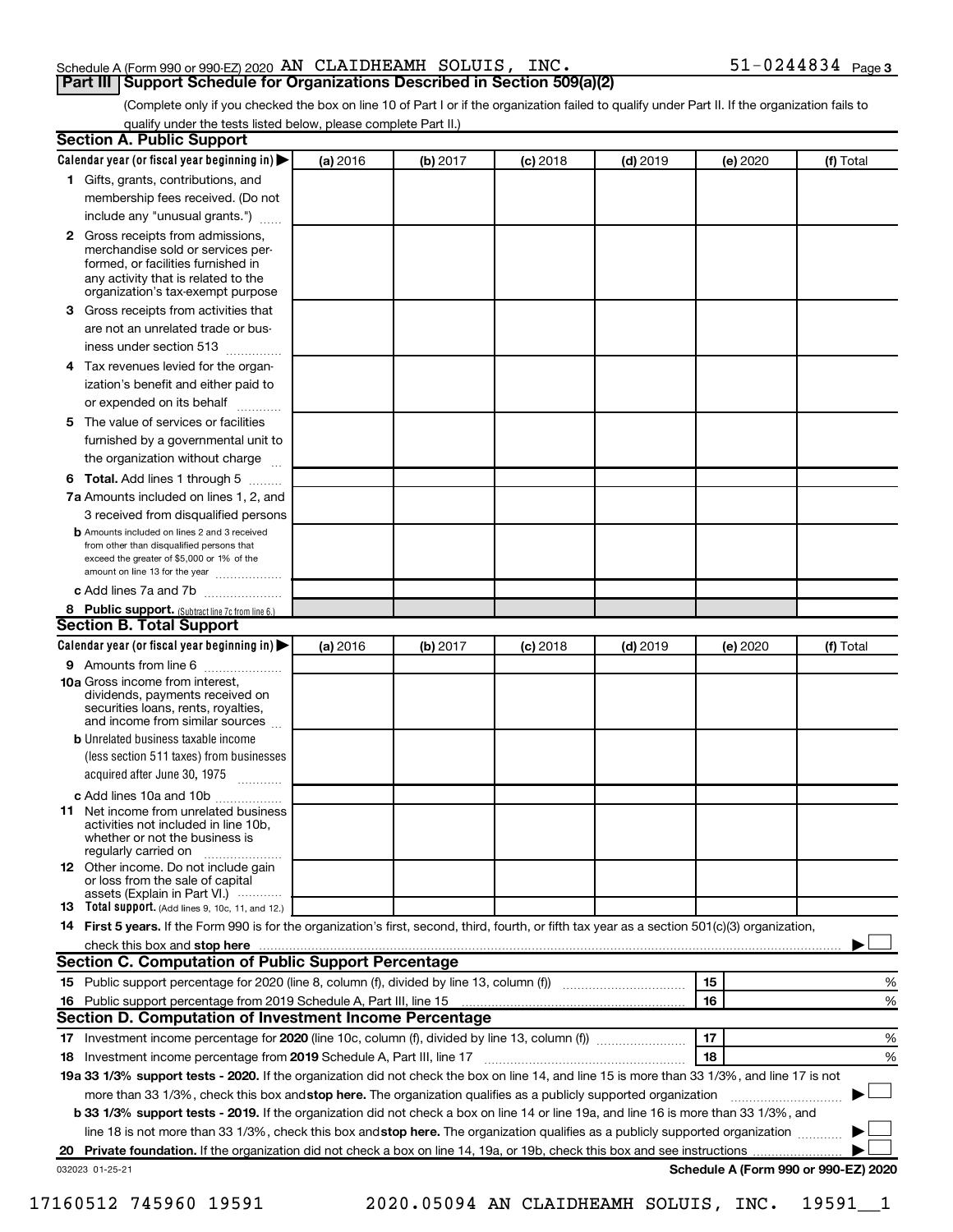Schedule A (Form 990 or 990-EZ) 2020 AN CLAIDHEAMH SOLUIS, INC. 51-0244834 Page 3

## Part III Support Schedule for Organizations Described in Section 509(a)(2)

(Complete only if you checked the box on line 10 of Part I or if the organization failed to qualify under Part II. If the organization fails to qualify under the tests listed below, please complete Part II.)

### Section A. Public Support

| Calendar year (or fiscal year beginning in) ▶ | (a) 2016 | (b) 2017 | (c) 2018 | (d) 2019 | (e) 2020 | (f) Total |
|---|---|---|---|---|---|---|
| **1** Gifts, grants, contributions, and membership fees received. (Do not include any "unusual grants.") | | | | | | |
| **2** Gross receipts from admissions, merchandise sold or services performed, or facilities furnished in any activity that is related to the organization's tax-exempt purpose | | | | | | |
| **3** Gross receipts from activities that are not an unrelated trade or business under section 513 | | | | | | |
| **4** Tax revenues levied for the organization's benefit and either paid to or expended on its behalf | | | | | | |
| **5** The value of services or facilities furnished by a governmental unit to the organization without charge | | | | | | |
| **6** **Total.** Add lines 1 through 5 | | | | | | |
| **7a** Amounts included on lines 1, 2, and 3 received from disqualified persons | | | | | | |
| **b** Amounts included on lines 2 and 3 received from other than disqualified persons that exceed the greater of $5,000 or 1% of the amount on line 13 for the year | | | | | | |
| **c** Add lines 7a and 7b | | | | | | |
| **8** **Public support.** (Subtract line 7c from line 6.) | | | | | | |

### Section B. Total Support

| Calendar year (or fiscal year beginning in) ▶ | (a) 2016 | (b) 2017 | (c) 2018 | (d) 2019 | (e) 2020 | (f) Total |
|---|---|---|---|---|---|---|
| **9** Amounts from line 6 | | | | | | |
| **10a** Gross income from interest, dividends, payments received on securities loans, rents, royalties, and income from similar sources | | | | | | |
| **b** Unrelated business taxable income (less section 511 taxes) from businesses acquired after June 30, 1975 | | | | | | |
| **c** Add lines 10a and 10b | | | | | | |
| **11** Net income from unrelated business activities not included in line 10b, whether or not the business is regularly carried on | | | | | | |
| **12** Other income. Do not include gain or loss from the sale of capital assets (Explain in Part VI.) | | | | | | |
| **13** **Total support.** (Add lines 9, 10c, 11, and 12.) | | | | | | |

**14** **First 5 years.** If the Form 990 is for the organization's first, second, third, fourth, or fifth tax year as a section 501(c)(3) organization, check this box and **stop here** ▶ ☐

### Section C. Computation of Public Support Percentage

| | | | |
|---|---|---|---|
| **15** | Public support percentage for 2020 (line 8, column (f), divided by line 13, column (f)) | 15 | % |
| **16** | Public support percentage from 2019 Schedule A, Part III, line 15 | 16 | % |

### Section D. Computation of Investment Income Percentage

| | | | |
|---|---|---|---|
| **17** | Investment income percentage for **2020** (line 10c, column (f), divided by line 13, column (f)) | 17 | % |
| **18** | Investment income percentage from **2019** Schedule A, Part III, line 17 | 18 | % |

**19a 33 1/3% support tests - 2020.** If the organization did not check the box on line 14, and line 15 is more than 33 1/3%, and line 17 is not more than 33 1/3%, check this box and **stop here.** The organization qualifies as a publicly supported organization ▶ ☐

**b 33 1/3% support tests - 2019.** If the organization did not check a box on line 14 or line 19a, and line 16 is more than 33 1/3%, and line 18 is not more than 33 1/3%, check this box and **stop here.** The organization qualifies as a publicly supported organization ▶ ☐

**20** **Private foundation.** If the organization did not check a box on line 14, 19a, or 19b, check this box and see instructions ▶ ☐

032023 01-25-21 **Schedule A (Form 990 or 990-EZ) 2020**

17160512 745960 19591 2020.05094 AN CLAIDHEAMH SOLUIS, INC. 19591__1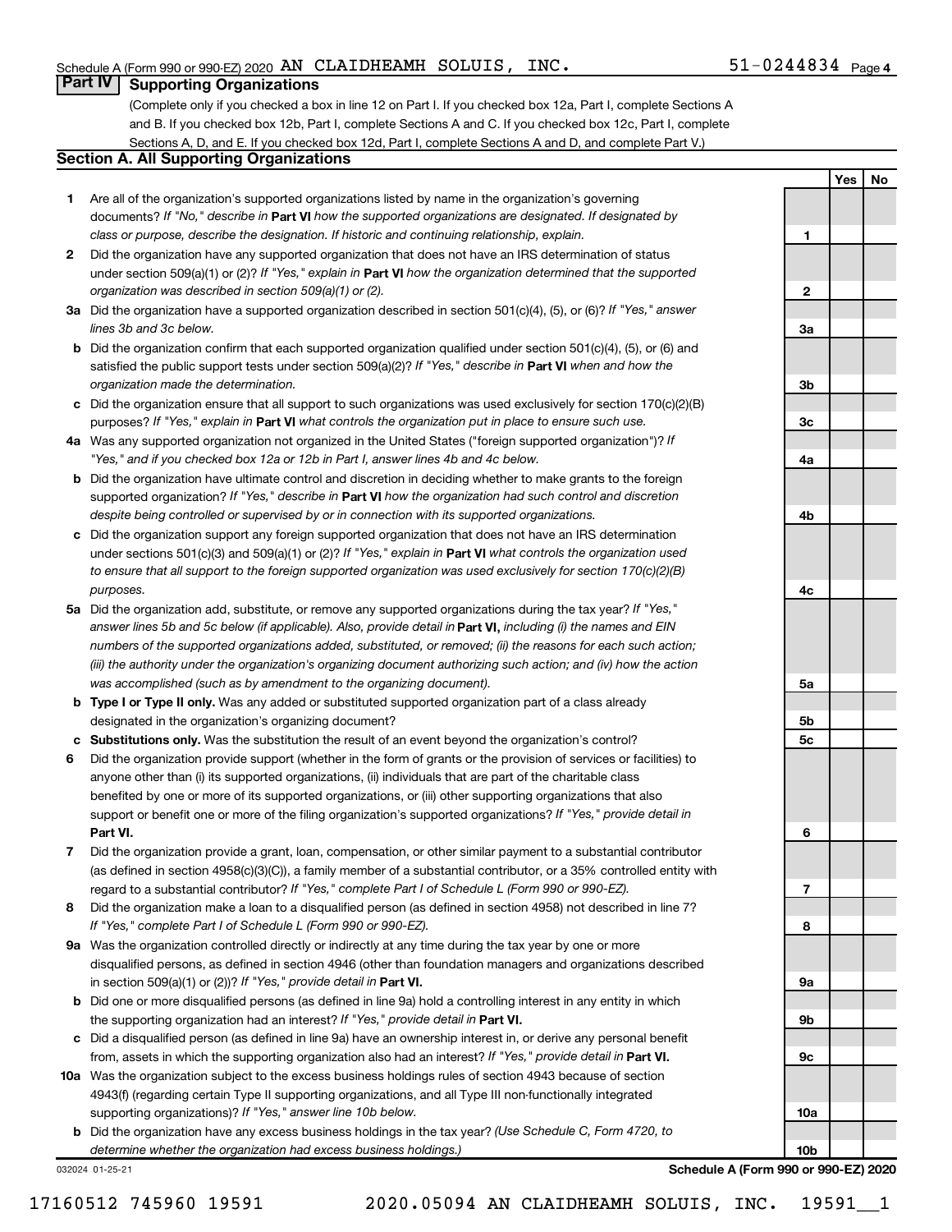Schedule A (Form 990 or 990-EZ) 2020 AN CLAIDHEAMH SOLUIS, INC. 51-0244834 Page 4

## Part IV Supporting Organizations

(Complete only if you checked a box in line 12 on Part I. If you checked box 12a, Part I, complete Sections A and B. If you checked box 12b, Part I, complete Sections A and C. If you checked box 12c, Part I, complete Sections A, D, and E. If you checked box 12d, Part I, complete Sections A and D, and complete Part V.)

### Section A. All Supporting Organizations

| | | | Yes | No |
|---|---|---|---|---|
| 1 | Are all of the organization's supported organizations listed by name in the organization's governing documents? *If "No," describe in* **Part VI** *how the supported organizations are designated. If designated by class or purpose, describe the designation. If historic and continuing relationship, explain.* | 1 | | |
| 2 | Did the organization have any supported organization that does not have an IRS determination of status under section 509(a)(1) or (2)? *If "Yes," explain in* **Part VI** *how the organization determined that the supported organization was described in section 509(a)(1) or (2).* | 2 | | |
| 3a | Did the organization have a supported organization described in section 501(c)(4), (5), or (6)? *If "Yes," answer lines 3b and 3c below.* | 3a | | |
| b | Did the organization confirm that each supported organization qualified under section 501(c)(4), (5), or (6) and satisfied the public support tests under section 509(a)(2)? *If "Yes," describe in* **Part VI** *when and how the organization made the determination.* | 3b | | |
| c | Did the organization ensure that all support to such organizations was used exclusively for section 170(c)(2)(B) purposes? *If "Yes," explain in* **Part VI** *what controls the organization put in place to ensure such use.* | 3c | | |
| 4a | Was any supported organization not organized in the United States ("foreign supported organization")? *If "Yes," and if you checked box 12a or 12b in Part I, answer lines 4b and 4c below.* | 4a | | |
| b | Did the organization have ultimate control and discretion in deciding whether to make grants to the foreign supported organization? *If "Yes," describe in* **Part VI** *how the organization had such control and discretion despite being controlled or supervised by or in connection with its supported organizations.* | 4b | | |
| c | Did the organization support any foreign supported organization that does not have an IRS determination under sections 501(c)(3) and 509(a)(1) or (2)? *If "Yes," explain in* **Part VI** *what controls the organization used to ensure that all support to the foreign supported organization was used exclusively for section 170(c)(2)(B) purposes.* | 4c | | |
| 5a | Did the organization add, substitute, or remove any supported organizations during the tax year? *If "Yes," answer lines 5b and 5c below (if applicable). Also, provide detail in* **Part VI,** *including (i) the names and EIN numbers of the supported organizations added, substituted, or removed; (ii) the reasons for each such action; (iii) the authority under the organization's organizing document authorizing such action; and (iv) how the action was accomplished (such as by amendment to the organizing document).* | 5a | | |
| b | **Type I or Type II only.** Was any added or substituted supported organization part of a class already designated in the organization's organizing document? | 5b | | |
| c | **Substitutions only.** Was the substitution the result of an event beyond the organization's control? | 5c | | |
| 6 | Did the organization provide support (whether in the form of grants or the provision of services or facilities) to anyone other than (i) its supported organizations, (ii) individuals that are part of the charitable class benefited by one or more of its supported organizations, or (iii) other supporting organizations that also support or benefit one or more of the filing organization's supported organizations? *If "Yes," provide detail in* **Part VI.** | 6 | | |
| 7 | Did the organization provide a grant, loan, compensation, or other similar payment to a substantial contributor (as defined in section 4958(c)(3)(C)), a family member of a substantial contributor, or a 35% controlled entity with regard to a substantial contributor? *If "Yes," complete Part I of Schedule L (Form 990 or 990-EZ).* | 7 | | |
| 8 | Did the organization make a loan to a disqualified person (as defined in section 4958) not described in line 7? *If "Yes," complete Part I of Schedule L (Form 990 or 990-EZ).* | 8 | | |
| 9a | Was the organization controlled directly or indirectly at any time during the tax year by one or more disqualified persons, as defined in section 4946 (other than foundation managers and organizations described in section 509(a)(1) or (2))? *If "Yes," provide detail in* **Part VI.** | 9a | | |
| b | Did one or more disqualified persons (as defined in line 9a) hold a controlling interest in any entity in which the supporting organization had an interest? *If "Yes," provide detail in* **Part VI.** | 9b | | |
| c | Did a disqualified person (as defined in line 9a) have an ownership interest in, or derive any personal benefit from, assets in which the supporting organization also had an interest? *If "Yes," provide detail in* **Part VI.** | 9c | | |
| 10a | Was the organization subject to the excess business holdings rules of section 4943 because of section 4943(f) (regarding certain Type II supporting organizations, and all Type III non-functionally integrated supporting organizations)? *If "Yes," answer line 10b below.* | 10a | | |
| b | Did the organization have any excess business holdings in the tax year? *(Use Schedule C, Form 4720, to determine whether the organization had excess business holdings.)* | 10b | | |

032024 01-25-21

**Schedule A (Form 990 or 990-EZ) 2020**

17160512 745960 19591 2020.05094 AN CLAIDHEAMH SOLUIS, INC. 19591__1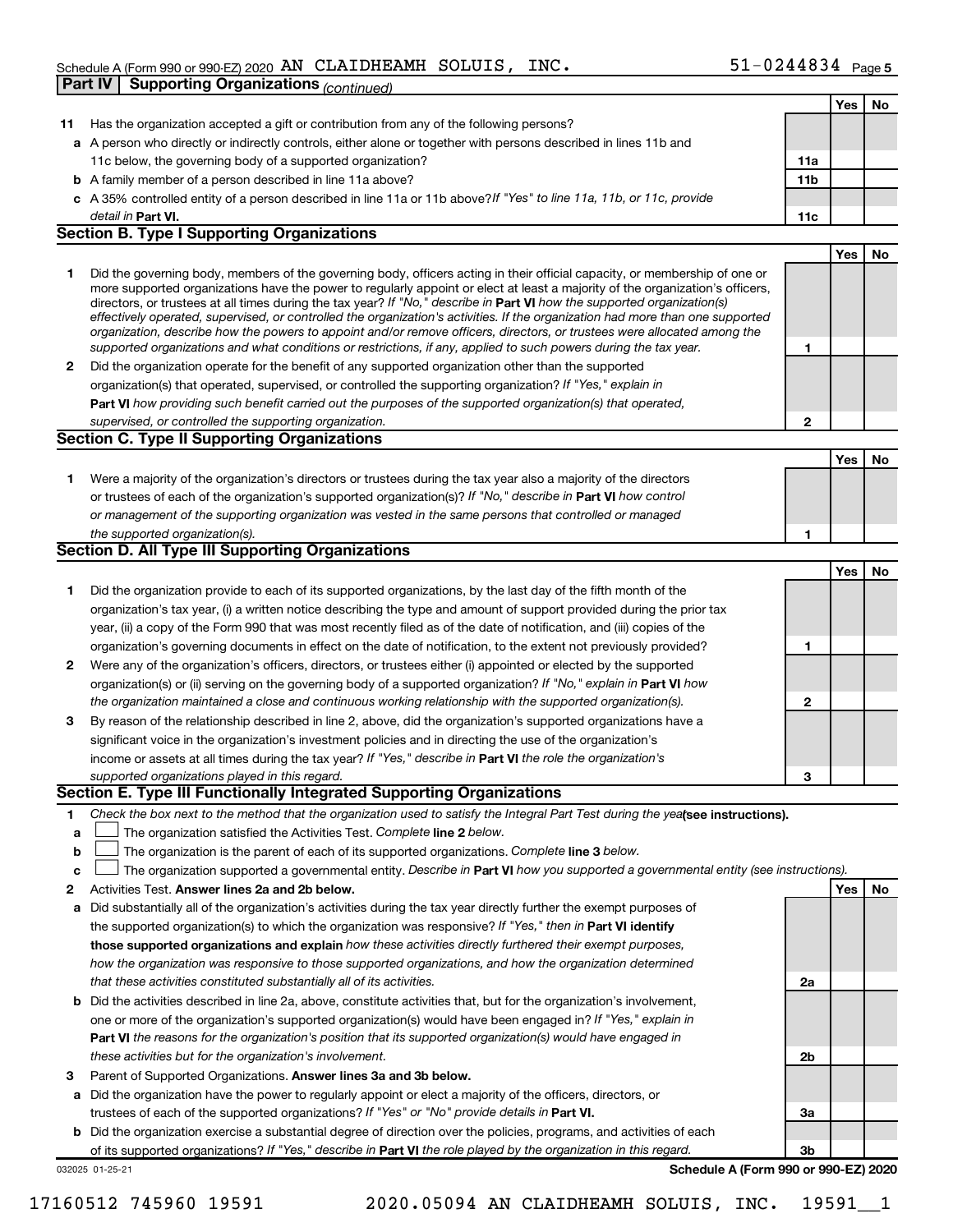Schedule A (Form 990 or 990-EZ) 2020 AN CLAIDHEAMH SOLUIS, INC. 51-0244834

**Part IV Supporting Organizations** *(continued)*

| | | | Yes | No |
|---|---|---|---|---|
| **11** | Has the organization accepted a gift or contribution from any of the following persons? | | | |
| **a** | A person who directly or indirectly controls, either alone or together with persons described in lines 11b and 11c below, the governing body of a supported organization? | 11a | | |
| **b** | A family member of a person described in line 11a above? | 11b | | |
| **c** | A 35% controlled entity of a person described in line 11a or 11b above? *If "Yes" to line 11a, 11b, or 11c, provide detail in* **Part VI.** | 11c | | |

## Section B. Type I Supporting Organizations

| | | | Yes | No |
|---|---|---|---|---|
| **1** | Did the governing body, members of the governing body, officers acting in their official capacity, or membership of one or more supported organizations have the power to regularly appoint or elect at least a majority of the organization's officers, directors, or trustees at all times during the tax year? *If "No," describe in* **Part VI** *how the supported organization(s) effectively operated, supervised, or controlled the organization's activities. If the organization had more than one supported organization, describe how the powers to appoint and/or remove officers, directors, or trustees were allocated among the supported organizations and what conditions or restrictions, if any, applied to such powers during the tax year.* | 1 | | |
| **2** | Did the organization operate for the benefit of any supported organization other than the supported organization(s) that operated, supervised, or controlled the supporting organization? *If "Yes," explain in* **Part VI** *how providing such benefit carried out the purposes of the supported organization(s) that operated, supervised, or controlled the supporting organization.* | 2 | | |

## Section C. Type II Supporting Organizations

| | | | Yes | No |
|---|---|---|---|---|
| **1** | Were a majority of the organization's directors or trustees during the tax year also a majority of the directors or trustees of each of the organization's supported organization(s)? *If "No," describe in* **Part VI** *how control or management of the supporting organization was vested in the same persons that controlled or managed the supported organization(s).* | 1 | | |

## Section D. All Type III Supporting Organizations

| | | | Yes | No |
|---|---|---|---|---|
| **1** | Did the organization provide to each of its supported organizations, by the last day of the fifth month of the organization's tax year, (i) a written notice describing the type and amount of support provided during the prior tax year, (ii) a copy of the Form 990 that was most recently filed as of the date of notification, and (iii) copies of the organization's governing documents in effect on the date of notification, to the extent not previously provided? | 1 | | |
| **2** | Were any of the organization's officers, directors, or trustees either (i) appointed or elected by the supported organization(s) or (ii) serving on the governing body of a supported organization? *If "No," explain in* **Part VI** *how the organization maintained a close and continuous working relationship with the supported organization(s).* | 2 | | |
| **3** | By reason of the relationship described in line 2, above, did the organization's supported organizations have a significant voice in the organization's investment policies and in directing the use of the organization's income or assets at all times during the tax year? *If "Yes," describe in* **Part VI** *the role the organization's supported organizations played in this regard.* | 3 | | |

## Section E. Type III Functionally Integrated Supporting Organizations

**1** *Check the box next to the method that the organization used to satisfy the Integral Part Test during the year* **(see instructions).**

- **a** ☐ The organization satisfied the Activities Test. *Complete* **line 2** *below.*
- **b** ☐ The organization is the parent of each of its supported organizations. *Complete* **line 3** *below.*
- **c** ☐ The organization supported a governmental entity. *Describe in* **Part VI** *how you supported a governmental entity (see instructions).*

| | | | Yes | No |
|---|---|---|---|---|
| **2** | Activities Test. **Answer lines 2a and 2b below.** | | | |
| **a** | Did substantially all of the organization's activities during the tax year directly further the exempt purposes of the supported organization(s) to which the organization was responsive? *If "Yes," then in* **Part VI identify those supported organizations and explain** *how these activities directly furthered their exempt purposes, how the organization was responsive to those supported organizations, and how the organization determined that these activities constituted substantially all of its activities.* | 2a | | |
| **b** | Did the activities described in line 2a, above, constitute activities that, but for the organization's involvement, one or more of the organization's supported organization(s) would have been engaged in? *If "Yes," explain in* **Part VI** *the reasons for the organization's position that its supported organization(s) would have engaged in these activities but for the organization's involvement.* | 2b | | |
| **3** | Parent of Supported Organizations. **Answer lines 3a and 3b below.** | | | |
| **a** | Did the organization have the power to regularly appoint or elect a majority of the officers, directors, or trustees of each of the supported organizations? *If "Yes" or "No" provide details in* **Part VI.** | 3a | | |
| **b** | Did the organization exercise a substantial degree of direction over the policies, programs, and activities of each of its supported organizations? *If "Yes," describe in* **Part VI** *the role played by the organization in this regard.* | 3b | | |

032025 01-25-21 **Schedule A (Form 990 or 990-EZ) 2020**

17160512 745960 19591 2020.05094 AN CLAIDHEAMH SOLUIS, INC. 19591__1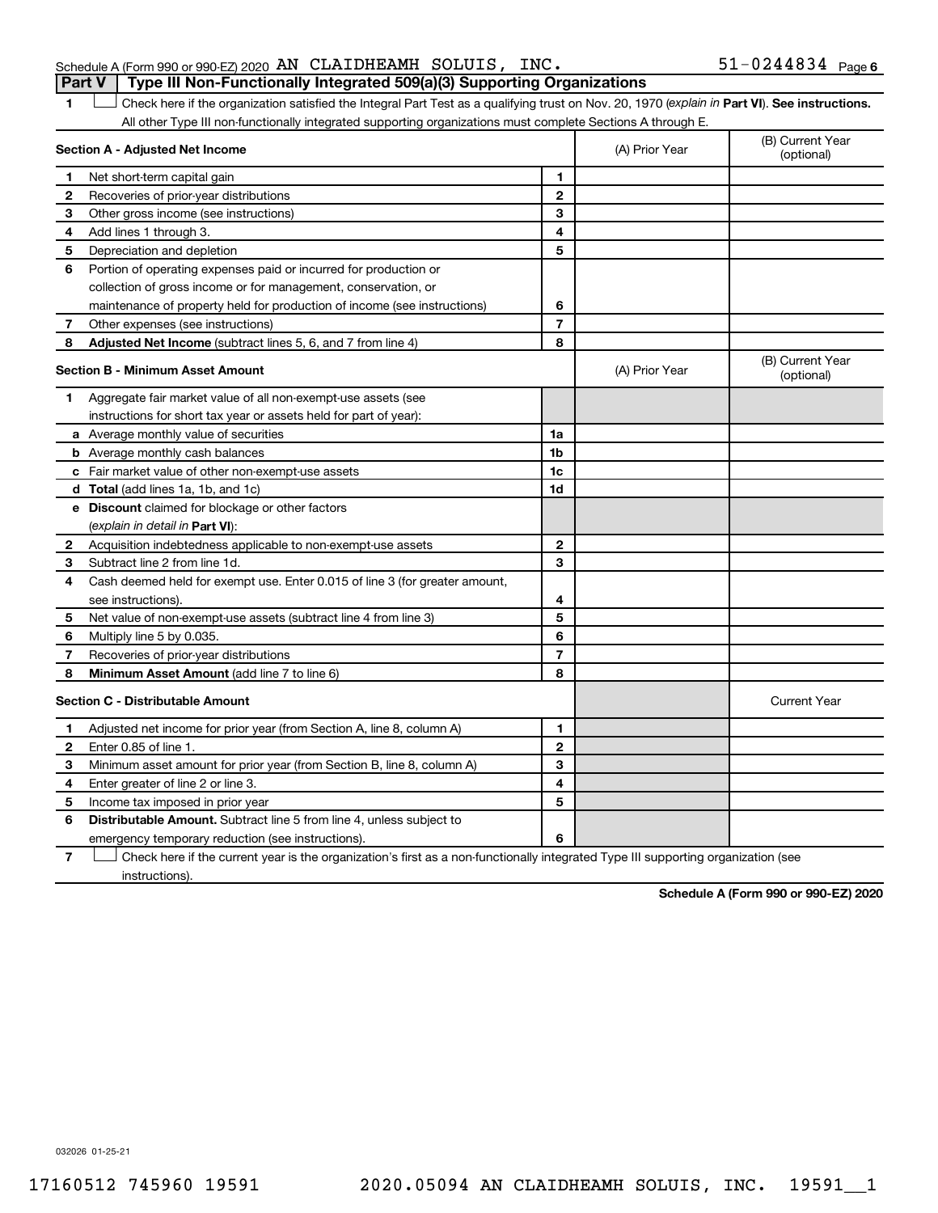Schedule A (Form 990 or 990-EZ) 2020 AN CLAIDHEAMH SOLUIS, INC. 51-0244834 Page 6

**Part V | Type III Non-Functionally Integrated 509(a)(3) Supporting Organizations**

1 ☐ Check here if the organization satisfied the Integral Part Test as a qualifying trust on Nov. 20, 1970 (*explain in* **Part VI**). **See instructions.** All other Type III non-functionally integrated supporting organizations must complete Sections A through E.

| **Section A - Adjusted Net Income** | | (A) Prior Year | (B) Current Year (optional) |
|---|---|---|---|
| 1 Net short-term capital gain | 1 | | |
| 2 Recoveries of prior-year distributions | 2 | | |
| 3 Other gross income (see instructions) | 3 | | |
| 4 Add lines 1 through 3. | 4 | | |
| 5 Depreciation and depletion | 5 | | |
| 6 Portion of operating expenses paid or incurred for production or collection of gross income or for management, conservation, or maintenance of property held for production of income (see instructions) | 6 | | |
| 7 Other expenses (see instructions) | 7 | | |
| 8 **Adjusted Net Income** (subtract lines 5, 6, and 7 from line 4) | 8 | | |

| **Section B - Minimum Asset Amount** | | (A) Prior Year | (B) Current Year (optional) |
|---|---|---|---|
| 1 Aggregate fair market value of all non-exempt-use assets (see instructions for short tax year or assets held for part of year): | | | |
| a Average monthly value of securities | 1a | | |
| b Average monthly cash balances | 1b | | |
| c Fair market value of other non-exempt-use assets | 1c | | |
| d **Total** (add lines 1a, 1b, and 1c) | 1d | | |
| e **Discount** claimed for blockage or other factors (*explain in detail in* **Part VI**): | | | |
| 2 Acquisition indebtedness applicable to non-exempt-use assets | 2 | | |
| 3 Subtract line 2 from line 1d. | 3 | | |
| 4 Cash deemed held for exempt use. Enter 0.015 of line 3 (for greater amount, see instructions). | 4 | | |
| 5 Net value of non-exempt-use assets (subtract line 4 from line 3) | 5 | | |
| 6 Multiply line 5 by 0.035. | 6 | | |
| 7 Recoveries of prior-year distributions | 7 | | |
| 8 **Minimum Asset Amount** (add line 7 to line 6) | 8 | | |

| **Section C - Distributable Amount** | | | Current Year |
|---|---|---|---|
| 1 Adjusted net income for prior year (from Section A, line 8, column A) | 1 | | |
| 2 Enter 0.85 of line 1. | 2 | | |
| 3 Minimum asset amount for prior year (from Section B, line 8, column A) | 3 | | |
| 4 Enter greater of line 2 or line 3. | 4 | | |
| 5 Income tax imposed in prior year | 5 | | |
| 6 **Distributable Amount.** Subtract line 5 from line 4, unless subject to emergency temporary reduction (see instructions). | 6 | | |

7 ☐ Check here if the current year is the organization's first as a non-functionally integrated Type III supporting organization (see instructions).

**Schedule A (Form 990 or 990-EZ) 2020**

032026 01-25-21

17160512 745960 19591 2020.05094 AN CLAIDHEAMH SOLUIS, INC. 19591__1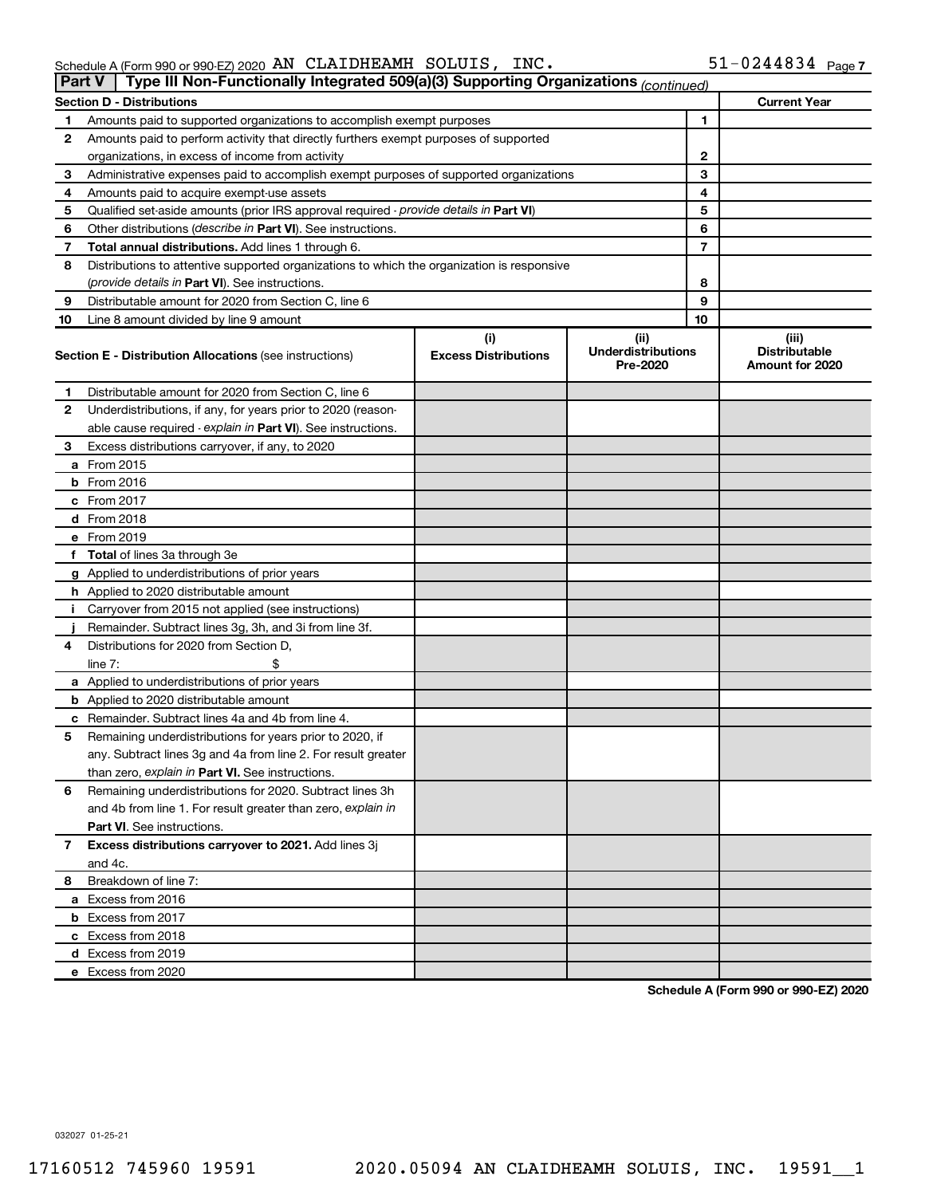Schedule A (Form 990 or 990-EZ) 2020 AN CLAIDHEAMH SOLUIS, INC. 51-0244834 Page 7

## Part V | Type III Non-Functionally Integrated 509(a)(3) Supporting Organizations *(continued)*

| **Section D - Distributions** | | | **Current Year** |
|---|---|---|---|
| 1 | Amounts paid to supported organizations to accomplish exempt purposes | 1 | |
| 2 | Amounts paid to perform activity that directly furthers exempt purposes of supported organizations, in excess of income from activity | 2 | |
| 3 | Administrative expenses paid to accomplish exempt purposes of supported organizations | 3 | |
| 4 | Amounts paid to acquire exempt-use assets | 4 | |
| 5 | Qualified set-aside amounts (prior IRS approval required - *provide details in* **Part VI**) | 5 | |
| 6 | Other distributions (*describe in* **Part VI**). See instructions. | 6 | |
| 7 | **Total annual distributions.** Add lines 1 through 6. | 7 | |
| 8 | Distributions to attentive supported organizations to which the organization is responsive (*provide details in* **Part VI**). See instructions. | 8 | |
| 9 | Distributable amount for 2020 from Section C, line 6 | 9 | |
| 10 | Line 8 amount divided by line 9 amount | 10 | |

| | **Section E - Distribution Allocations** (see instructions) | (i) **Excess Distributions** | (ii) **Underdistributions Pre-2020** | (iii) **Distributable Amount for 2020** |
|---|---|---|---|---|
| 1 | Distributable amount for 2020 from Section C, line 6 | | | |
| 2 | Underdistributions, if any, for years prior to 2020 (reasonable cause required - *explain in* **Part VI**). See instructions. | | | |
| 3 | Excess distributions carryover, if any, to 2020 | | | |
| a | From 2015 | | | |
| b | From 2016 | | | |
| c | From 2017 | | | |
| d | From 2018 | | | |
| e | From 2019 | | | |
| f | **Total** of lines 3a through 3e | | | |
| g | Applied to underdistributions of prior years | | | |
| h | Applied to 2020 distributable amount | | | |
| i | Carryover from 2015 not applied (see instructions) | | | |
| j | Remainder. Subtract lines 3g, 3h, and 3i from line 3f. | | | |
| 4 | Distributions for 2020 from Section D, line 7: $ | | | |
| a | Applied to underdistributions of prior years | | | |
| b | Applied to 2020 distributable amount | | | |
| c | Remainder. Subtract lines 4a and 4b from line 4. | | | |
| 5 | Remaining underdistributions for years prior to 2020, if any. Subtract lines 3g and 4a from line 2. For result greater than zero, *explain in* **Part VI.** See instructions. | | | |
| 6 | Remaining underdistributions for 2020. Subtract lines 3h and 4b from line 1. For result greater than zero, *explain in* **Part VI**. See instructions. | | | |
| 7 | **Excess distributions carryover to 2021.** Add lines 3j and 4c. | | | |
| 8 | Breakdown of line 7: | | | |
| a | Excess from 2016 | | | |
| b | Excess from 2017 | | | |
| c | Excess from 2018 | | | |
| d | Excess from 2019 | | | |
| e | Excess from 2020 | | | |

**Schedule A (Form 990 or 990-EZ) 2020**

032027 01-25-21

17160512 745960 19591 2020.05094 AN CLAIDHEAMH SOLUIS, INC. 19591__1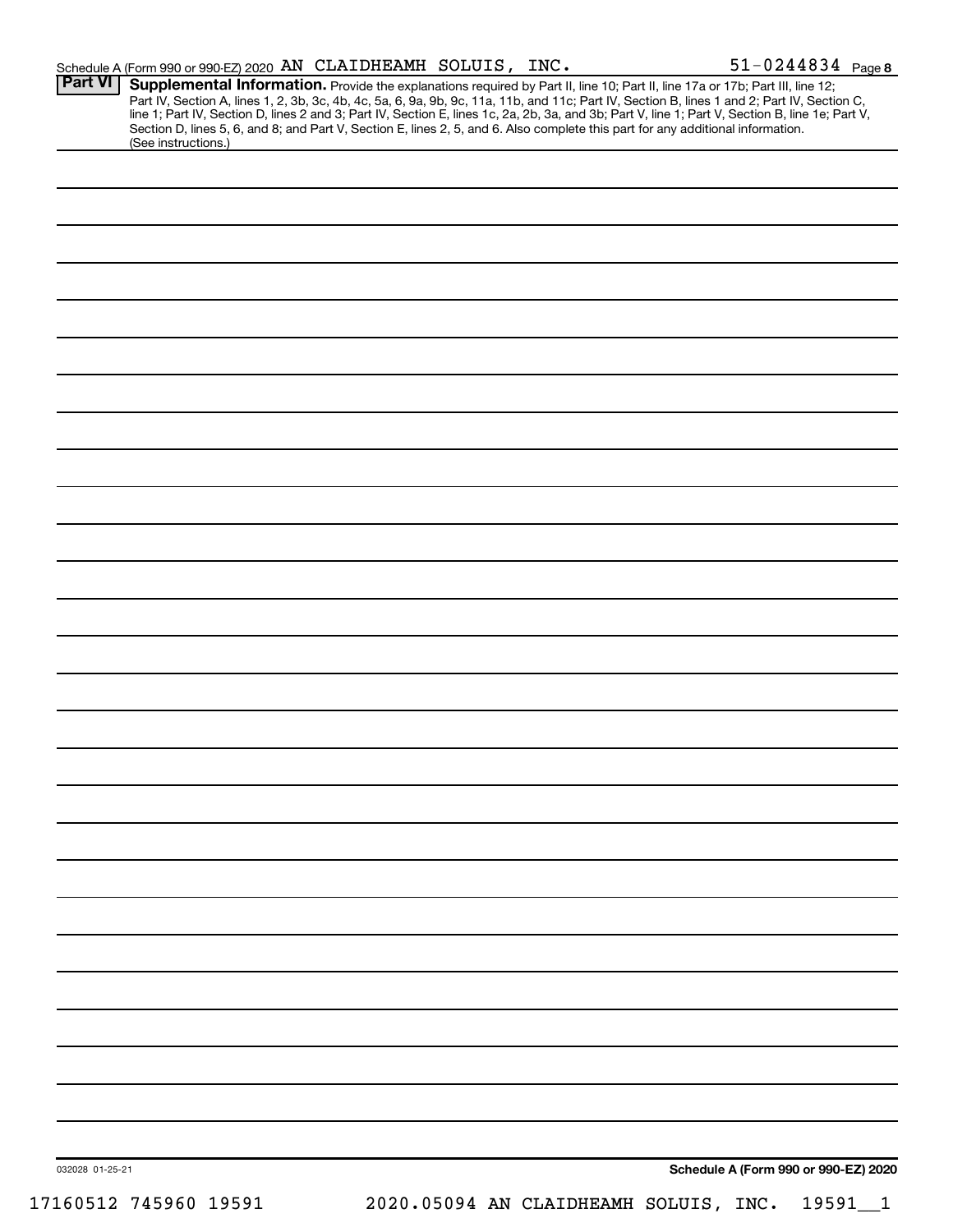Schedule A (Form 990 or 990-EZ) 2020 AN CLAIDHEAMH SOLUIS, INC. 51-0244834

## Part VI Supplemental Information.

Provide the explanations required by Part II, line 10; Part II, line 17a or 17b; Part III, line 12; Part IV, Section A, lines 1, 2, 3b, 3c, 4b, 4c, 5a, 6, 9a, 9b, 9c, 11a, 11b, and 11c; Part IV, Section B, lines 1 and 2; Part IV, Section C, line 1; Part IV, Section D, lines 2 and 3; Part IV, Section E, lines 1c, 2a, 2b, 3a, and 3b; Part V, line 1; Part V, Section B, line 1e; Part V, Section D, lines 5, 6, and 8; and Part V, Section E, lines 2, 5, and 6. Also complete this part for any additional information. (See instructions.)

032028 01-25-21

Schedule A (Form 990 or 990-EZ) 2020

17160512 745960 19591 2020.05094 AN CLAIDHEAMH SOLUIS, INC. 19591__1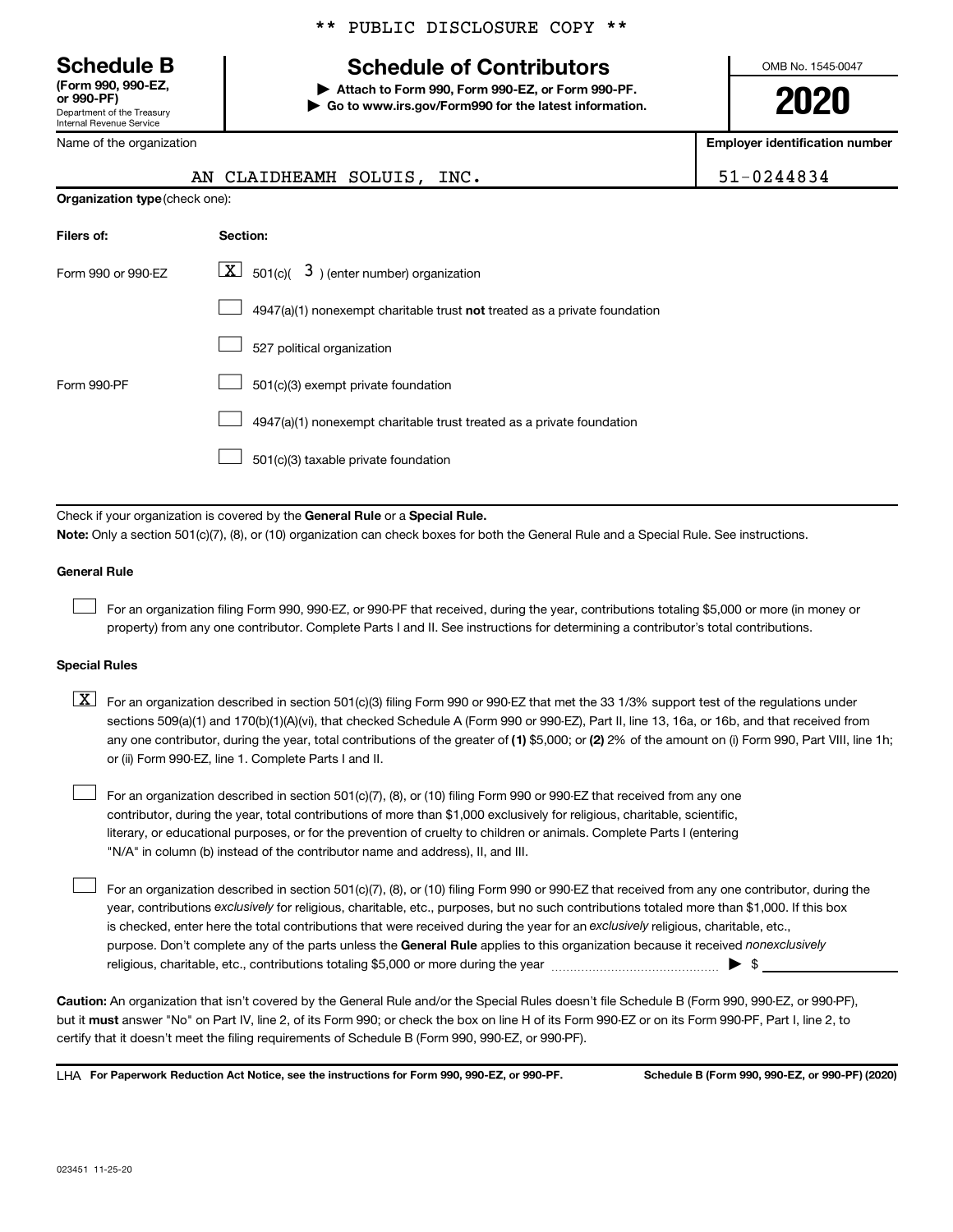** PUBLIC DISCLOSURE COPY **

# Schedule B
**(Form 990, 990-EZ, or 990-PF)**
Department of the Treasury
Internal Revenue Service

## Schedule of Contributors

▶ **Attach to Form 990, Form 990-EZ, or Form 990-PF.**
▶ **Go to www.irs.gov/Form990 for the latest information.**

OMB No. 1545-0047

**2020**

| Name of the organization | Employer identification number |
|---|---|
| AN CLAIDHEAMH SOLUIS, INC. | 51-0244834 |

**Organization type** (check one):

| Filers of: | Section: |
|---|---|
| Form 990 or 990-EZ | [X] 501(c)( 3 ) (enter number) organization |
| | [ ] 4947(a)(1) nonexempt charitable trust **not** treated as a private foundation |
| | [ ] 527 political organization |
| Form 990-PF | [ ] 501(c)(3) exempt private foundation |
| | [ ] 4947(a)(1) nonexempt charitable trust treated as a private foundation |
| | [ ] 501(c)(3) taxable private foundation |

Check if your organization is covered by the **General Rule** or a **Special Rule.**

**Note:** Only a section 501(c)(7), (8), or (10) organization can check boxes for both the General Rule and a Special Rule. See instructions.

### General Rule

[ ] For an organization filing Form 990, 990-EZ, or 990-PF that received, during the year, contributions totaling $5,000 or more (in money or property) from any one contributor. Complete Parts I and II. See instructions for determining a contributor's total contributions.

### Special Rules

[X] For an organization described in section 501(c)(3) filing Form 990 or 990-EZ that met the 33 1/3% support test of the regulations under sections 509(a)(1) and 170(b)(1)(A)(vi), that checked Schedule A (Form 990 or 990-EZ), Part II, line 13, 16a, or 16b, and that received from any one contributor, during the year, total contributions of the greater of **(1)** $5,000; or **(2)** 2% of the amount on (i) Form 990, Part VIII, line 1h; or (ii) Form 990-EZ, line 1. Complete Parts I and II.

[ ] For an organization described in section 501(c)(7), (8), or (10) filing Form 990 or 990-EZ that received from any one contributor, during the year, total contributions of more than $1,000 exclusively for religious, charitable, scientific, literary, or educational purposes, or for the prevention of cruelty to children or animals. Complete Parts I (entering "N/A" in column (b) instead of the contributor name and address), II, and III.

[ ] For an organization described in section 501(c)(7), (8), or (10) filing Form 990 or 990-EZ that received from any one contributor, during the year, contributions *exclusively* for religious, charitable, etc., purposes, but no such contributions totaled more than $1,000. If this box is checked, enter here the total contributions that were received during the year for an *exclusively* religious, charitable, etc., purpose. Don't complete any of the parts unless the **General Rule** applies to this organization because it received *nonexclusively* religious, charitable, etc., contributions totaling $5,000 or more during the year ▶ $ ________

**Caution:** An organization that isn't covered by the General Rule and/or the Special Rules doesn't file Schedule B (Form 990, 990-EZ, or 990-PF), but it **must** answer "No" on Part IV, line 2, of its Form 990; or check the box on line H of its Form 990-EZ or on its Form 990-PF, Part I, line 2, to certify that it doesn't meet the filing requirements of Schedule B (Form 990, 990-EZ, or 990-PF).

LHA **For Paperwork Reduction Act Notice, see the instructions for Form 990, 990-EZ, or 990-PF.** **Schedule B (Form 990, 990-EZ, or 990-PF) (2020)**

023451 11-25-20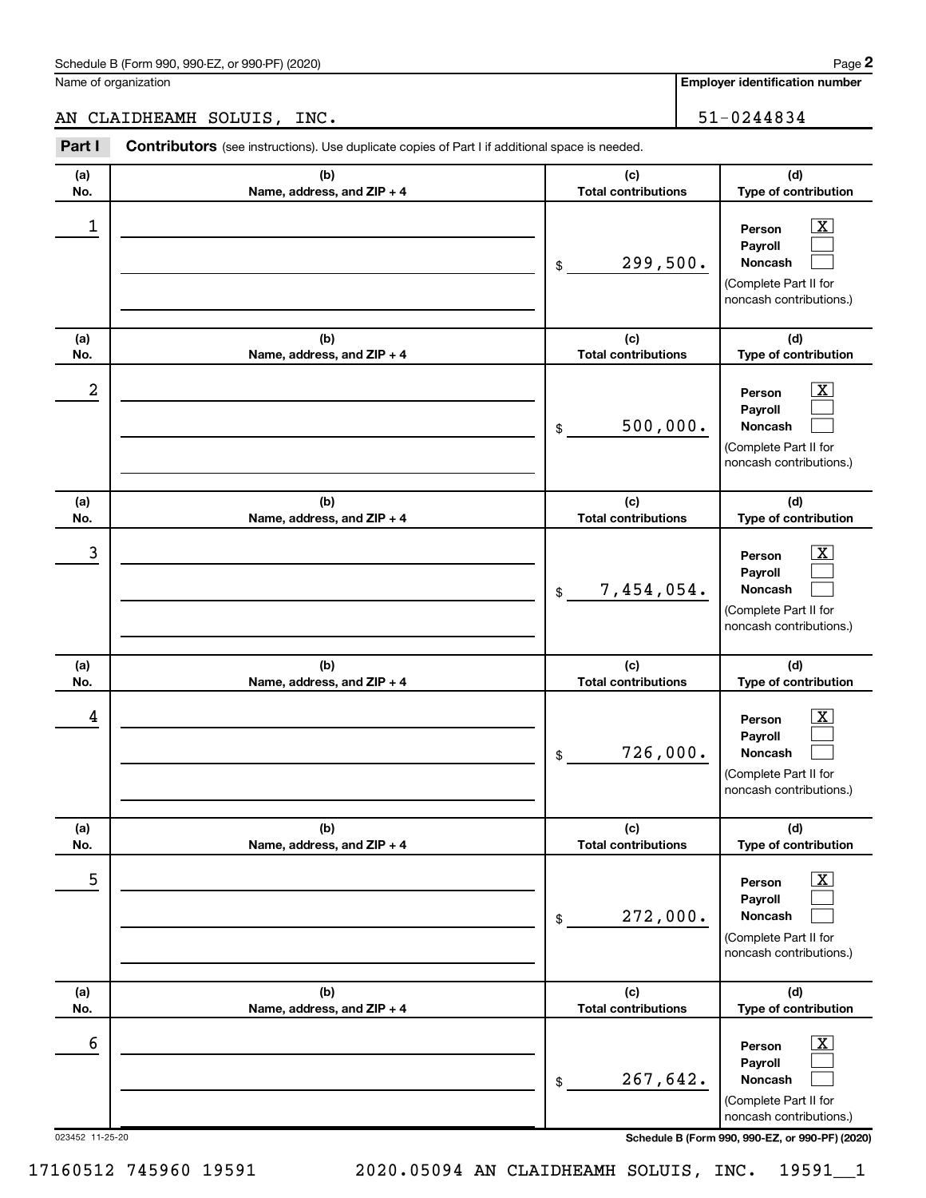Schedule B (Form 990, 990-EZ, or 990-PF) (2020)

Name of organization: AN CLAIDHEAMH SOLUIS, INC.

Employer identification number: 51-0244834

## Part I Contributors (see instructions). Use duplicate copies of Part I if additional space is needed.

| (a) No. | (b) Name, address, and ZIP + 4 | (c) Total contributions | (d) Type of contribution |
|---|---|---|---|
| 1 | | $ 299,500. | Person [X] Payroll [ ] Noncash [ ] (Complete Part II for noncash contributions.) |
| 2 | | $ 500,000. | Person [X] Payroll [ ] Noncash [ ] (Complete Part II for noncash contributions.) |
| 3 | | $ 7,454,054. | Person [X] Payroll [ ] Noncash [ ] (Complete Part II for noncash contributions.) |
| 4 | | $ 726,000. | Person [X] Payroll [ ] Noncash [ ] (Complete Part II for noncash contributions.) |
| 5 | | $ 272,000. | Person [X] Payroll [ ] Noncash [ ] (Complete Part II for noncash contributions.) |
| 6 | | $ 267,642. | Person [X] Payroll [ ] Noncash [ ] (Complete Part II for noncash contributions.) |

023452 11-25-20

17160512 745960 19591 2020.05094 AN CLAIDHEAMH SOLUIS, INC. 19591__1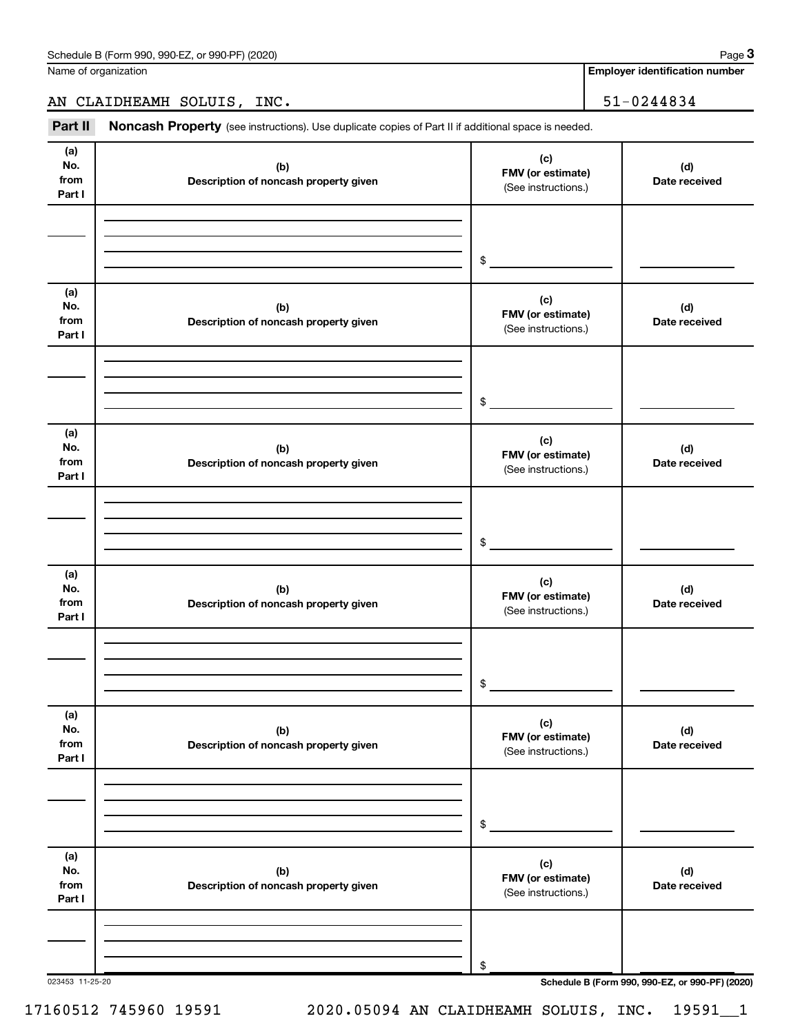Name of organization | Employer identification number

AN CLAIDHEAMH SOLUIS, INC. | 51-0244834

## Part II Noncash Property (see instructions). Use duplicate copies of Part II if additional space is needed.

| (a) No. from Part I | (b) Description of noncash property given | (c) FMV (or estimate) (See instructions.) | (d) Date received |
|---|---|---|---|
| | | $ | |

| (a) No. from Part I | (b) Description of noncash property given | (c) FMV (or estimate) (See instructions.) | (d) Date received |
|---|---|---|---|
| | | $ | |

| (a) No. from Part I | (b) Description of noncash property given | (c) FMV (or estimate) (See instructions.) | (d) Date received |
|---|---|---|---|
| | | $ | |

| (a) No. from Part I | (b) Description of noncash property given | (c) FMV (or estimate) (See instructions.) | (d) Date received |
|---|---|---|---|
| | | $ | |

| (a) No. from Part I | (b) Description of noncash property given | (c) FMV (or estimate) (See instructions.) | (d) Date received |
|---|---|---|---|
| | | $ | |

| (a) No. from Part I | (b) Description of noncash property given | (c) FMV (or estimate) (See instructions.) | (d) Date received |
|---|---|---|---|
| | | $ | |

023453 11-25-20

17160512 745960 19591 2020.05094 AN CLAIDHEAMH SOLUIS, INC. 19591__1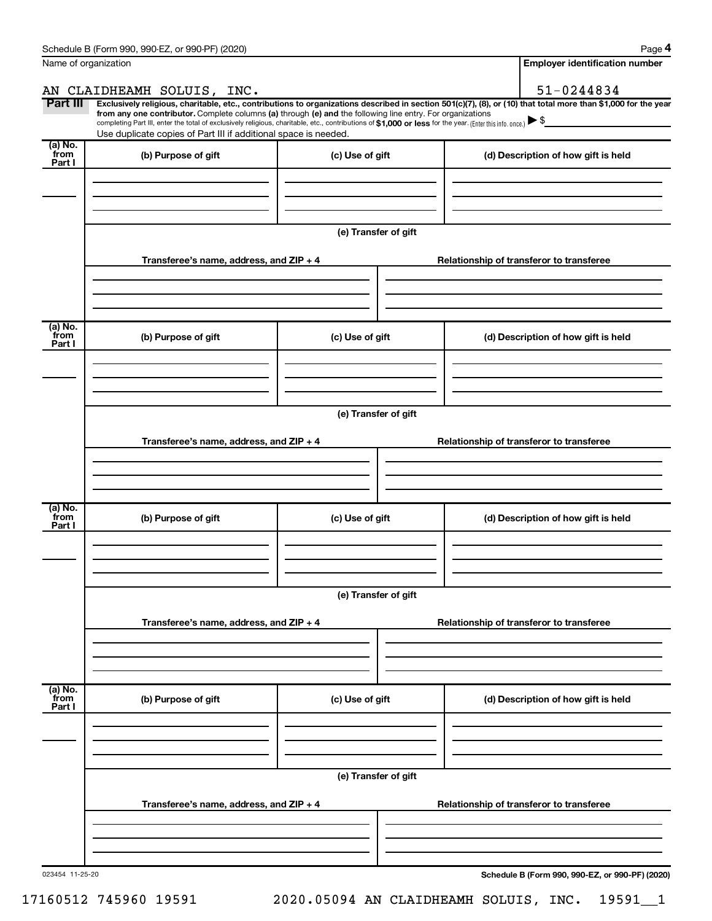Schedule B (Form 990, 990-EZ, or 990-PF) (2020)

Name of organization: AN CLAIDHEAMH SOLUIS, INC.

Employer identification number: 51-0244834

**Part III** **Exclusively religious, charitable, etc., contributions to organizations described in section 501(c)(7), (8), or (10) that total more than $1,000 for the year from any one contributor.** Complete columns **(a)** through **(e)** and the following line entry. For organizations completing Part III, enter the total of exclusively religious, charitable, etc., contributions of **$1,000 or less** for the year. (Enter this info. once.) ▶ $

Use duplicate copies of Part III if additional space is needed.

| (a) No. from Part I | (b) Purpose of gift | (c) Use of gift | (d) Description of how gift is held |
|---|---|---|---|
| | | | |

**(e) Transfer of gift**

| Transferee's name, address, and ZIP + 4 | Relationship of transferor to transferee |
|---|---|
| | |

| (a) No. from Part I | (b) Purpose of gift | (c) Use of gift | (d) Description of how gift is held |
|---|---|---|---|
| | | | |

**(e) Transfer of gift**

| Transferee's name, address, and ZIP + 4 | Relationship of transferor to transferee |
|---|---|
| | |

| (a) No. from Part I | (b) Purpose of gift | (c) Use of gift | (d) Description of how gift is held |
|---|---|---|---|
| | | | |

**(e) Transfer of gift**

| Transferee's name, address, and ZIP + 4 | Relationship of transferor to transferee |
|---|---|
| | |

| (a) No. from Part I | (b) Purpose of gift | (c) Use of gift | (d) Description of how gift is held |
|---|---|---|---|
| | | | |

**(e) Transfer of gift**

| Transferee's name, address, and ZIP + 4 | Relationship of transferor to transferee |
|---|---|
| | |

023454 11-25-20

17160512 745960 19591 2020.05094 AN CLAIDHEAMH SOLUIS, INC. 19591__1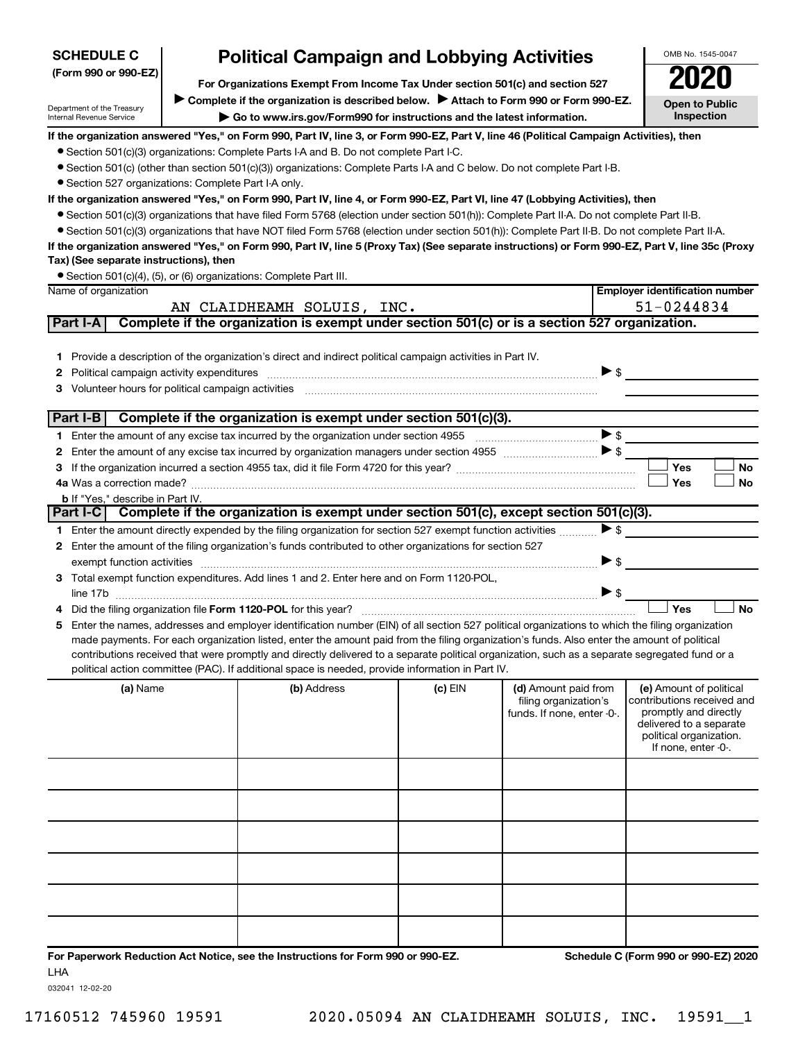**SCHEDULE C (Form 990 or 990-EZ)**

Department of the Treasury
Internal Revenue Service

# Political Campaign and Lobbying Activities

**For Organizations Exempt From Income Tax Under section 501(c) and section 527**

▶ **Complete if the organization is described below.** ▶ **Attach to Form 990 or Form 990-EZ.**

▶ **Go to www.irs.gov/Form990 for instructions and the latest information.**

OMB No. 1545-0047

**2020**

**Open to Public Inspection**

**If the organization answered "Yes," on Form 990, Part IV, line 3, or Form 990-EZ, Part V, line 46 (Political Campaign Activities), then**

- Section 501(c)(3) organizations: Complete Parts I-A and B. Do not complete Part I-C.
- Section 501(c) (other than section 501(c)(3)) organizations: Complete Parts I-A and C below. Do not complete Part I-B.
- Section 527 organizations: Complete Part I-A only.

**If the organization answered "Yes," on Form 990, Part IV, line 4, or Form 990-EZ, Part VI, line 47 (Lobbying Activities), then**

- Section 501(c)(3) organizations that have filed Form 5768 (election under section 501(h)): Complete Part II-A. Do not complete Part II-B.
- Section 501(c)(3) organizations that have NOT filed Form 5768 (election under section 501(h)): Complete Part II-B. Do not complete Part II-A.

**If the organization answered "Yes," on Form 990, Part IV, line 5 (Proxy Tax) (See separate instructions) or Form 990-EZ, Part V, line 35c (Proxy Tax) (See separate instructions), then**

- Section 501(c)(4), (5), or (6) organizations: Complete Part III.

| Name of organization | Employer identification number |
|---|---|
| AN CLAIDHEAMH SOLUIS, INC. | 51-0244834 |

## Part I-A Complete if the organization is exempt under section 501(c) or is a section 527 organization.

1. Provide a description of the organization's direct and indirect political campaign activities in Part IV.
2. Political campaign activity expenditures ▶ $
3. Volunteer hours for political campaign activities

## Part I-B Complete if the organization is exempt under section 501(c)(3).

1. Enter the amount of any excise tax incurred by the organization under section 4955 ▶ $
2. Enter the amount of any excise tax incurred by organization managers under section 4955 ▶ $
3. If the organization incurred a section 4955 tax, did it file Form 4720 for this year? ☐ Yes ☐ No

4a. Was a correction made? ☐ Yes ☐ No

b. If "Yes," describe in Part IV.

## Part I-C Complete if the organization is exempt under section 501(c), except section 501(c)(3).

1. Enter the amount directly expended by the filing organization for section 527 exempt function activities ▶ $
2. Enter the amount of the filing organization's funds contributed to other organizations for section 527 exempt function activities ▶ $
3. Total exempt function expenditures. Add lines 1 and 2. Enter here and on Form 1120-POL, line 17b ▶ $
4. Did the filing organization file **Form 1120-POL** for this year? ☐ Yes ☐ No
5. Enter the names, addresses and employer identification number (EIN) of all section 527 political organizations to which the filing organization made payments. For each organization listed, enter the amount paid from the filing organization's funds. Also enter the amount of political contributions received that were promptly and directly delivered to a separate political organization, such as a separate segregated fund or a political action committee (PAC). If additional space is needed, provide information in Part IV.

| (a) Name | (b) Address | (c) EIN | (d) Amount paid from filing organization's funds. If none, enter -0-. | (e) Amount of political contributions received and promptly and directly delivered to a separate political organization. If none, enter -0-. |
|---|---|---|---|---|
| | | | | |
| | | | | |
| | | | | |
| | | | | |
| | | | | |
| | | | | |

**For Paperwork Reduction Act Notice, see the Instructions for Form 990 or 990-EZ.**

LHA

**Schedule C (Form 990 or 990-EZ) 2020**

032041 12-02-20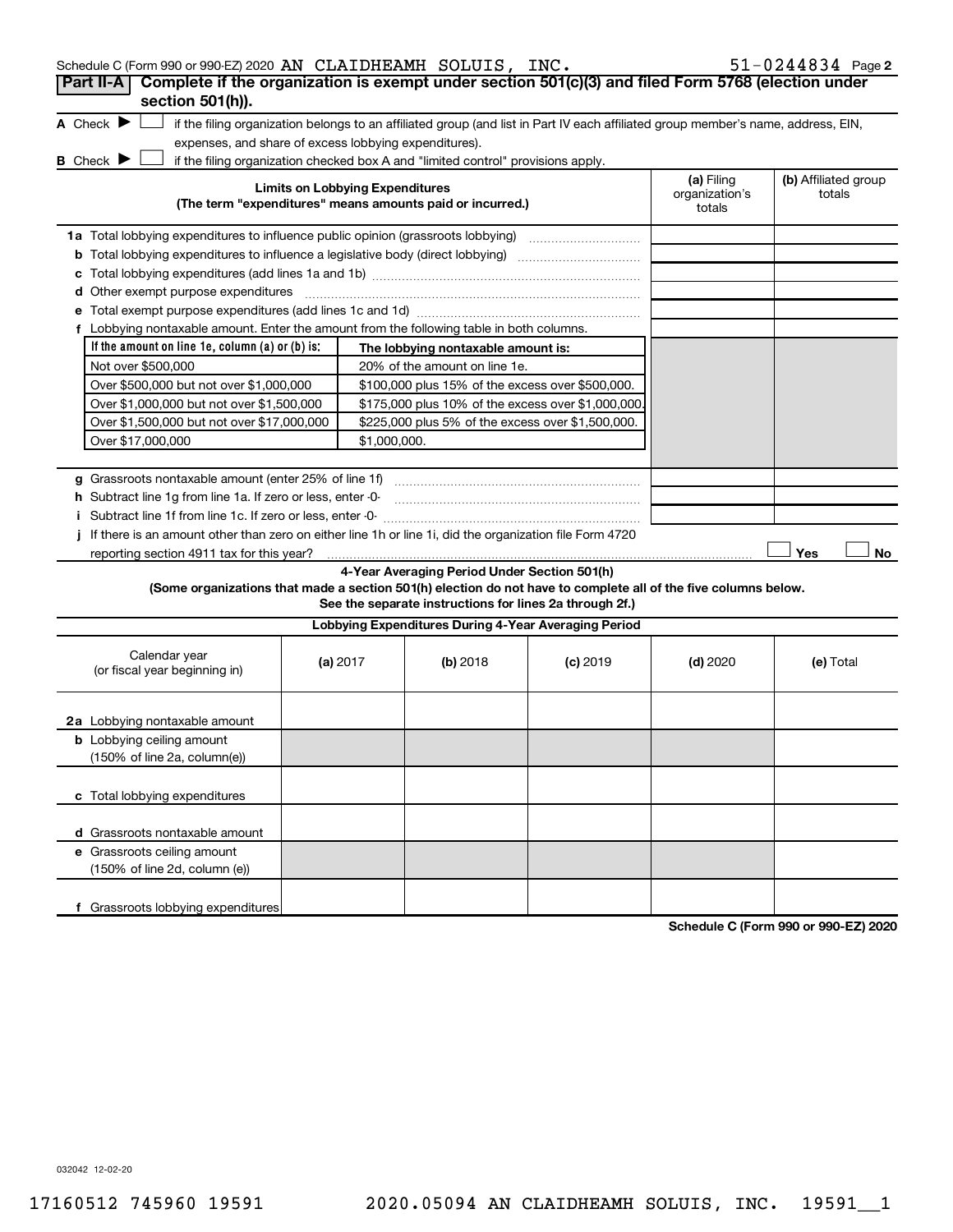Schedule C (Form 990 or 990-EZ) 2020 AN CLAIDHEAMH SOLUIS, INC. 51-0244834 Page 2

## Part II-A Complete if the organization is exempt under section 501(c)(3) and filed Form 5768 (election under section 501(h)).

**A** Check ▶ ☐ if the filing organization belongs to an affiliated group (and list in Part IV each affiliated group member's name, address, EIN, expenses, and share of excess lobbying expenditures).

**B** Check ▶ ☐ if the filing organization checked box A and "limited control" provisions apply.

| Limits on Lobbying Expenditures (The term "expenditures" means amounts paid or incurred.) | (a) Filing organization's totals | (b) Affiliated group totals |
|---|---|---|
| **1a** Total lobbying expenditures to influence public opinion (grassroots lobbying) | | |
| **b** Total lobbying expenditures to influence a legislative body (direct lobbying) | | |
| **c** Total lobbying expenditures (add lines 1a and 1b) | | |
| **d** Other exempt purpose expenditures | | |
| **e** Total exempt purpose expenditures (add lines 1c and 1d) | | |
| **f** Lobbying nontaxable amount. Enter the amount from the following table in both columns. | | |

| If the amount on line 1e, column (a) or (b) is: | The lobbying nontaxable amount is: |
|---|---|
| Not over $500,000 | 20% of the amount on line 1e. |
| Over $500,000 but not over $1,000,000 | $100,000 plus 15% of the excess over $500,000. |
| Over $1,000,000 but not over $1,500,000 | $175,000 plus 10% of the excess over $1,000,000. |
| Over $1,500,000 but not over $17,000,000 | $225,000 plus 5% of the excess over $1,500,000. |
| Over $17,000,000 | $1,000,000. |

| | (a) Filing organization's totals | (b) Affiliated group totals |
|---|---|---|
| **g** Grassroots nontaxable amount (enter 25% of line 1f) | | |
| **h** Subtract line 1g from line 1a. If zero or less, enter -0- | | |
| **i** Subtract line 1f from line 1c. If zero or less, enter -0- | | |

**j** If there is an amount other than zero on either line 1h or line 1i, did the organization file Form 4720 reporting section 4911 tax for this year? ☐ Yes ☐ No

### 4-Year Averaging Period Under Section 501(h)

**(Some organizations that made a section 501(h) election do not have to complete all of the five columns below. See the separate instructions for lines 2a through 2f.)**

| Lobbying Expenditures During 4-Year Averaging Period | | | | | |
|---|---|---|---|---|---|
| Calendar year (or fiscal year beginning in) | (a) 2017 | (b) 2018 | (c) 2019 | (d) 2020 | (e) Total |
| **2a** Lobbying nontaxable amount | | | | | |
| **b** Lobbying ceiling amount (150% of line 2a, column(e)) | | | | | |
| **c** Total lobbying expenditures | | | | | |
| **d** Grassroots nontaxable amount | | | | | |
| **e** Grassroots ceiling amount (150% of line 2d, column (e)) | | | | | |
| **f** Grassroots lobbying expenditures | | | | | |

Schedule C (Form 990 or 990-EZ) 2020

032042 12-02-20

17160512 745960 19591 2020.05094 AN CLAIDHEAMH SOLUIS, INC. 19591__1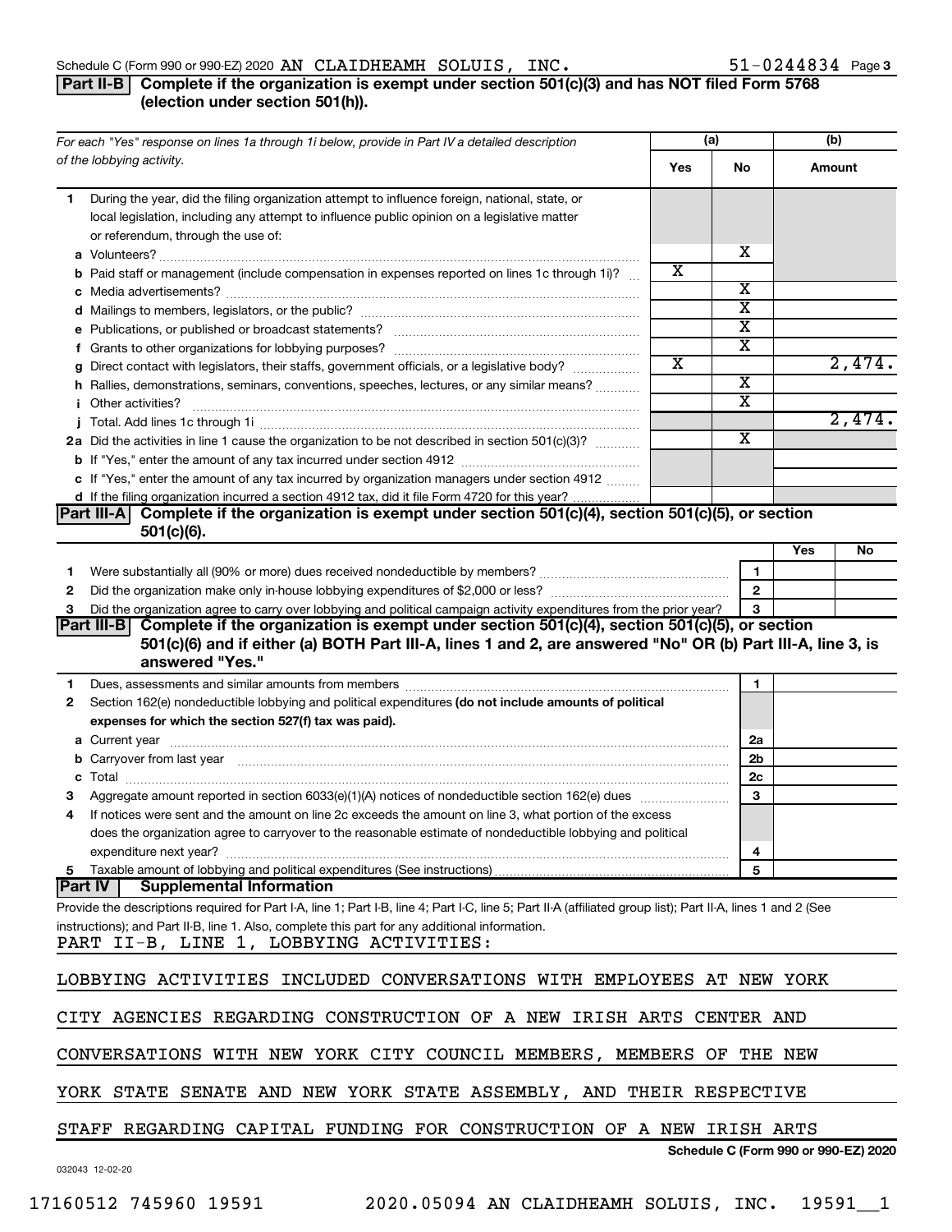Schedule C (Form 990 or 990-EZ) 2020 AN CLAIDHEAMH SOLUIS, INC. 51-0244834 Page 3

## Part II-B Complete if the organization is exempt under section 501(c)(3) and has NOT filed Form 5768 (election under section 501(h)).

| *For each "Yes" response on lines 1a through 1i below, provide in Part IV a detailed description of the lobbying activity.* | (a) Yes | (a) No | (b) Amount |
|---|---|---|---|
| **1** During the year, did the filing organization attempt to influence foreign, national, state, or local legislation, including any attempt to influence public opinion on a legislative matter or referendum, through the use of: | | | |
| **a** Volunteers? | | X | |
| **b** Paid staff or management (include compensation in expenses reported on lines 1c through 1i)? | X | | |
| **c** Media advertisements? | | X | |
| **d** Mailings to members, legislators, or the public? | | X | |
| **e** Publications, or published or broadcast statements? | | X | |
| **f** Grants to other organizations for lobbying purposes? | | X | |
| **g** Direct contact with legislators, their staffs, government officials, or a legislative body? | X | | 2,474. |
| **h** Rallies, demonstrations, seminars, conventions, speeches, lectures, or any similar means? | | X | |
| **i** Other activities? | | X | |
| **j** Total. Add lines 1c through 1i | | | 2,474. |
| **2a** Did the activities in line 1 cause the organization to be not described in section 501(c)(3)? | | X | |
| **b** If "Yes," enter the amount of any tax incurred under section 4912 | | | |
| **c** If "Yes," enter the amount of any tax incurred by organization managers under section 4912 | | | |
| **d** If the filing organization incurred a section 4912 tax, did it file Form 4720 for this year? | | | |

## Part III-A Complete if the organization is exempt under section 501(c)(4), section 501(c)(5), or section 501(c)(6).

| | | Yes | No |
|---|---|---|---|
| **1** Were substantially all (90% or more) dues received nondeductible by members? | 1 | | |
| **2** Did the organization make only in-house lobbying expenditures of $2,000 or less? | 2 | | |
| **3** Did the organization agree to carry over lobbying and political campaign activity expenditures from the prior year? | 3 | | |

## Part III-B Complete if the organization is exempt under section 501(c)(4), section 501(c)(5), or section 501(c)(6) and if either (a) BOTH Part III-A, lines 1 and 2, are answered "No" OR (b) Part III-A, line 3, is answered "Yes."

| | | |
|---|---|---|
| **1** Dues, assessments and similar amounts from members | 1 | |
| **2** Section 162(e) nondeductible lobbying and political expenditures **(do not include amounts of political expenses for which the section 527(f) tax was paid).** | | |
| **a** Current year | 2a | |
| **b** Carryover from last year | 2b | |
| **c** Total | 2c | |
| **3** Aggregate amount reported in section 6033(e)(1)(A) notices of nondeductible section 162(e) dues | 3 | |
| **4** If notices were sent and the amount on line 2c exceeds the amount on line 3, what portion of the excess does the organization agree to carryover to the reasonable estimate of nondeductible lobbying and political expenditure next year? | 4 | |
| **5** Taxable amount of lobbying and political expenditures (See instructions) | 5 | |

## Part IV Supplemental Information

Provide the descriptions required for Part I-A, line 1; Part I-B, line 4; Part I-C, line 5; Part II-A (affiliated group list); Part II-A, lines 1 and 2 (See instructions); and Part II-B, line 1. Also, complete this part for any additional information.

PART II-B, LINE 1, LOBBYING ACTIVITIES:

LOBBYING ACTIVITIES INCLUDED CONVERSATIONS WITH EMPLOYEES AT NEW YORK CITY AGENCIES REGARDING CONSTRUCTION OF A NEW IRISH ARTS CENTER AND CONVERSATIONS WITH NEW YORK CITY COUNCIL MEMBERS, MEMBERS OF THE NEW YORK STATE SENATE AND NEW YORK STATE ASSEMBLY, AND THEIR RESPECTIVE STAFF REGARDING CAPITAL FUNDING FOR CONSTRUCTION OF A NEW IRISH ARTS

Schedule C (Form 990 or 990-EZ) 2020

032043 12-02-20

17160512 745960 19591 2020.05094 AN CLAIDHEAMH SOLUIS, INC. 19591__1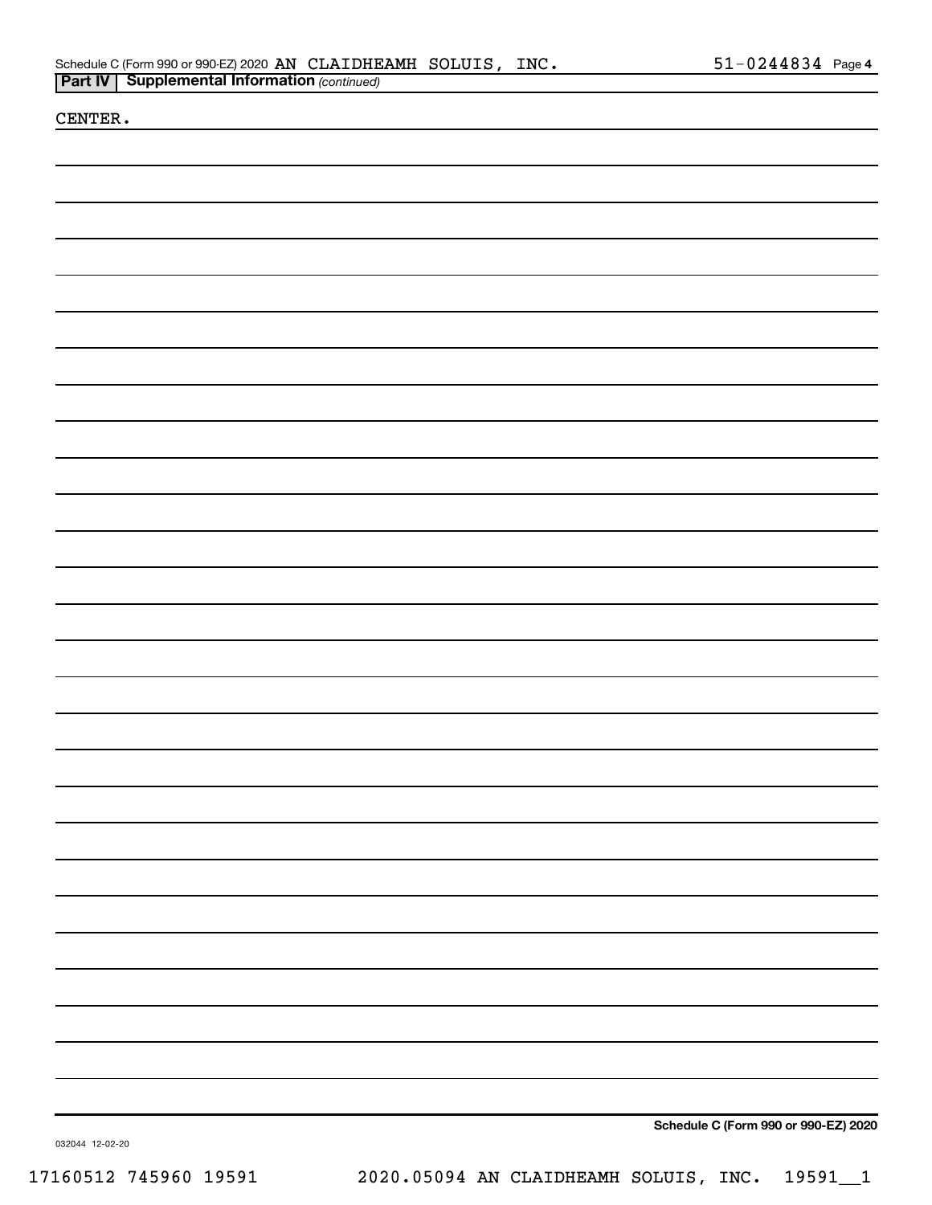Schedule C (Form 990 or 990-EZ) 2020 AN CLAIDHEAMH SOLUIS, INC. 51-0244834 Page 4

**Part IV | Supplemental Information** *(continued)*

CENTER.

**Schedule C (Form 990 or 990-EZ) 2020**

032044 12-02-20

17160512 745960 19591 2020.05094 AN CLAIDHEAMH SOLUIS, INC. 19591__1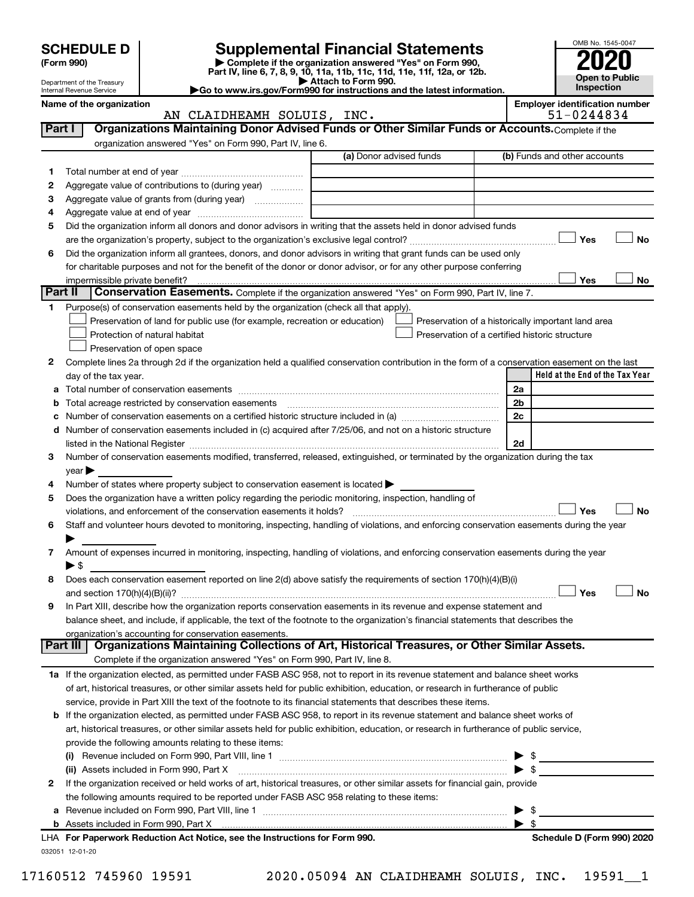# SCHEDULE D (Form 990)

Department of the Treasury
Internal Revenue Service

# Supplemental Financial Statements

▶ Complete if the organization answered "Yes" on Form 990, Part IV, line 6, 7, 8, 9, 10, 11a, 11b, 11c, 11d, 11e, 11f, 12a, or 12b.
▶ Attach to Form 990.
▶Go to www.irs.gov/Form990 for instructions and the latest information.

OMB No. 1545-0047

**2020**

**Open to Public Inspection**

Name of the organization: AN CLAIDHEAMH SOLUIS, INC.

Employer identification number: 51-0244834

## Part I — Organizations Maintaining Donor Advised Funds or Other Similar Funds or Accounts.

Complete if the organization answered "Yes" on Form 990, Part IV, line 6.

| | | (a) Donor advised funds | (b) Funds and other accounts |
|---|---|---|---|
| 1 | Total number at end of year | | |
| 2 | Aggregate value of contributions to (during year) | | |
| 3 | Aggregate value of grants from (during year) | | |
| 4 | Aggregate value at end of year | | |

5 Did the organization inform all donors and donor advisors in writing that the assets held in donor advised funds are the organization's property, subject to the organization's exclusive legal control? ☐ Yes ☐ No

6 Did the organization inform all grantees, donors, and donor advisors in writing that grant funds can be used only for charitable purposes and not for the benefit of the donor or donor advisor, or for any other purpose conferring impermissible private benefit? ☐ Yes ☐ No

## Part II — Conservation Easements.

Complete if the organization answered "Yes" on Form 990, Part IV, line 7.

1 Purpose(s) of conservation easements held by the organization (check all that apply).

- ☐ Preservation of land for public use (for example, recreation or education)
- ☐ Protection of natural habitat
- ☐ Preservation of open space
- ☐ Preservation of a historically important land area
- ☐ Preservation of a certified historic structure

2 Complete lines 2a through 2d if the organization held a qualified conservation contribution in the form of a conservation easement on the last day of the tax year.

| | | | Held at the End of the Tax Year |
|---|---|---|---|
| a | Total number of conservation easements | 2a | |
| b | Total acreage restricted by conservation easements | 2b | |
| c | Number of conservation easements on a certified historic structure included in (a) | 2c | |
| d | Number of conservation easements included in (c) acquired after 7/25/06, and not on a historic structure listed in the National Register | 2d | |

3 Number of conservation easements modified, transferred, released, extinguished, or terminated by the organization during the tax year ▶

4 Number of states where property subject to conservation easement is located ▶

5 Does the organization have a written policy regarding the periodic monitoring, inspection, handling of violations, and enforcement of the conservation easements it holds? ☐ Yes ☐ No

6 Staff and volunteer hours devoted to monitoring, inspecting, handling of violations, and enforcing conservation easements during the year ▶

7 Amount of expenses incurred in monitoring, inspecting, handling of violations, and enforcing conservation easements during the year ▶ $

8 Does each conservation easement reported on line 2(d) above satisfy the requirements of section 170(h)(4)(B)(i) and section 170(h)(4)(B)(ii)? ☐ Yes ☐ No

9 In Part XIII, describe how the organization reports conservation easements in its revenue and expense statement and balance sheet, and include, if applicable, the text of the footnote to the organization's financial statements that describes the organization's accounting for conservation easements.

## Part III — Organizations Maintaining Collections of Art, Historical Treasures, or Other Similar Assets.

Complete if the organization answered "Yes" on Form 990, Part IV, line 8.

1a If the organization elected, as permitted under FASB ASC 958, not to report in its revenue statement and balance sheet works of art, historical treasures, or other similar assets held for public exhibition, education, or research in furtherance of public service, provide in Part XIII the text of the footnote to its financial statements that describes these items.

b If the organization elected, as permitted under FASB ASC 958, to report in its revenue statement and balance sheet works of art, historical treasures, or other similar assets held for public exhibition, education, or research in furtherance of public service, provide the following amounts relating to these items:

(i) Revenue included on Form 990, Part VIII, line 1 ▶ $

(ii) Assets included in Form 990, Part X ▶ $

2 If the organization received or held works of art, historical treasures, or other similar assets for financial gain, provide the following amounts required to be reported under FASB ASC 958 relating to these items:

a Revenue included on Form 990, Part VIII, line 1 ▶ $

b Assets included in Form 990, Part X ▶ $

LHA **For Paperwork Reduction Act Notice, see the Instructions for Form 990.** **Schedule D (Form 990) 2020**

032051 12-01-20

17160512 745960 19591 2020.05094 AN CLAIDHEAMH SOLUIS, INC. 19591__1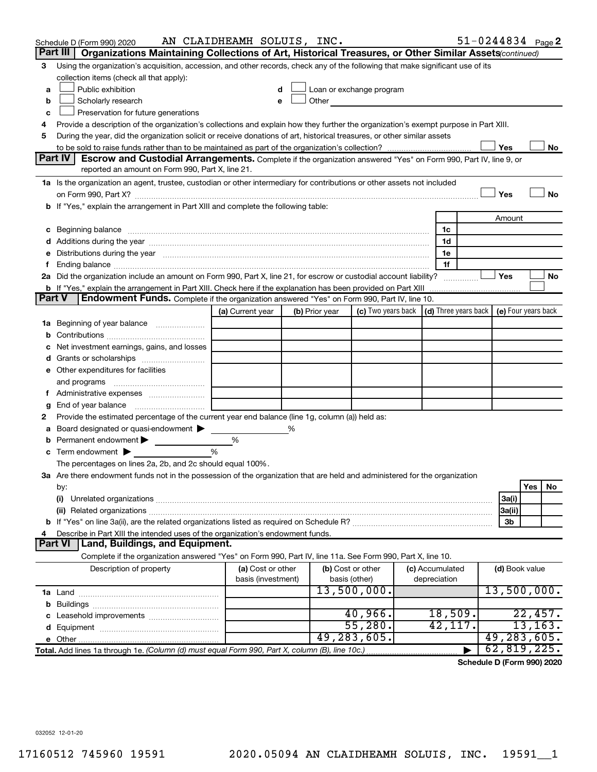Schedule D (Form 990) 2020 AN CLAIDHEAMH SOLUIS, INC. 51-0244834 Page 2

## Part III | Organizations Maintaining Collections of Art, Historical Treasures, or Other Similar Assets *(continued)*

3 Using the organization's acquisition, accession, and other records, check any of the following that make significant use of its collection items (check all that apply):

- a ☐ Public exhibition
- b ☐ Scholarly research
- c ☐ Preservation for future generations
- d ☐ Loan or exchange program
- e ☐ Other

4 Provide a description of the organization's collections and explain how they further the organization's exempt purpose in Part XIII.

5 During the year, did the organization solicit or receive donations of art, historical treasures, or other similar assets to be sold to raise funds rather than to be maintained as part of the organization's collection? ☐ Yes ☐ No

## Part IV | Escrow and Custodial Arrangements.

Complete if the organization answered "Yes" on Form 990, Part IV, line 9, or reported an amount on Form 990, Part X, line 21.

1a Is the organization an agent, trustee, custodian or other intermediary for contributions or other assets not included on Form 990, Part X? ☐ Yes ☐ No

b If "Yes," explain the arrangement in Part XIII and complete the following table:

| | | | Amount |
|---|---|---|---|
| c | Beginning balance | 1c | |
| d | Additions during the year | 1d | |
| e | Distributions during the year | 1e | |
| f | Ending balance | 1f | |

2a Did the organization include an amount on Form 990, Part X, line 21, for escrow or custodial account liability? ☐ Yes ☐ No

b If "Yes," explain the arrangement in Part XIII. Check here if the explanation has been provided on Part XIII ☐

## Part V | Endowment Funds.

Complete if the organization answered "Yes" on Form 990, Part IV, line 10.

| | | (a) Current year | (b) Prior year | (c) Two years back | (d) Three years back | (e) Four years back |
|---|---|---|---|---|---|---|
| 1a | Beginning of year balance | | | | | |
| b | Contributions | | | | | |
| c | Net investment earnings, gains, and losses | | | | | |
| d | Grants or scholarships | | | | | |
| e | Other expenditures for facilities and programs | | | | | |
| f | Administrative expenses | | | | | |
| g | End of year balance | | | | | |

2 Provide the estimated percentage of the current year end balance (line 1g, column (a)) held as:

- a Board designated or quasi-endowment ▶ ______ %
- b Permanent endowment ▶ ______ %
- c Term endowment ▶ ______ %

The percentages on lines 2a, 2b, and 2c should equal 100%.

3a Are there endowment funds not in the possession of the organization that are held and administered for the organization by:

| | | | Yes | No |
|---|---|---|---|---|
| (i) | Unrelated organizations | 3a(i) | | |
| (ii) | Related organizations | 3a(ii) | | |
| b | If "Yes" on line 3a(ii), are the related organizations listed as required on Schedule R? | 3b | | |

4 Describe in Part XIII the intended uses of the organization's endowment funds.

## Part VI | Land, Buildings, and Equipment.

Complete if the organization answered "Yes" on Form 990, Part IV, line 11a. See Form 990, Part X, line 10.

| Description of property | (a) Cost or other basis (investment) | (b) Cost or other basis (other) | (c) Accumulated depreciation | (d) Book value |
|---|---|---|---|---|
| 1a Land | | 13,500,000. | | 13,500,000. |
| b Buildings | | | | |
| c Leasehold improvements | | 40,966. | 18,509. | 22,457. |
| d Equipment | | 55,280. | 42,117. | 13,163. |
| e Other | | 49,283,605. | | 49,283,605. |
| **Total.** Add lines 1a through 1e. *(Column (d) must equal Form 990, Part X, column (B), line 10c.)* | | | ▶ | 62,819,225. |

**Schedule D (Form 990) 2020**

032052 12-01-20

17160512 745960 19591 2020.05094 AN CLAIDHEAMH SOLUIS, INC. 19591__1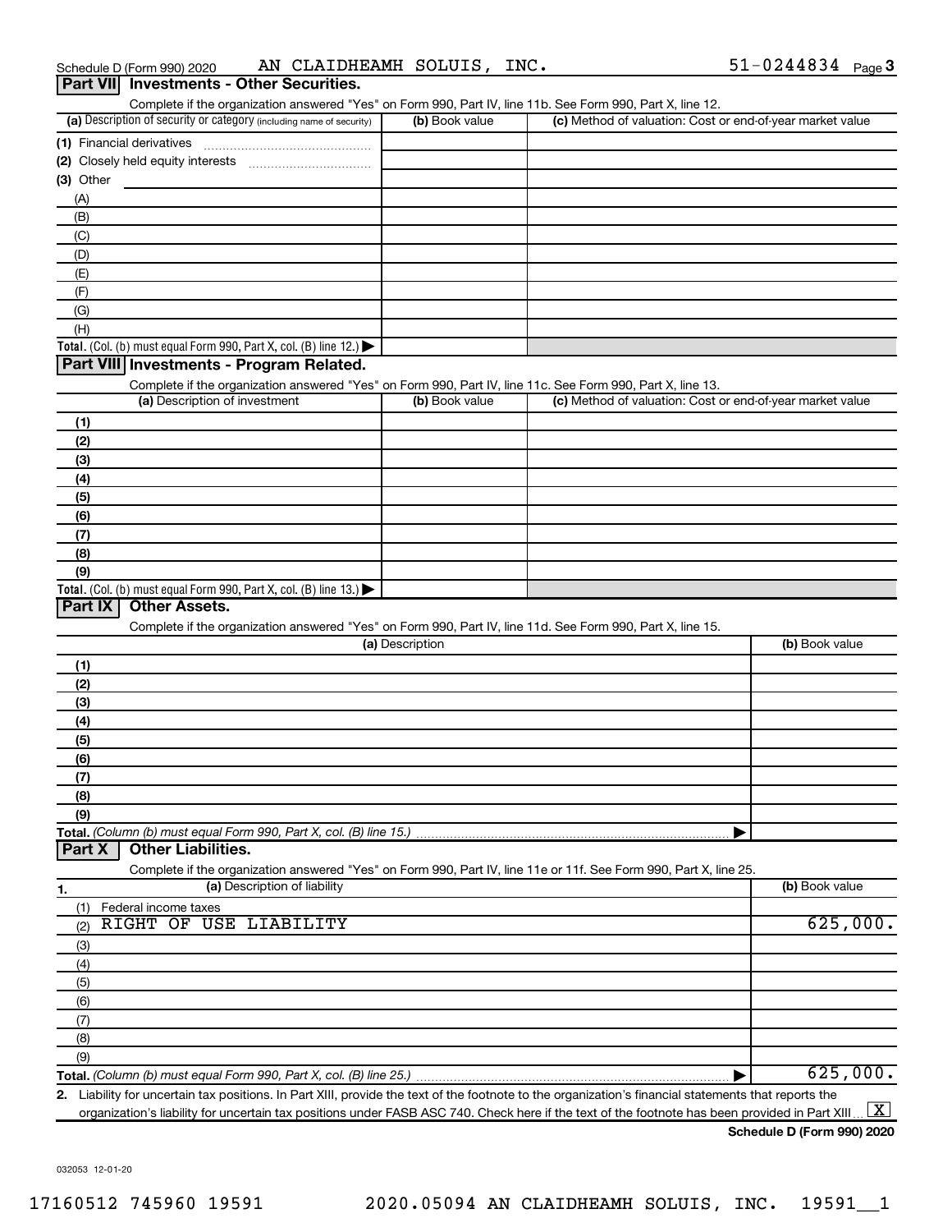Schedule D (Form 990) 2020 AN CLAIDHEAMH SOLUIS, INC. 51-0244834 Page 3

## Part VII Investments - Other Securities.

Complete if the organization answered "Yes" on Form 990, Part IV, line 11b. See Form 990, Part X, line 12.

| (a) Description of security or category (including name of security) | (b) Book value | (c) Method of valuation: Cost or end-of-year market value |
|---|---|---|
| (1) Financial derivatives | | |
| (2) Closely held equity interests | | |
| (3) Other | | |
| (A) | | |
| (B) | | |
| (C) | | |
| (D) | | |
| (E) | | |
| (F) | | |
| (G) | | |
| (H) | | |
| Total. (Col. (b) must equal Form 990, Part X, col. (B) line 12.) | | |

## Part VIII Investments - Program Related.

Complete if the organization answered "Yes" on Form 990, Part IV, line 11c. See Form 990, Part X, line 13.

| (a) Description of investment | (b) Book value | (c) Method of valuation: Cost or end-of-year market value |
|---|---|---|
| (1) | | |
| (2) | | |
| (3) | | |
| (4) | | |
| (5) | | |
| (6) | | |
| (7) | | |
| (8) | | |
| (9) | | |
| Total. (Col. (b) must equal Form 990, Part X, col. (B) line 13.) | | |

## Part IX Other Assets.

Complete if the organization answered "Yes" on Form 990, Part IV, line 11d. See Form 990, Part X, line 15.

| (a) Description | (b) Book value |
|---|---|
| (1) | |
| (2) | |
| (3) | |
| (4) | |
| (5) | |
| (6) | |
| (7) | |
| (8) | |
| (9) | |
| Total. (Column (b) must equal Form 990, Part X, col. (B) line 15.) | |

## Part X Other Liabilities.

Complete if the organization answered "Yes" on Form 990, Part IV, line 11e or 11f. See Form 990, Part X, line 25.

| 1. (a) Description of liability | (b) Book value |
|---|---|
| (1) Federal income taxes | |
| (2) RIGHT OF USE LIABILITY | 625,000. |
| (3) | |
| (4) | |
| (5) | |
| (6) | |
| (7) | |
| (8) | |
| (9) | |
| Total. (Column (b) must equal Form 990, Part X, col. (B) line 25.) | 625,000. |

2. Liability for uncertain tax positions. In Part XIII, provide the text of the footnote to the organization's financial statements that reports the organization's liability for uncertain tax positions under FASB ASC 740. Check here if the text of the footnote has been provided in Part XIII [X]

Schedule D (Form 990) 2020

032053 12-01-20

17160512 745960 19591 2020.05094 AN CLAIDHEAMH SOLUIS, INC. 19591__1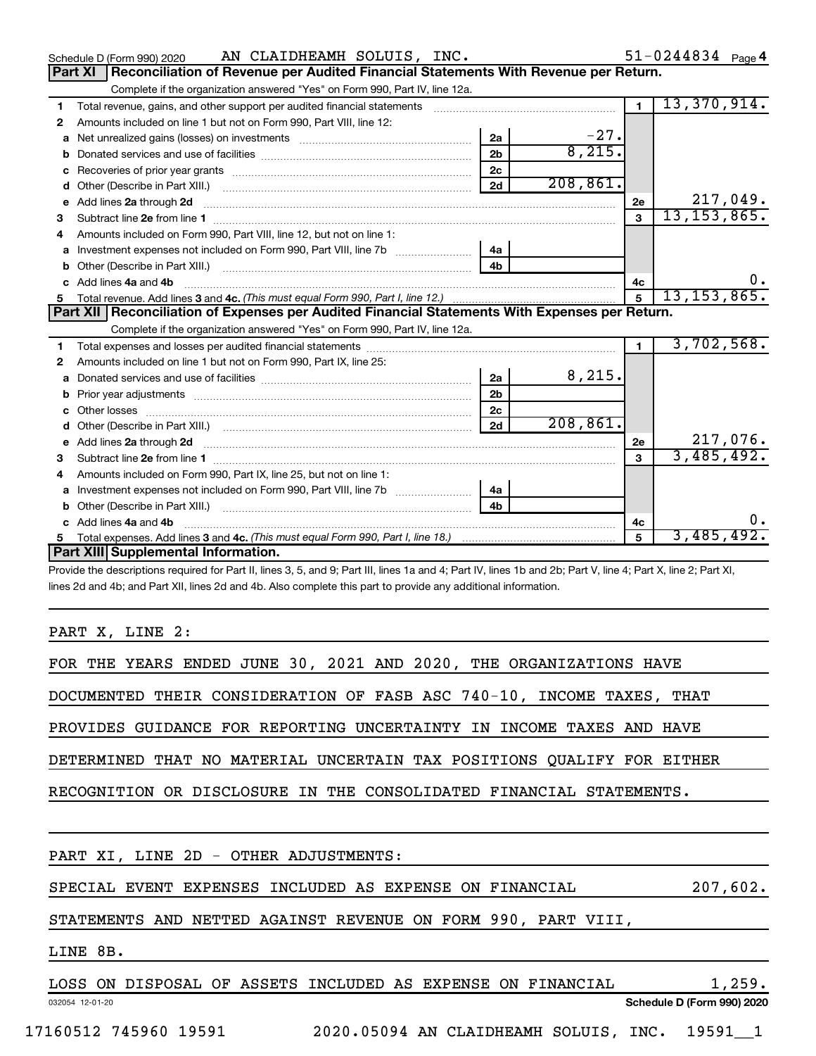Schedule D (Form 990) 2020 AN CLAIDHEAMH SOLUIS, INC. 51-0244834 Page 4

## Part XI Reconciliation of Revenue per Audited Financial Statements With Revenue per Return.

Complete if the organization answered "Yes" on Form 990, Part IV, line 12a.

| | | | | | |
|---|---|---|---|---|---|
| 1 | Total revenue, gains, and other support per audited financial statements | | | 1 | 13,370,914. |
| 2 | Amounts included on line 1 but not on Form 990, Part VIII, line 12: | | | | |
| a | Net unrealized gains (losses) on investments | 2a | -27. | | |
| b | Donated services and use of facilities | 2b | 8,215. | | |
| c | Recoveries of prior year grants | 2c | | | |
| d | Other (Describe in Part XIII.) | 2d | 208,861. | | |
| e | Add lines 2a through 2d | | | 2e | 217,049. |
| 3 | Subtract line 2e from line 1 | | | 3 | 13,153,865. |
| 4 | Amounts included on Form 990, Part VIII, line 12, but not on line 1: | | | | |
| a | Investment expenses not included on Form 990, Part VIII, line 7b | 4a | | | |
| b | Other (Describe in Part XIII.) | 4b | | | |
| c | Add lines 4a and 4b | | | 4c | 0. |
| 5 | Total revenue. Add lines 3 and 4c. *(This must equal Form 990, Part I, line 12.)* | | | 5 | 13,153,865. |

## Part XII Reconciliation of Expenses per Audited Financial Statements With Expenses per Return.

Complete if the organization answered "Yes" on Form 990, Part IV, line 12a.

| | | | | | |
|---|---|---|---|---|---|
| 1 | Total expenses and losses per audited financial statements | | | 1 | 3,702,568. |
| 2 | Amounts included on line 1 but not on Form 990, Part IX, line 25: | | | | |
| a | Donated services and use of facilities | 2a | 8,215. | | |
| b | Prior year adjustments | 2b | | | |
| c | Other losses | 2c | | | |
| d | Other (Describe in Part XIII.) | 2d | 208,861. | | |
| e | Add lines 2a through 2d | | | 2e | 217,076. |
| 3 | Subtract line 2e from line 1 | | | 3 | 3,485,492. |
| 4 | Amounts included on Form 990, Part IX, line 25, but not on line 1: | | | | |
| a | Investment expenses not included on Form 990, Part VIII, line 7b | 4a | | | |
| b | Other (Describe in Part XIII.) | 4b | | | |
| c | Add lines 4a and 4b | | | 4c | 0. |
| 5 | Total expenses. Add lines 3 and 4c. *(This must equal Form 990, Part I, line 18.)* | | | 5 | 3,485,492. |

## Part XIII Supplemental Information.

Provide the descriptions required for Part II, lines 3, 5, and 9; Part III, lines 1a and 4; Part IV, lines 1b and 2b; Part V, line 4; Part X, line 2; Part XI, lines 2d and 4b; and Part XII, lines 2d and 4b. Also complete this part to provide any additional information.

PART X, LINE 2:

FOR THE YEARS ENDED JUNE 30, 2021 AND 2020, THE ORGANIZATIONS HAVE DOCUMENTED THEIR CONSIDERATION OF FASB ASC 740-10, INCOME TAXES, THAT PROVIDES GUIDANCE FOR REPORTING UNCERTAINTY IN INCOME TAXES AND HAVE DETERMINED THAT NO MATERIAL UNCERTAIN TAX POSITIONS QUALIFY FOR EITHER RECOGNITION OR DISCLOSURE IN THE CONSOLIDATED FINANCIAL STATEMENTS.

PART XI, LINE 2D - OTHER ADJUSTMENTS:

| | |
|---|---|
| SPECIAL EVENT EXPENSES INCLUDED AS EXPENSE ON FINANCIAL STATEMENTS AND NETTED AGAINST REVENUE ON FORM 990, PART VIII, LINE 8B. | 207,602. |
| LOSS ON DISPOSAL OF ASSETS INCLUDED AS EXPENSE ON FINANCIAL | 1,259. |

032054 12-01-20

Schedule D (Form 990) 2020

17160512 745960 19591 2020.05094 AN CLAIDHEAMH SOLUIS, INC. 19591__1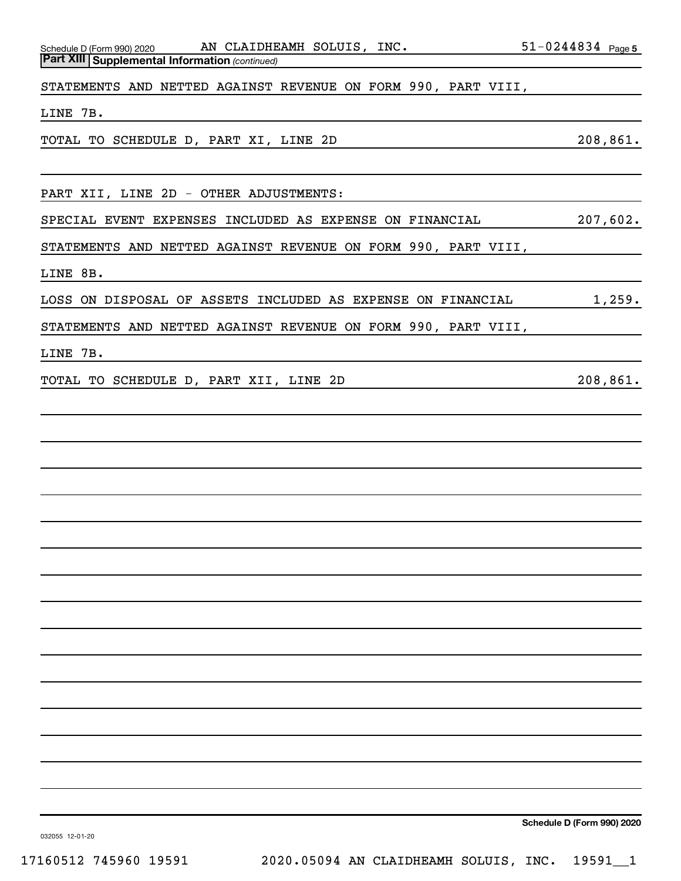**Part XIII Supplemental Information** *(continued)*

STATEMENTS AND NETTED AGAINST REVENUE ON FORM 990, PART VIII,

LINE 7B.

TOTAL TO SCHEDULE D, PART XI, LINE 2D 208,861.

PART XII, LINE 2D - OTHER ADJUSTMENTS:

SPECIAL EVENT EXPENSES INCLUDED AS EXPENSE ON FINANCIAL 207,602.

STATEMENTS AND NETTED AGAINST REVENUE ON FORM 990, PART VIII,

LINE 8B.

LOSS ON DISPOSAL OF ASSETS INCLUDED AS EXPENSE ON FINANCIAL 1,259.

STATEMENTS AND NETTED AGAINST REVENUE ON FORM 990, PART VIII,

LINE 7B.

TOTAL TO SCHEDULE D, PART XII, LINE 2D 208,861.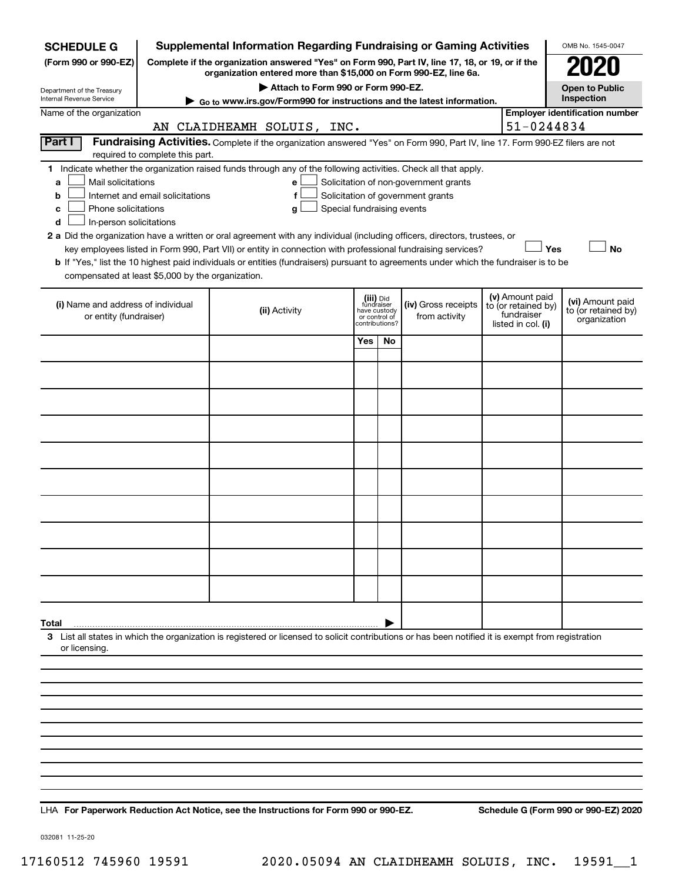**SCHEDULE G**
**(Form 990 or 990-EZ)**

Department of the Treasury
Internal Revenue Service

# Supplemental Information Regarding Fundraising or Gaming Activities

**Complete if the organization answered "Yes" on Form 990, Part IV, line 17, 18, or 19, or if the organization entered more than $15,000 on Form 990-EZ, line 6a.**

**▶ Attach to Form 990 or Form 990-EZ.**

**▶ Go to www.irs.gov/Form990 for instructions and the latest information.**

OMB No. 1545-0047

**2020**

**Open to Public Inspection**

Name of the organization: AN CLAIDHEAMH SOLUIS, INC.

**Employer identification number:** 51-0244834

**Part I** **Fundraising Activities.** Complete if the organization answered "Yes" on Form 990, Part IV, line 17. Form 990-EZ filers are not required to complete this part.

**1** Indicate whether the organization raised funds through any of the following activities. Check all that apply.

- **a** ☐ Mail solicitations
- **b** ☐ Internet and email solicitations
- **c** ☐ Phone solicitations
- **d** ☐ In-person solicitations
- **e** ☐ Solicitation of non-government grants
- **f** ☐ Solicitation of government grants
- **g** ☐ Special fundraising events

**2 a** Did the organization have a written or oral agreement with any individual (including officers, directors, trustees, or key employees listed in Form 990, Part VII) or entity in connection with professional fundraising services? ☐ **Yes** ☐ **No**

**b** If "Yes," list the 10 highest paid individuals or entities (fundraisers) pursuant to agreements under which the fundraiser is to be compensated at least $5,000 by the organization.

| **(i)** Name and address of individual or entity (fundraiser) | **(ii)** Activity | **(iii)** Did fundraiser have custody or control of contributions? Yes | No | **(iv)** Gross receipts from activity | **(v)** Amount paid to (or retained by) fundraiser listed in col. **(i)** | **(vi)** Amount paid to (or retained by) organization |
|---|---|---|---|---|---|---|
| | | | | | | |
| | | | | | | |
| | | | | | | |
| | | | | | | |
| | | | | | | |
| | | | | | | |
| | | | | | | |
| | | | | | | |
| | | | | | | |
| | | | | | | |
| **Total** ▶ | | | | | | |

**3** List all states in which the organization is registered or licensed to solicit contributions or has been notified it is exempt from registration or licensing.

LHA **For Paperwork Reduction Act Notice, see the Instructions for Form 990 or 990-EZ.** **Schedule G (Form 990 or 990-EZ) 2020**

032081 11-25-20

17160512 745960 19591 2020.05094 AN CLAIDHEAMH SOLUIS, INC. 19591__1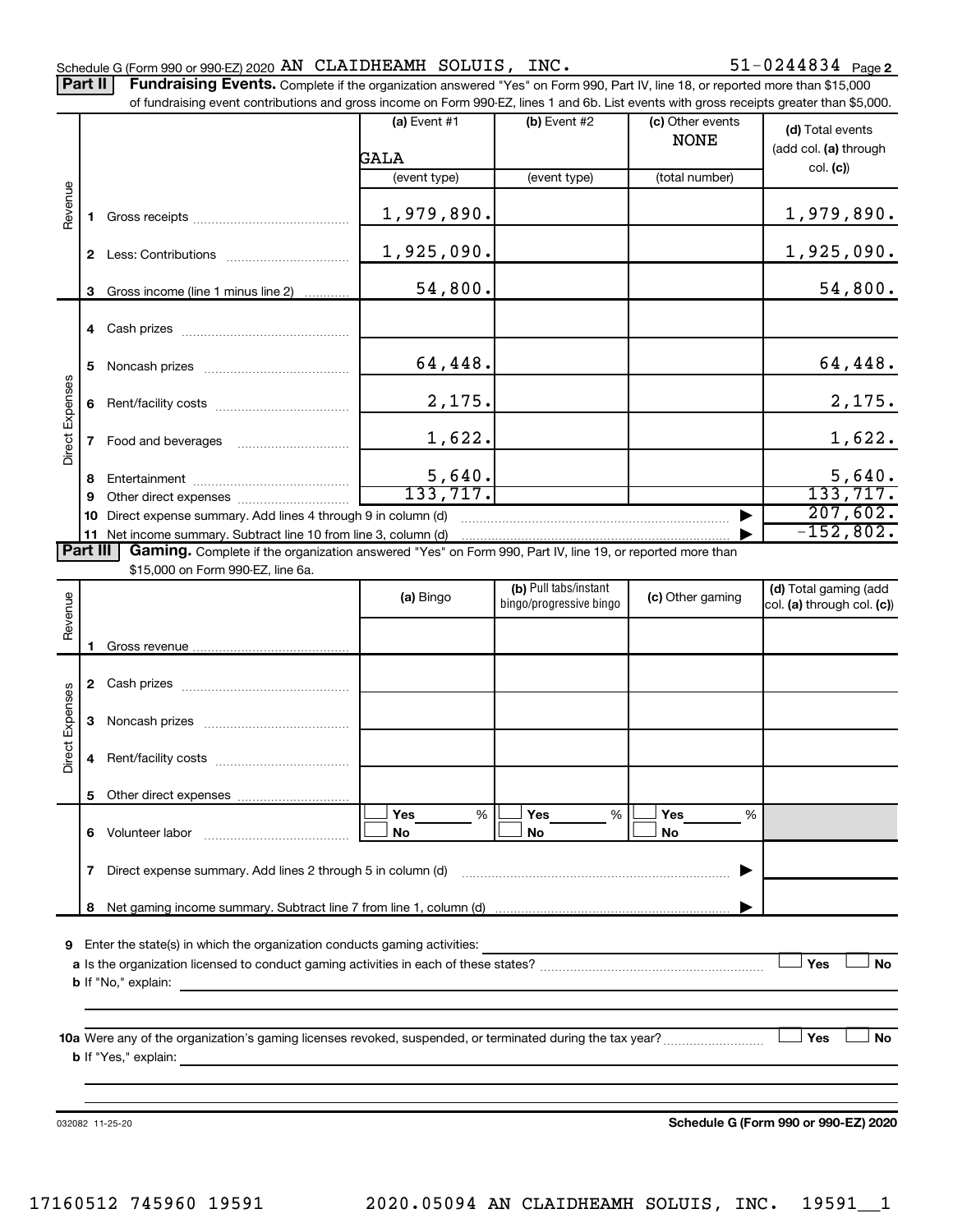Schedule G (Form 990 or 990-EZ) 2020 AN CLAIDHEAMH SOLUIS, INC. 51-0244834 Page 2

**Part II** **Fundraising Events.** Complete if the organization answered "Yes" on Form 990, Part IV, line 18, or reported more than $15,000 of fundraising event contributions and gross income on Form 990-EZ, lines 1 and 6b. List events with gross receipts greater than $5,000.

| | | (a) Event #1 | (b) Event #2 | (c) Other events | (d) Total events (add col. (a) through col. (c)) |
|---|---|---|---|---|---|
| | | GALA | | NONE | |
| | | (event type) | (event type) | (total number) | |
| Revenue | 1 Gross receipts | 1,979,890. | | | 1,979,890. |
| | 2 Less: Contributions | 1,925,090. | | | 1,925,090. |
| | 3 Gross income (line 1 minus line 2) | 54,800. | | | 54,800. |
| Direct Expenses | 4 Cash prizes | | | | |
| | 5 Noncash prizes | 64,448. | | | 64,448. |
| | 6 Rent/facility costs | 2,175. | | | 2,175. |
| | 7 Food and beverages | 1,622. | | | 1,622. |
| | 8 Entertainment | 5,640. | | | 5,640. |
| | 9 Other direct expenses | 133,717. | | | 133,717. |
| | 10 Direct expense summary. Add lines 4 through 9 in column (d) | | | | 207,602. |
| | 11 Net income summary. Subtract line 10 from line 3, column (d) | | | | -152,802. |

**Part III** **Gaming.** Complete if the organization answered "Yes" on Form 990, Part IV, line 19, or reported more than $15,000 on Form 990-EZ, line 6a.

| | | (a) Bingo | (b) Pull tabs/instant bingo/progressive bingo | (c) Other gaming | (d) Total gaming (add col. (a) through col. (c)) |
|---|---|---|---|---|---|
| Revenue | 1 Gross revenue | | | | |
| Direct Expenses | 2 Cash prizes | | | | |
| | 3 Noncash prizes | | | | |
| | 4 Rent/facility costs | | | | |
| | 5 Other direct expenses | | | | |
| | 6 Volunteer labor | Yes ___ % No | Yes ___ % No | Yes ___ % No | |
| | 7 Direct expense summary. Add lines 2 through 5 in column (d) | | | | |
| | 8 Net gaming income summary. Subtract line 7 from line 1, column (d) | | | | |

**9** Enter the state(s) in which the organization conducts gaming activities:

**a** Is the organization licensed to conduct gaming activities in each of these states? Yes No

**b** If "No," explain:

**10a** Were any of the organization's gaming licenses revoked, suspended, or terminated during the tax year? Yes No

**b** If "Yes," explain:

032082 11-25-20 **Schedule G (Form 990 or 990-EZ) 2020**

17160512 745960 19591 2020.05094 AN CLAIDHEAMH SOLUIS, INC. 19591__1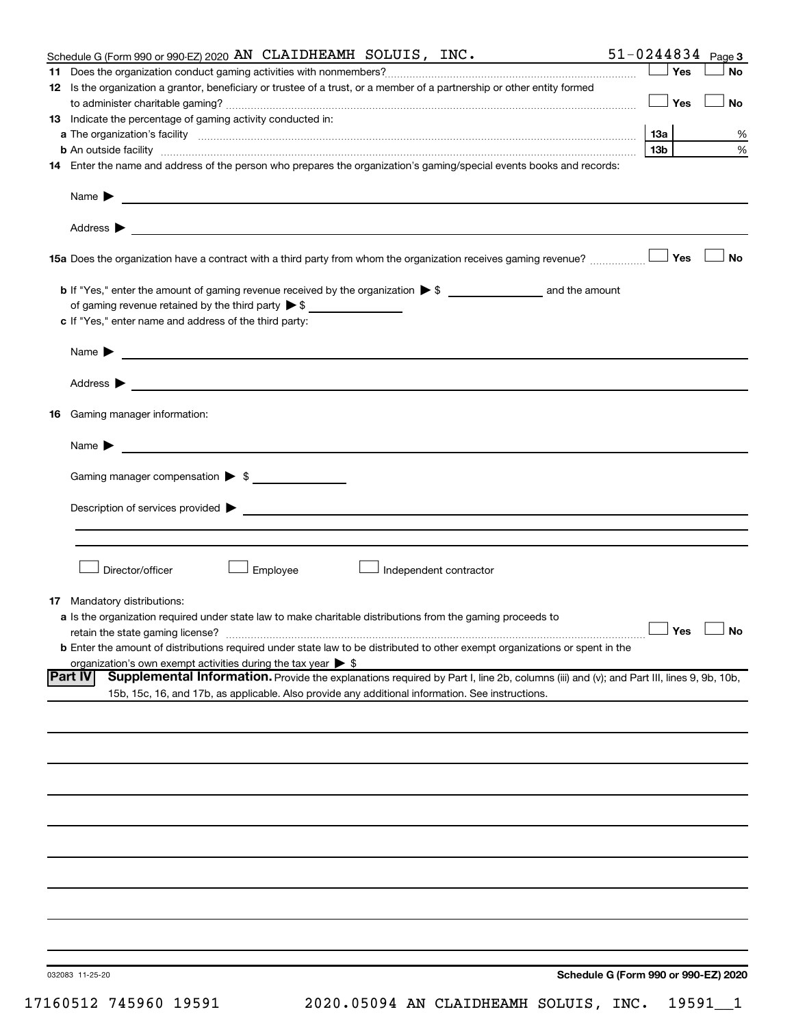Schedule G (Form 990 or 990-EZ) 2020 AN CLAIDHEAMH SOLUIS, INC. 51-0244834 Page **3**

**11** Does the organization conduct gaming activities with nonmembers? ☐ Yes ☐ No

**12** Is the organization a grantor, beneficiary or trustee of a trust, or a member of a partnership or other entity formed to administer charitable gaming? ☐ Yes ☐ No

**13** Indicate the percentage of gaming activity conducted in:

**a** The organization's facility **13a** %

**b** An outside facility **13b** %

**14** Enter the name and address of the person who prepares the organization's gaming/special events books and records:

Name ▶

Address ▶

**15a** Does the organization have a contract with a third party from whom the organization receives gaming revenue? ☐ Yes ☐ No

**b** If "Yes," enter the amount of gaming revenue received by the organization ▶ $ ______ and the amount of gaming revenue retained by the third party ▶ $ ______

**c** If "Yes," enter name and address of the third party:

Name ▶

Address ▶

**16** Gaming manager information:

Name ▶

Gaming manager compensation ▶ $

Description of services provided ▶

☐ Director/officer ☐ Employee ☐ Independent contractor

**17** Mandatory distributions:

**a** Is the organization required under state law to make charitable distributions from the gaming proceeds to retain the state gaming license? ☐ Yes ☐ No

**b** Enter the amount of distributions required under state law to be distributed to other exempt organizations or spent in the organization's own exempt activities during the tax year ▶ $

**Part IV** **Supplemental Information.** Provide the explanations required by Part I, line 2b, columns (iii) and (v); and Part III, lines 9, 9b, 10b, 15b, 15c, 16, and 17b, as applicable. Also provide any additional information. See instructions.

032083 11-25-20 **Schedule G (Form 990 or 990-EZ) 2020**

17160512 745960 19591 2020.05094 AN CLAIDHEAMH SOLUIS, INC. 19591__1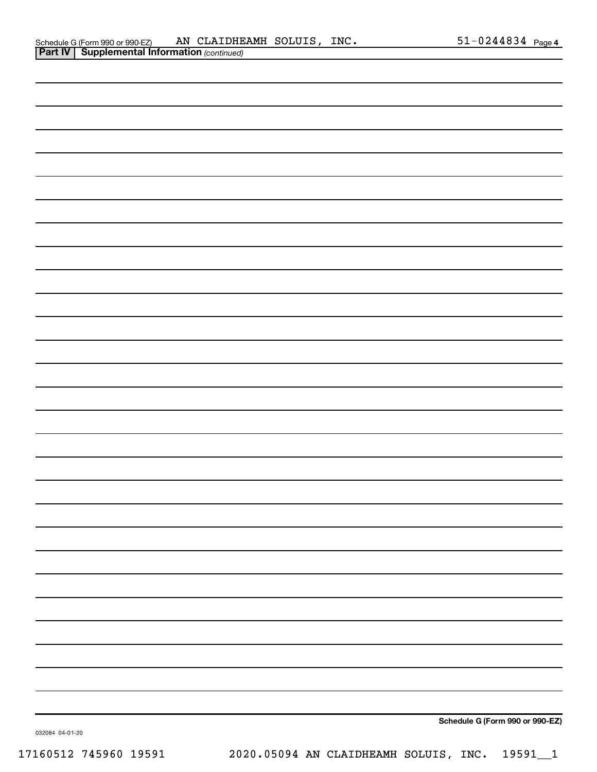Schedule G (Form 990 or 990-EZ) AN CLAIDHEAMH SOLUIS, INC. 51-0244834 Page 4

**Part IV | Supplemental Information** *(continued)*

**Schedule G (Form 990 or 990-EZ)**

032084 04-01-20

17160512 745960 19591 2020.05094 AN CLAIDHEAMH SOLUIS, INC. 19591__1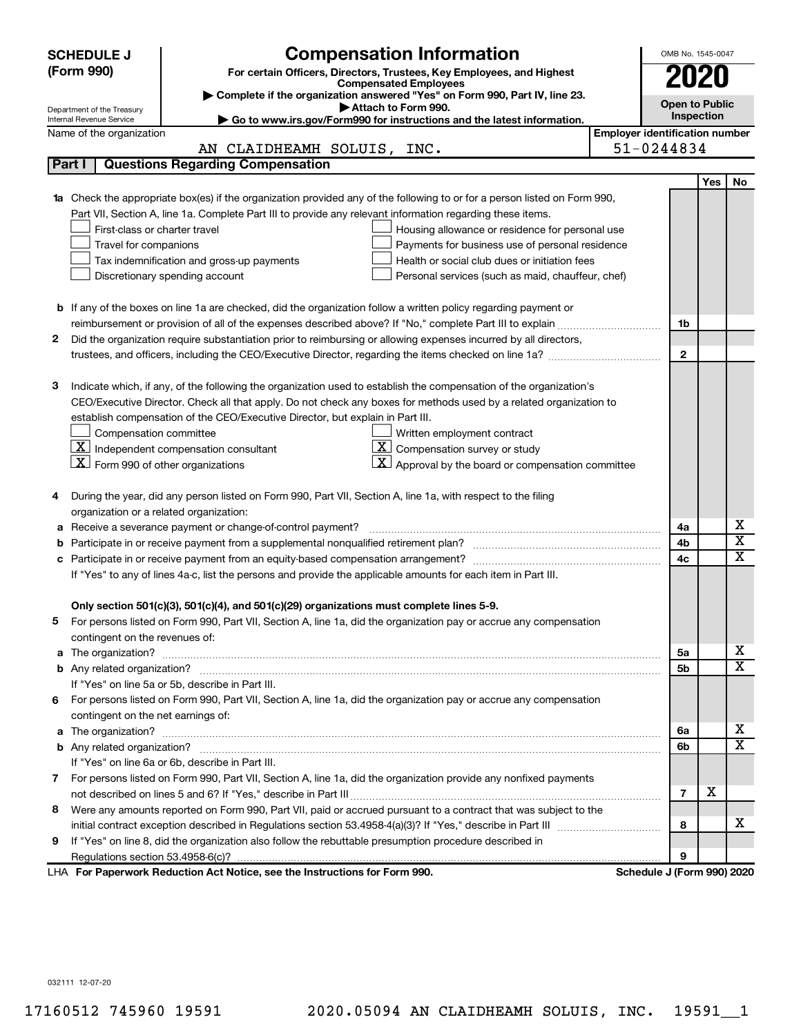# SCHEDULE J (Form 990)

Department of the Treasury
Internal Revenue Service

## Compensation Information

**For certain Officers, Directors, Trustees, Key Employees, and Highest Compensated Employees**

▶ Complete if the organization answered "Yes" on Form 990, Part IV, line 23.
▶ Attach to Form 990.
▶ Go to www.irs.gov/Form990 for instructions and the latest information.

OMB No. 1545-0047

**2020**

**Open to Public Inspection**

Name of the organization: AN CLAIDHEAMH SOLUIS, INC.

Employer identification number: 51-0244834

**Part I — Questions Regarding Compensation**

| | | | Yes | No |
|---|---|---|---|---|
| **1a** | Check the appropriate box(es) if the organization provided any of the following to or for a person listed on Form 990, Part VII, Section A, line 1a. Complete Part III to provide any relevant information regarding these items.<br>☐ First-class or charter travel<br>☐ Travel for companions<br>☐ Tax indemnification and gross-up payments<br>☐ Discretionary spending account<br>☐ Housing allowance or residence for personal use<br>☐ Payments for business use of personal residence<br>☐ Health or social club dues or initiation fees<br>☐ Personal services (such as maid, chauffeur, chef) | | | |
| **b** | If any of the boxes on line 1a are checked, did the organization follow a written policy regarding payment or reimbursement or provision of all of the expenses described above? If "No," complete Part III to explain | 1b | | |
| **2** | Did the organization require substantiation prior to reimbursing or allowing expenses incurred by all directors, trustees, and officers, including the CEO/Executive Director, regarding the items checked on line 1a? | 2 | | |
| **3** | Indicate which, if any, of the following the organization used to establish the compensation of the organization's CEO/Executive Director. Check all that apply. Do not check any boxes for methods used by a related organization to establish compensation of the CEO/Executive Director, but explain in Part III.<br>☐ Compensation committee<br>☒ Independent compensation consultant<br>☒ Form 990 of other organizations<br>☐ Written employment contract<br>☒ Compensation survey or study<br>☒ Approval by the board or compensation committee | | | |
| **4** | During the year, did any person listed on Form 990, Part VII, Section A, line 1a, with respect to the filing organization or a related organization: | | | |
| **a** | Receive a severance payment or change-of-control payment? | 4a | | X |
| **b** | Participate in or receive payment from a supplemental nonqualified retirement plan? | 4b | | X |
| **c** | Participate in or receive payment from an equity-based compensation arrangement? | 4c | | X |
| | If "Yes" to any of lines 4a-c, list the persons and provide the applicable amounts for each item in Part III. | | | |
| | **Only section 501(c)(3), 501(c)(4), and 501(c)(29) organizations must complete lines 5-9.** | | | |
| **5** | For persons listed on Form 990, Part VII, Section A, line 1a, did the organization pay or accrue any compensation contingent on the revenues of: | | | |
| **a** | The organization? | 5a | | X |
| **b** | Any related organization? | 5b | | X |
| | If "Yes" on line 5a or 5b, describe in Part III. | | | |
| **6** | For persons listed on Form 990, Part VII, Section A, line 1a, did the organization pay or accrue any compensation contingent on the net earnings of: | | | |
| **a** | The organization? | 6a | | X |
| **b** | Any related organization? | 6b | | X |
| | If "Yes" on line 6a or 6b, describe in Part III. | | | |
| **7** | For persons listed on Form 990, Part VII, Section A, line 1a, did the organization provide any nonfixed payments not described on lines 5 and 6? If "Yes," describe in Part III | 7 | X | |
| **8** | Were any amounts reported on Form 990, Part VII, paid or accrued pursuant to a contract that was subject to the initial contract exception described in Regulations section 53.4958-4(a)(3)? If "Yes," describe in Part III | 8 | | X |
| **9** | If "Yes" on line 8, did the organization also follow the rebuttable presumption procedure described in Regulations section 53.4958-6(c)? | 9 | | |

LHA **For Paperwork Reduction Act Notice, see the Instructions for Form 990.** **Schedule J (Form 990) 2020**

032111 12-07-20

17160512 745960 19591 2020.05094 AN CLAIDHEAMH SOLUIS, INC. 19591__1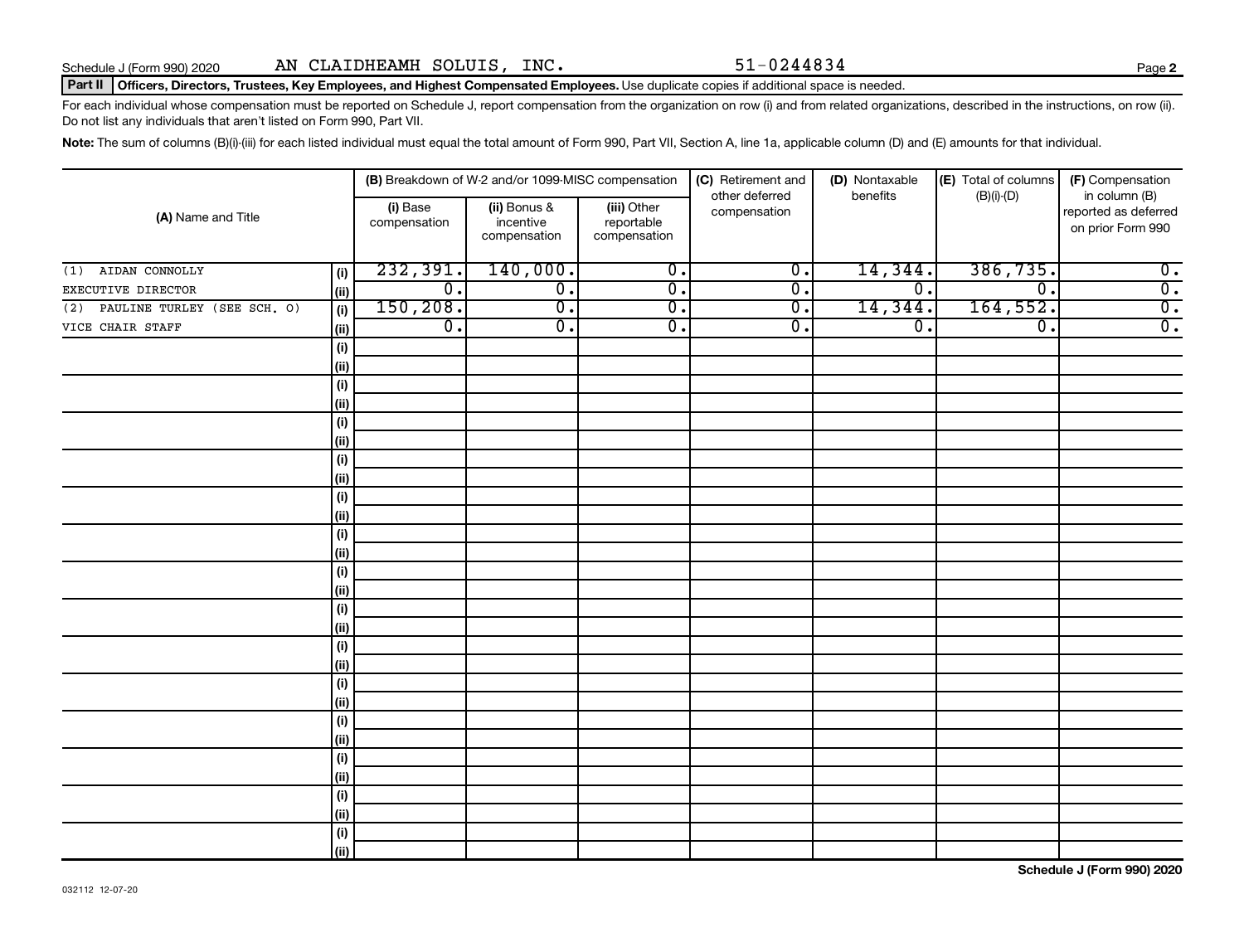Schedule J (Form 990) 2020 AN CLAIDHEAMH SOLUIS, INC. 51-0244834

**Part II Officers, Directors, Trustees, Key Employees, and Highest Compensated Employees.** Use duplicate copies if additional space is needed.

For each individual whose compensation must be reported on Schedule J, report compensation from the organization on row (i) and from related organizations, described in the instructions, on row (ii). Do not list any individuals that aren't listed on Form 990, Part VII.

**Note:** The sum of columns (B)(i)-(iii) for each listed individual must equal the total amount of Form 990, Part VII, Section A, line 1a, applicable column (D) and (E) amounts for that individual.

| (A) Name and Title | | (B) Breakdown of W-2 and/or 1099-MISC compensation | | | (C) Retirement and other deferred compensation | (D) Nontaxable benefits | (E) Total of columns (B)(i)-(D) | (F) Compensation in column (B) reported as deferred on prior Form 990 |
|---|---|---|---|---|---|---|---|---|
| | | (i) Base compensation | (ii) Bonus & incentive compensation | (iii) Other reportable compensation | | | | |
| (1) AIDAN CONNOLLY | (i) | 232,391. | 140,000. | 0. | 0. | 14,344. | 386,735. | 0. |
| EXECUTIVE DIRECTOR | (ii) | 0. | 0. | 0. | 0. | 0. | 0. | 0. |
| (2) PAULINE TURLEY (SEE SCH. O) | (i) | 150,208. | 0. | 0. | 0. | 14,344. | 164,552. | 0. |
| VICE CHAIR STAFF | (ii) | 0. | 0. | 0. | 0. | 0. | 0. | 0. |

Schedule J (Form 990) 2020

032112 12-07-20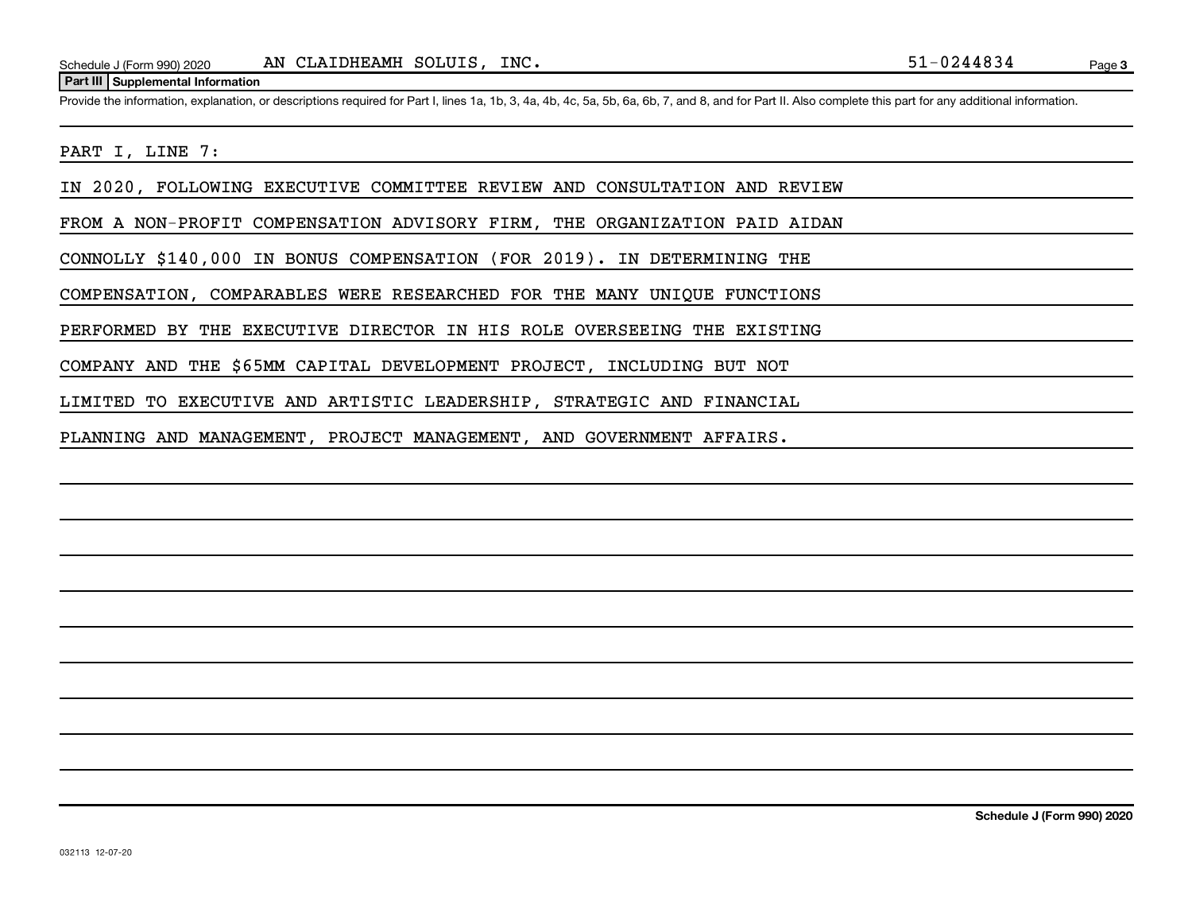Schedule J (Form 990) 2020 AN CLAIDHEAMH SOLUIS, INC. 51-0244834

## Part III Supplemental Information

Provide the information, explanation, or descriptions required for Part I, lines 1a, 1b, 3, 4a, 4b, 4c, 5a, 5b, 6a, 6b, 7, and 8, and for Part II. Also complete this part for any additional information.

PART I, LINE 7:

IN 2020, FOLLOWING EXECUTIVE COMMITTEE REVIEW AND CONSULTATION AND REVIEW FROM A NON-PROFIT COMPENSATION ADVISORY FIRM, THE ORGANIZATION PAID AIDAN CONNOLLY $140,000 IN BONUS COMPENSATION (FOR 2019). IN DETERMINING THE COMPENSATION, COMPARABLES WERE RESEARCHED FOR THE MANY UNIQUE FUNCTIONS PERFORMED BY THE EXECUTIVE DIRECTOR IN HIS ROLE OVERSEEING THE EXISTING COMPANY AND THE $65MM CAPITAL DEVELOPMENT PROJECT, INCLUDING BUT NOT LIMITED TO EXECUTIVE AND ARTISTIC LEADERSHIP, STRATEGIC AND FINANCIAL PLANNING AND MANAGEMENT, PROJECT MANAGEMENT, AND GOVERNMENT AFFAIRS.

Schedule J (Form 990) 2020

032113 12-07-20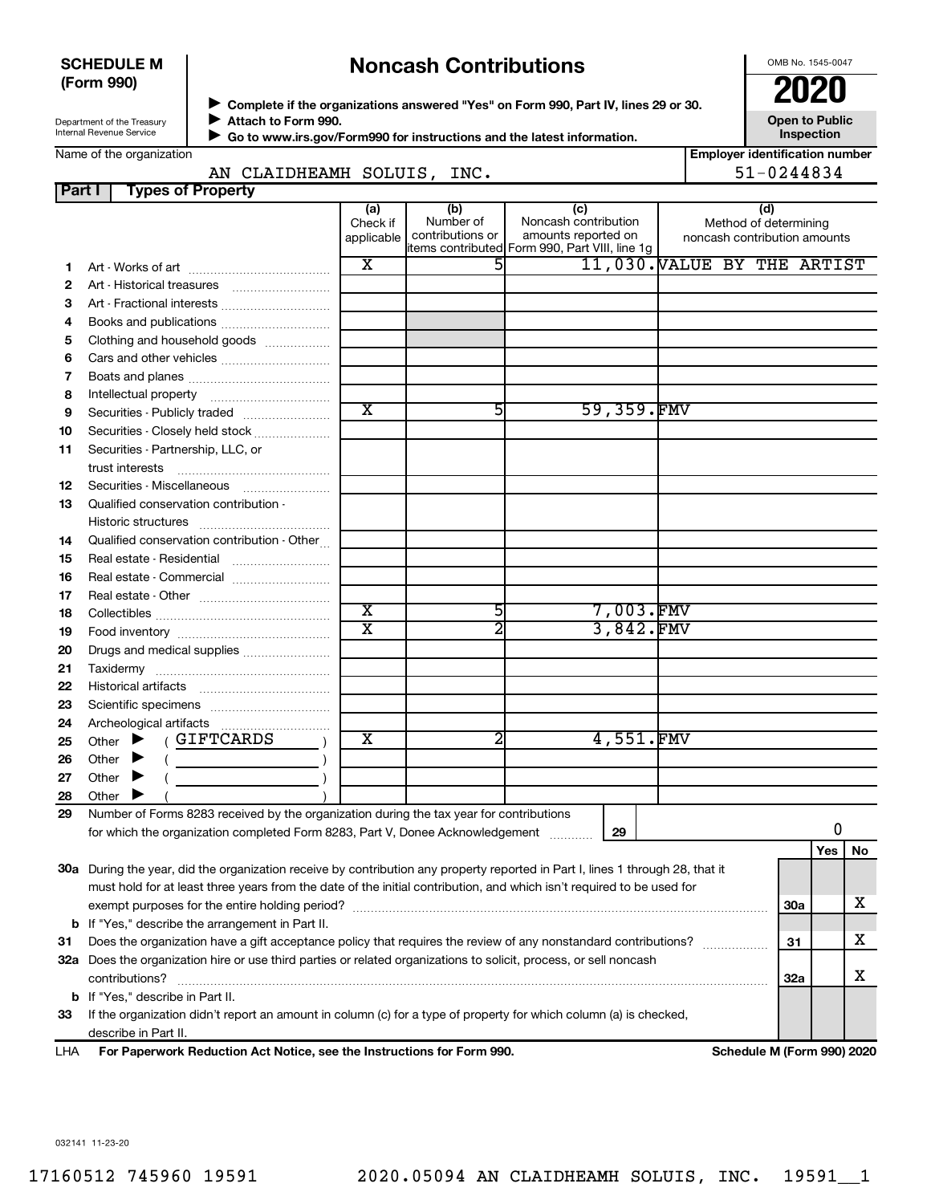**SCHEDULE M (Form 990)**

Department of the Treasury
Internal Revenue Service

# Noncash Contributions

▶ Complete if the organizations answered "Yes" on Form 990, Part IV, lines 29 or 30.
▶ Attach to Form 990.
▶ Go to www.irs.gov/Form990 for instructions and the latest information.

OMB No. 1545-0047

**2020**

**Open to Public Inspection**

Name of the organization: AN CLAIDHEAMH SOLUIS, INC.

Employer identification number: 51-0244834

## Part I Types of Property

| | | (a) Check if applicable | (b) Number of contributions or items contributed | (c) Noncash contribution amounts reported on Form 990, Part VIII, line 1g | (d) Method of determining noncash contribution amounts |
|---|---|---|---|---|---|
| 1 | Art - Works of art | X | 5 | 11,030. | VALUE BY THE ARTIST |
| 2 | Art - Historical treasures | | | | |
| 3 | Art - Fractional interests | | | | |
| 4 | Books and publications | | | | |
| 5 | Clothing and household goods | | | | |
| 6 | Cars and other vehicles | | | | |
| 7 | Boats and planes | | | | |
| 8 | Intellectual property | | | | |
| 9 | Securities - Publicly traded | X | 5 | 59,359. | FMV |
| 10 | Securities - Closely held stock | | | | |
| 11 | Securities - Partnership, LLC, or trust interests | | | | |
| 12 | Securities - Miscellaneous | | | | |
| 13 | Qualified conservation contribution - Historic structures | | | | |
| 14 | Qualified conservation contribution - Other | | | | |
| 15 | Real estate - Residential | | | | |
| 16 | Real estate - Commercial | | | | |
| 17 | Real estate - Other | | | | |
| 18 | Collectibles | X | 5 | 7,003. | FMV |
| 19 | Food inventory | X | 2 | 3,842. | FMV |
| 20 | Drugs and medical supplies | | | | |
| 21 | Taxidermy | | | | |
| 22 | Historical artifacts | | | | |
| 23 | Scientific specimens | | | | |
| 24 | Archeological artifacts | | | | |
| 25 | Other ▶ ( GIFTCARDS ) | X | 2 | 4,551. | FMV |
| 26 | Other ▶ ( ) | | | | |
| 27 | Other ▶ ( ) | | | | |
| 28 | Other ▶ ( ) | | | | |

29 Number of Forms 8283 received by the organization during the tax year for contributions for which the organization completed Form 8283, Part V, Donee Acknowledgement ..... 29 | 0

| | | | Yes | No |
|---|---|---|---|---|
| 30a | During the year, did the organization receive by contribution any property reported in Part I, lines 1 through 28, that it must hold for at least three years from the date of the initial contribution, and which isn't required to be used for exempt purposes for the entire holding period? | 30a | | X |
| b | If "Yes," describe the arrangement in Part II. | | | |
| 31 | Does the organization have a gift acceptance policy that requires the review of any nonstandard contributions? | 31 | | X |
| 32a | Does the organization hire or use third parties or related organizations to solicit, process, or sell noncash contributions? | 32a | | X |
| b | If "Yes," describe in Part II. | | | |
| 33 | If the organization didn't report an amount in column (c) for a type of property for which column (a) is checked, describe in Part II. | | | |

LHA **For Paperwork Reduction Act Notice, see the Instructions for Form 990.** **Schedule M (Form 990) 2020**

032141 11-23-20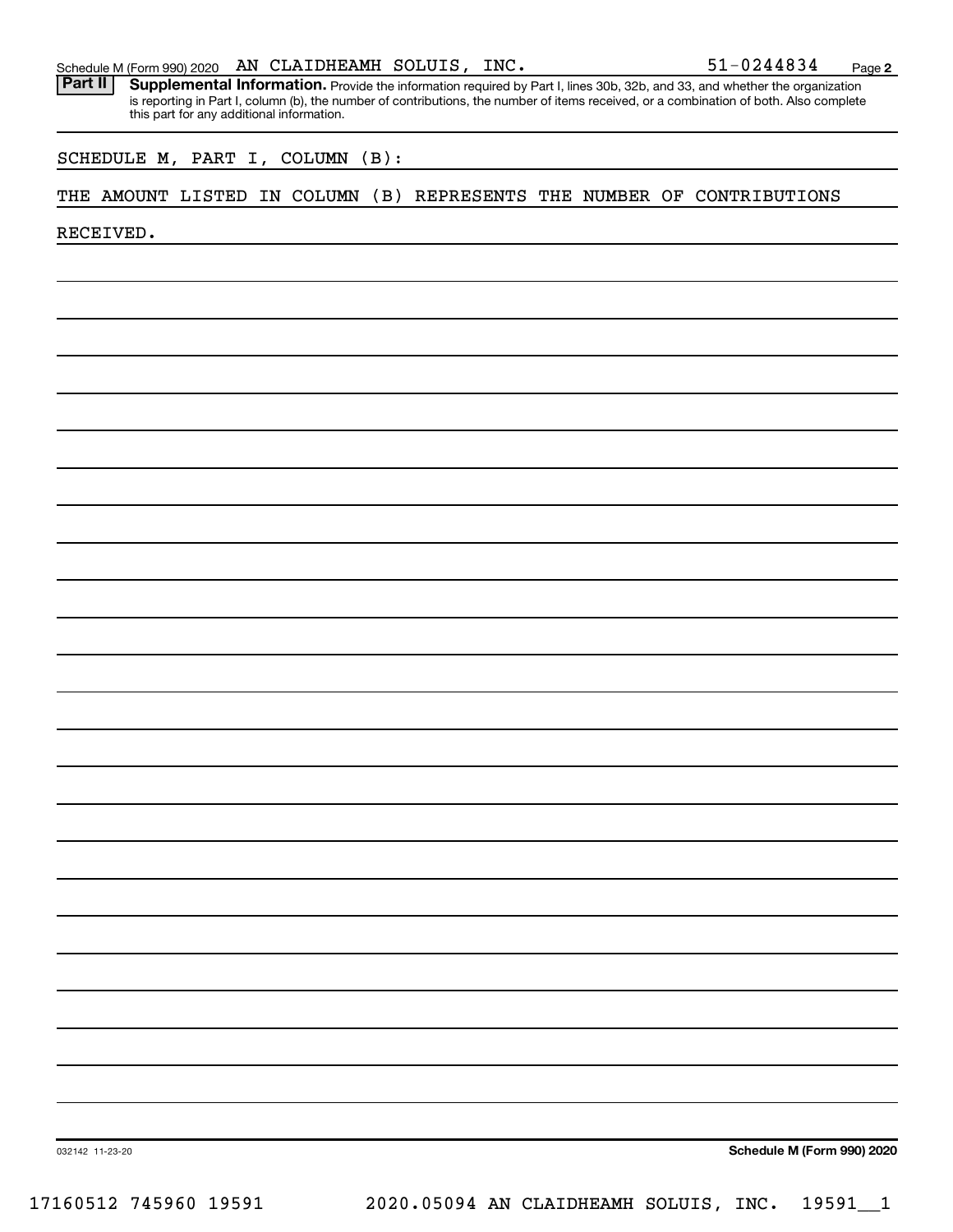Schedule M (Form 990) 2020 AN CLAIDHEAMH SOLUIS, INC. 51-0244834

**Part II** **Supplemental Information.** Provide the information required by Part I, lines 30b, 32b, and 33, and whether the organization is reporting in Part I, column (b), the number of contributions, the number of items received, or a combination of both. Also complete this part for any additional information.

SCHEDULE M, PART I, COLUMN (B):

THE AMOUNT LISTED IN COLUMN (B) REPRESENTS THE NUMBER OF CONTRIBUTIONS RECEIVED.

032142 11-23-20

**Schedule M (Form 990) 2020**

17160512 745960 19591 2020.05094 AN CLAIDHEAMH SOLUIS, INC. 19591__1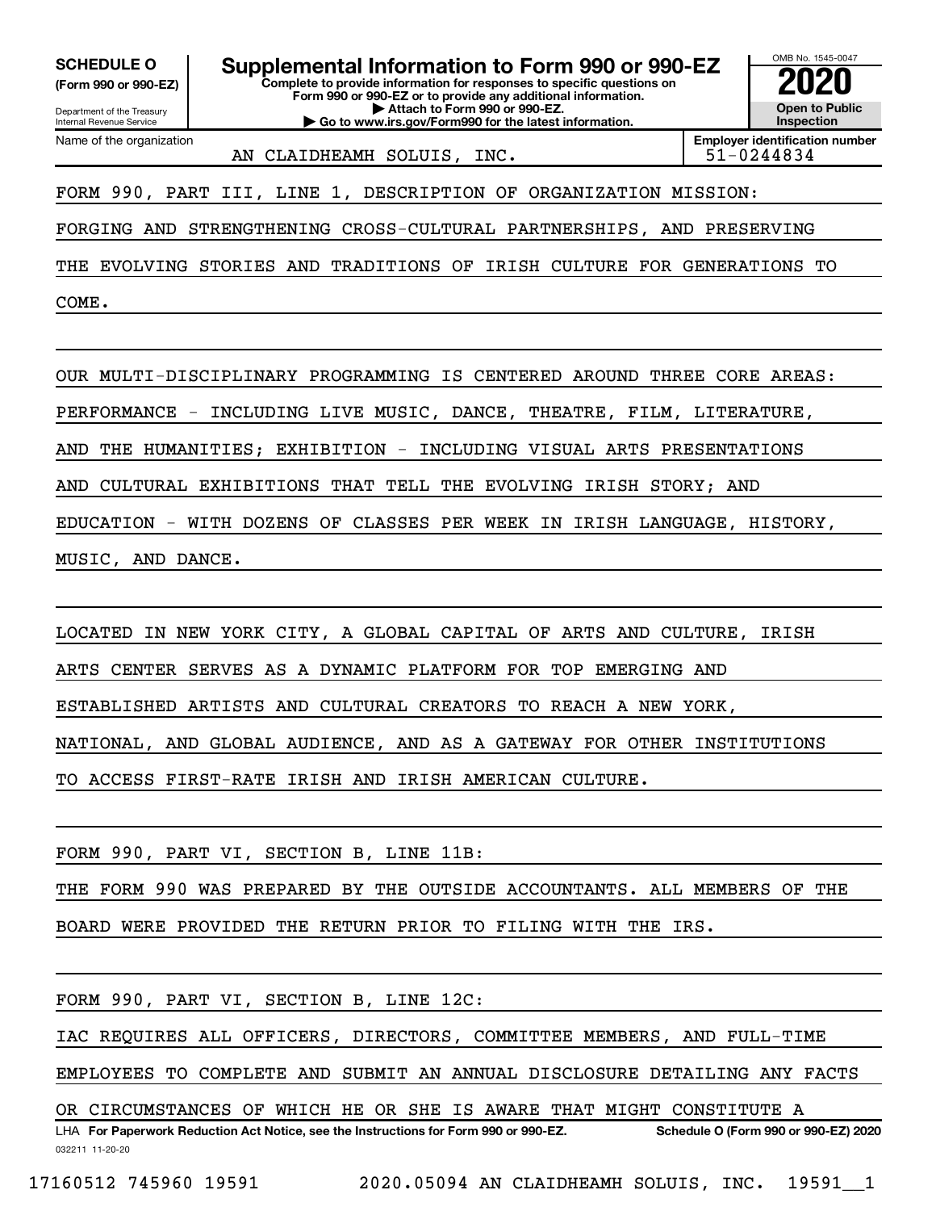**SCHEDULE O**
**(Form 990 or 990-EZ)**

Department of the Treasury
Internal Revenue Service

# Supplemental Information to Form 990 or 990-EZ

**Complete to provide information for responses to specific questions on Form 990 or 990-EZ or to provide any additional information.**
**▶ Attach to Form 990 or 990-EZ.**
**▶ Go to www.irs.gov/Form990 for the latest information.**

OMB No. 1545-0047
**2020**
**Open to Public Inspection**

Name of the organization: AN CLAIDHEAMH SOLUIS, INC.
**Employer identification number:** 51-0244834

FORM 990, PART III, LINE 1, DESCRIPTION OF ORGANIZATION MISSION:

FORGING AND STRENGTHENING CROSS-CULTURAL PARTNERSHIPS, AND PRESERVING THE EVOLVING STORIES AND TRADITIONS OF IRISH CULTURE FOR GENERATIONS TO COME.

OUR MULTI-DISCIPLINARY PROGRAMMING IS CENTERED AROUND THREE CORE AREAS: PERFORMANCE - INCLUDING LIVE MUSIC, DANCE, THEATRE, FILM, LITERATURE, AND THE HUMANITIES; EXHIBITION - INCLUDING VISUAL ARTS PRESENTATIONS AND CULTURAL EXHIBITIONS THAT TELL THE EVOLVING IRISH STORY; AND EDUCATION - WITH DOZENS OF CLASSES PER WEEK IN IRISH LANGUAGE, HISTORY, MUSIC, AND DANCE.

LOCATED IN NEW YORK CITY, A GLOBAL CAPITAL OF ARTS AND CULTURE, IRISH ARTS CENTER SERVES AS A DYNAMIC PLATFORM FOR TOP EMERGING AND ESTABLISHED ARTISTS AND CULTURAL CREATORS TO REACH A NEW YORK, NATIONAL, AND GLOBAL AUDIENCE, AND AS A GATEWAY FOR OTHER INSTITUTIONS TO ACCESS FIRST-RATE IRISH AND IRISH AMERICAN CULTURE.

FORM 990, PART VI, SECTION B, LINE 11B:

THE FORM 990 WAS PREPARED BY THE OUTSIDE ACCOUNTANTS. ALL MEMBERS OF THE BOARD WERE PROVIDED THE RETURN PRIOR TO FILING WITH THE IRS.

FORM 990, PART VI, SECTION B, LINE 12C:

IAC REQUIRES ALL OFFICERS, DIRECTORS, COMMITTEE MEMBERS, AND FULL-TIME EMPLOYEES TO COMPLETE AND SUBMIT AN ANNUAL DISCLOSURE DETAILING ANY FACTS OR CIRCUMSTANCES OF WHICH HE OR SHE IS AWARE THAT MIGHT CONSTITUTE A

LHA **For Paperwork Reduction Act Notice, see the Instructions for Form 990 or 990-EZ.** **Schedule O (Form 990 or 990-EZ) 2020**
032211 11-20-20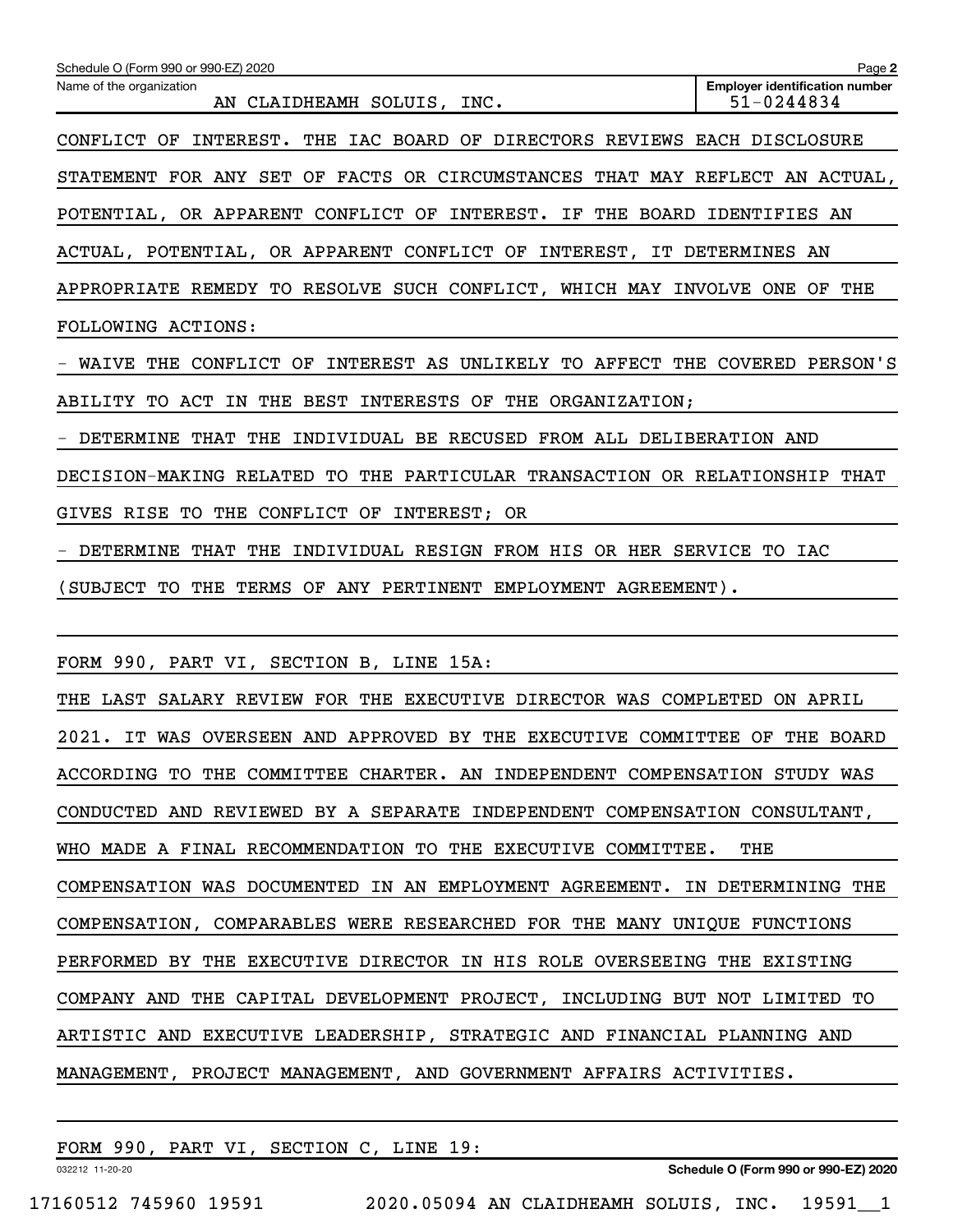Name of the organization: AN CLAIDHEAMH SOLUIS, INC.

Employer identification number: 51-0244834

CONFLICT OF INTEREST. THE IAC BOARD OF DIRECTORS REVIEWS EACH DISCLOSURE STATEMENT FOR ANY SET OF FACTS OR CIRCUMSTANCES THAT MAY REFLECT AN ACTUAL, POTENTIAL, OR APPARENT CONFLICT OF INTEREST. IF THE BOARD IDENTIFIES AN ACTUAL, POTENTIAL, OR APPARENT CONFLICT OF INTEREST, IT DETERMINES AN APPROPRIATE REMEDY TO RESOLVE SUCH CONFLICT, WHICH MAY INVOLVE ONE OF THE FOLLOWING ACTIONS:

- WAIVE THE CONFLICT OF INTEREST AS UNLIKELY TO AFFECT THE COVERED PERSON'S ABILITY TO ACT IN THE BEST INTERESTS OF THE ORGANIZATION;
- DETERMINE THAT THE INDIVIDUAL BE RECUSED FROM ALL DELIBERATION AND DECISION-MAKING RELATED TO THE PARTICULAR TRANSACTION OR RELATIONSHIP THAT GIVES RISE TO THE CONFLICT OF INTEREST; OR
- DETERMINE THAT THE INDIVIDUAL RESIGN FROM HIS OR HER SERVICE TO IAC (SUBJECT TO THE TERMS OF ANY PERTINENT EMPLOYMENT AGREEMENT).

FORM 990, PART VI, SECTION B, LINE 15A:

THE LAST SALARY REVIEW FOR THE EXECUTIVE DIRECTOR WAS COMPLETED ON APRIL 2021. IT WAS OVERSEEN AND APPROVED BY THE EXECUTIVE COMMITTEE OF THE BOARD ACCORDING TO THE COMMITTEE CHARTER. AN INDEPENDENT COMPENSATION STUDY WAS CONDUCTED AND REVIEWED BY A SEPARATE INDEPENDENT COMPENSATION CONSULTANT, WHO MADE A FINAL RECOMMENDATION TO THE EXECUTIVE COMMITTEE. THE COMPENSATION WAS DOCUMENTED IN AN EMPLOYMENT AGREEMENT. IN DETERMINING THE COMPENSATION, COMPARABLES WERE RESEARCHED FOR THE MANY UNIQUE FUNCTIONS PERFORMED BY THE EXECUTIVE DIRECTOR IN HIS ROLE OVERSEEING THE EXISTING COMPANY AND THE CAPITAL DEVELOPMENT PROJECT, INCLUDING BUT NOT LIMITED TO ARTISTIC AND EXECUTIVE LEADERSHIP, STRATEGIC AND FINANCIAL PLANNING AND MANAGEMENT, PROJECT MANAGEMENT, AND GOVERNMENT AFFAIRS ACTIVITIES.

FORM 990, PART VI, SECTION C, LINE 19: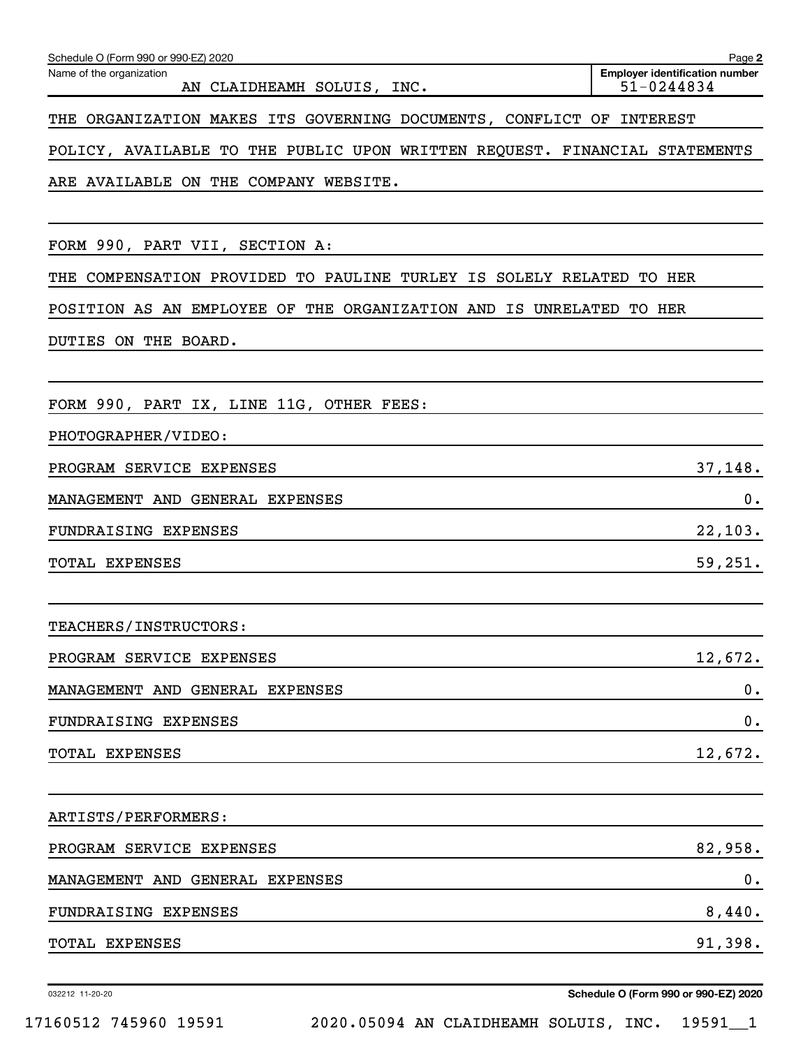Schedule O (Form 990 or 990-EZ) 2020

| Name of the organization | Employer identification number |
|---|---|
| AN CLAIDHEAMH SOLUIS, INC. | 51-0244834 |

THE ORGANIZATION MAKES ITS GOVERNING DOCUMENTS, CONFLICT OF INTEREST POLICY, AVAILABLE TO THE PUBLIC UPON WRITTEN REQUEST. FINANCIAL STATEMENTS ARE AVAILABLE ON THE COMPANY WEBSITE.

FORM 990, PART VII, SECTION A:

THE COMPENSATION PROVIDED TO PAULINE TURLEY IS SOLELY RELATED TO HER POSITION AS AN EMPLOYEE OF THE ORGANIZATION AND IS UNRELATED TO HER DUTIES ON THE BOARD.

FORM 990, PART IX, LINE 11G, OTHER FEES:

PHOTOGRAPHER/VIDEO:

| | |
|---|---|
| PROGRAM SERVICE EXPENSES | 37,148. |
| MANAGEMENT AND GENERAL EXPENSES | 0. |
| FUNDRAISING EXPENSES | 22,103. |
| TOTAL EXPENSES | 59,251. |

TEACHERS/INSTRUCTORS:

| | |
|---|---|
| PROGRAM SERVICE EXPENSES | 12,672. |
| MANAGEMENT AND GENERAL EXPENSES | 0. |
| FUNDRAISING EXPENSES | 0. |
| TOTAL EXPENSES | 12,672. |

ARTISTS/PERFORMERS:

| | |
|---|---|
| PROGRAM SERVICE EXPENSES | 82,958. |
| MANAGEMENT AND GENERAL EXPENSES | 0. |
| FUNDRAISING EXPENSES | 8,440. |
| TOTAL EXPENSES | 91,398. |

032212 11-20-20

Schedule O (Form 990 or 990-EZ) 2020

17160512 745960 19591 2020.05094 AN CLAIDHEAMH SOLUIS, INC. 19591__1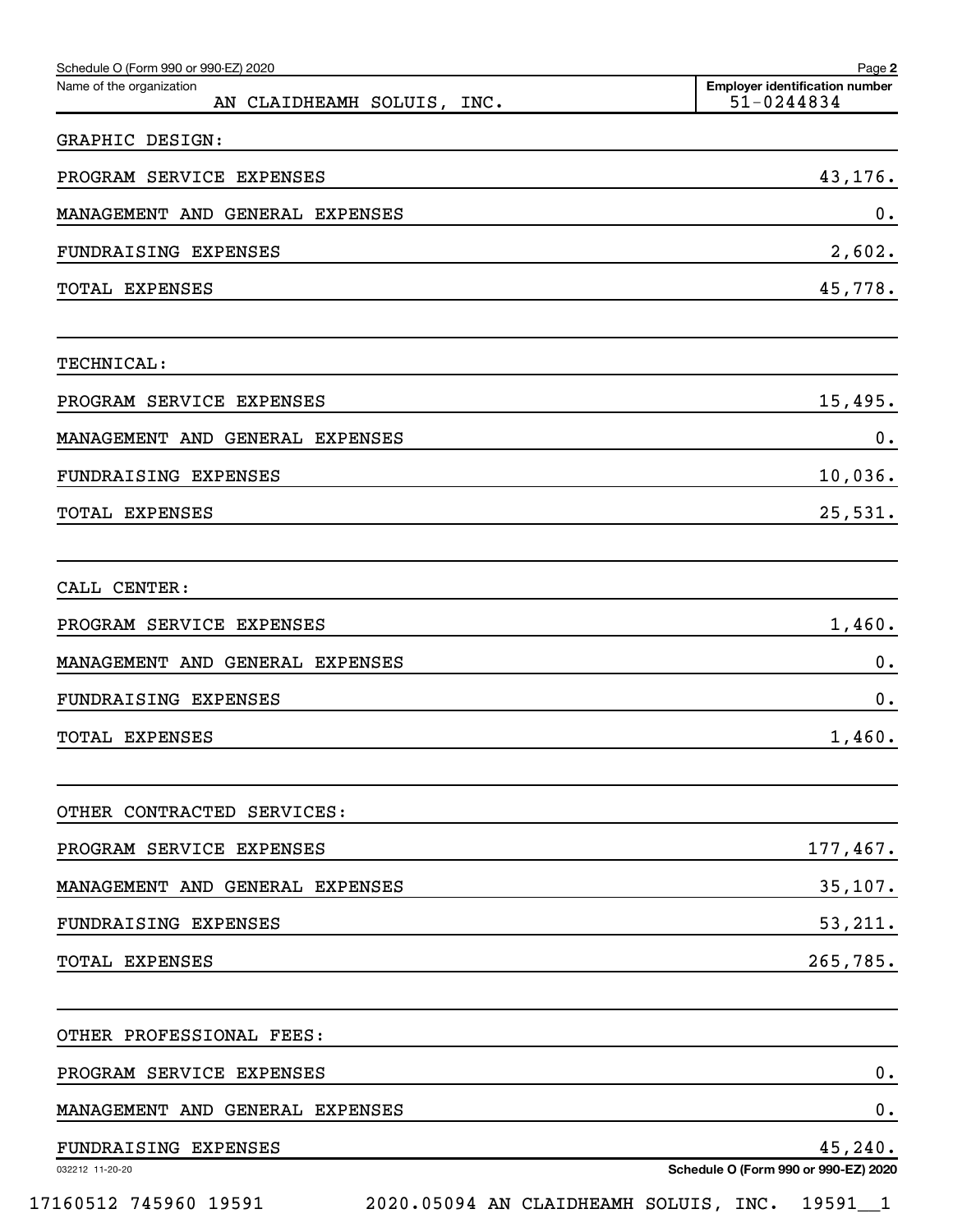Schedule O (Form 990 or 990-EZ) 2020

Name of the organization: AN CLAIDHEAMH SOLUIS, INC.

Employer identification number: 51-0244834

| | |
|---|---|
| GRAPHIC DESIGN: | |
| PROGRAM SERVICE EXPENSES | 43,176. |
| MANAGEMENT AND GENERAL EXPENSES | 0. |
| FUNDRAISING EXPENSES | 2,602. |
| TOTAL EXPENSES | 45,778. |
| | |
| TECHNICAL: | |
| PROGRAM SERVICE EXPENSES | 15,495. |
| MANAGEMENT AND GENERAL EXPENSES | 0. |
| FUNDRAISING EXPENSES | 10,036. |
| TOTAL EXPENSES | 25,531. |
| | |
| CALL CENTER: | |
| PROGRAM SERVICE EXPENSES | 1,460. |
| MANAGEMENT AND GENERAL EXPENSES | 0. |
| FUNDRAISING EXPENSES | 0. |
| TOTAL EXPENSES | 1,460. |
| | |
| OTHER CONTRACTED SERVICES: | |
| PROGRAM SERVICE EXPENSES | 177,467. |
| MANAGEMENT AND GENERAL EXPENSES | 35,107. |
| FUNDRAISING EXPENSES | 53,211. |
| TOTAL EXPENSES | 265,785. |
| | |
| OTHER PROFESSIONAL FEES: | |
| PROGRAM SERVICE EXPENSES | 0. |
| MANAGEMENT AND GENERAL EXPENSES | 0. |
| FUNDRAISING EXPENSES | 45,240. |

032212 11-20-20

Schedule O (Form 990 or 990-EZ) 2020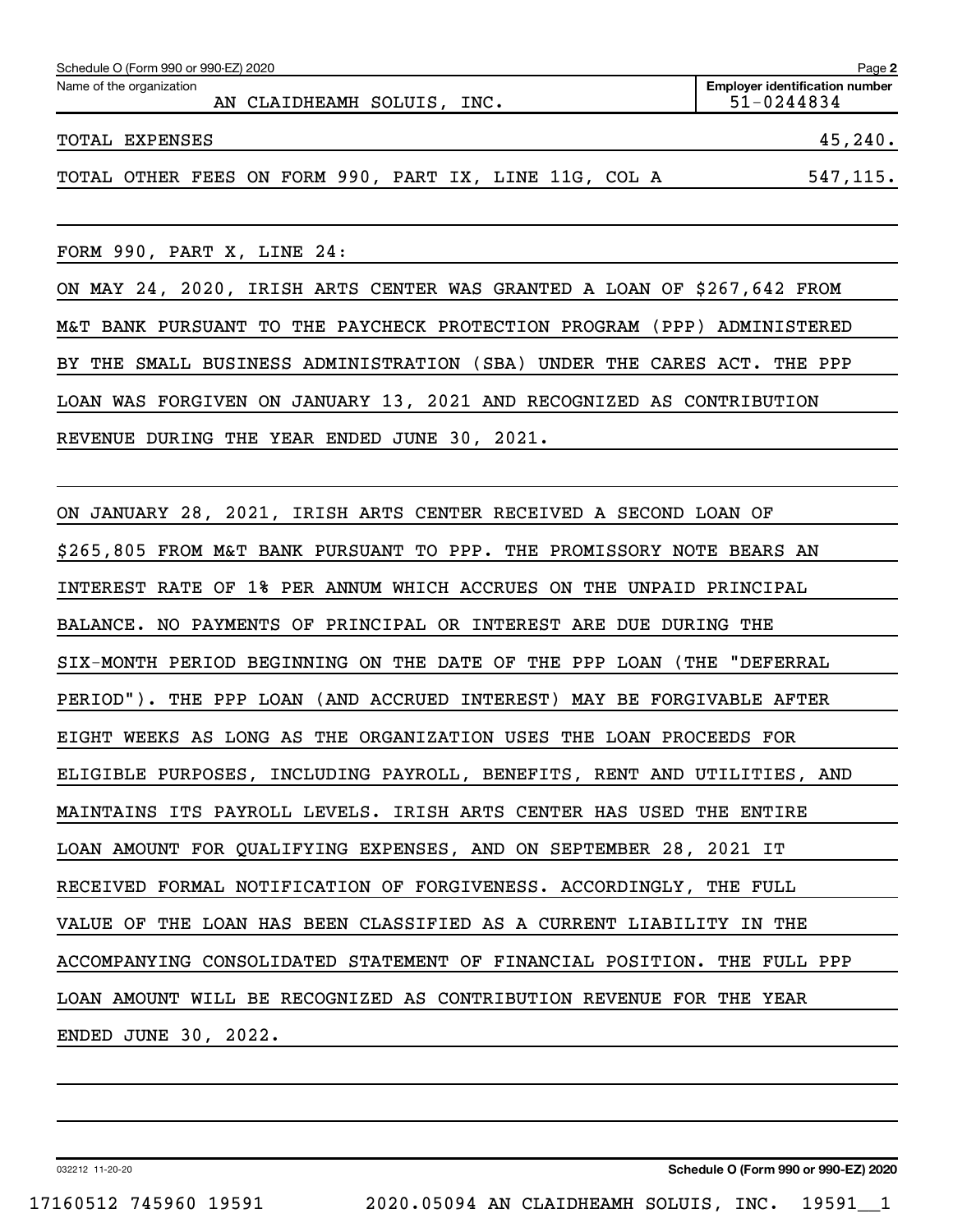Name of the organization: AN CLAIDHEAMH SOLUIS, INC.

Employer identification number: 51-0244834

| | |
|---|---|
| TOTAL EXPENSES | 45,240. |
| TOTAL OTHER FEES ON FORM 990, PART IX, LINE 11G, COL A | 547,115. |

FORM 990, PART X, LINE 24:

ON MAY 24, 2020, IRISH ARTS CENTER WAS GRANTED A LOAN OF $267,642 FROM M&T BANK PURSUANT TO THE PAYCHECK PROTECTION PROGRAM (PPP) ADMINISTERED BY THE SMALL BUSINESS ADMINISTRATION (SBA) UNDER THE CARES ACT. THE PPP LOAN WAS FORGIVEN ON JANUARY 13, 2021 AND RECOGNIZED AS CONTRIBUTION REVENUE DURING THE YEAR ENDED JUNE 30, 2021.

ON JANUARY 28, 2021, IRISH ARTS CENTER RECEIVED A SECOND LOAN OF $265,805 FROM M&T BANK PURSUANT TO PPP. THE PROMISSORY NOTE BEARS AN INTEREST RATE OF 1% PER ANNUM WHICH ACCRUES ON THE UNPAID PRINCIPAL BALANCE. NO PAYMENTS OF PRINCIPAL OR INTEREST ARE DUE DURING THE SIX-MONTH PERIOD BEGINNING ON THE DATE OF THE PPP LOAN (THE "DEFERRAL PERIOD"). THE PPP LOAN (AND ACCRUED INTEREST) MAY BE FORGIVABLE AFTER EIGHT WEEKS AS LONG AS THE ORGANIZATION USES THE LOAN PROCEEDS FOR ELIGIBLE PURPOSES, INCLUDING PAYROLL, BENEFITS, RENT AND UTILITIES, AND MAINTAINS ITS PAYROLL LEVELS. IRISH ARTS CENTER HAS USED THE ENTIRE LOAN AMOUNT FOR QUALIFYING EXPENSES, AND ON SEPTEMBER 28, 2021 IT RECEIVED FORMAL NOTIFICATION OF FORGIVENESS. ACCORDINGLY, THE FULL VALUE OF THE LOAN HAS BEEN CLASSIFIED AS A CURRENT LIABILITY IN THE ACCOMPANYING CONSOLIDATED STATEMENT OF FINANCIAL POSITION. THE FULL PPP LOAN AMOUNT WILL BE RECOGNIZED AS CONTRIBUTION REVENUE FOR THE YEAR ENDED JUNE 30, 2022.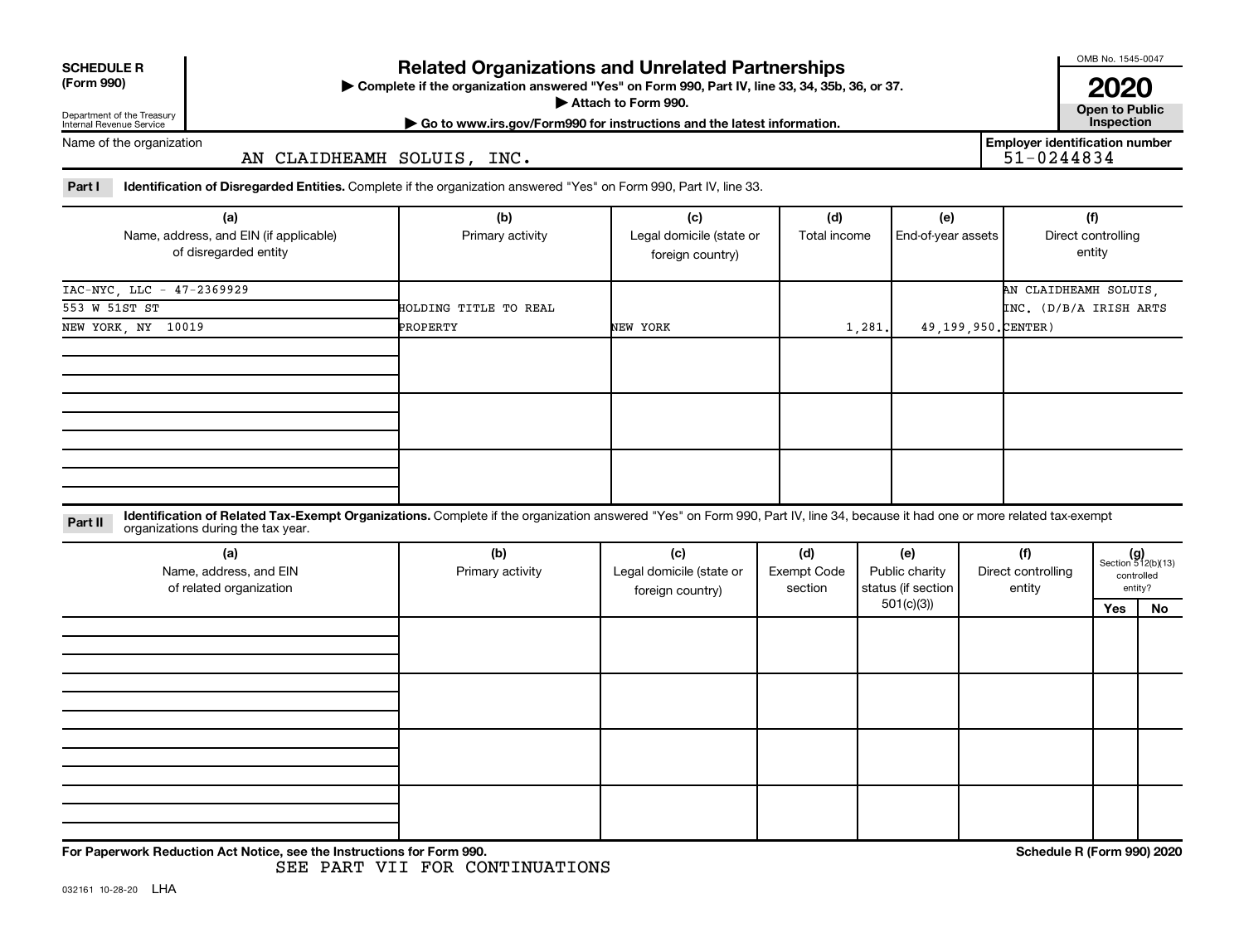**SCHEDULE R**
**(Form 990)**

Department of the Treasury
Internal Revenue Service

# Related Organizations and Unrelated Partnerships

▶ Complete if the organization answered "Yes" on Form 990, Part IV, line 33, 34, 35b, 36, or 37.
▶ Attach to Form 990.
▶ Go to www.irs.gov/Form990 for instructions and the latest information.

OMB No. 1545-0047
**2020**
**Open to Public Inspection**

Name of the organization: AN CLAIDHEAMH SOLUIS, INC.

**Employer identification number** 51-0244834

**Part I** **Identification of Disregarded Entities.** Complete if the organization answered "Yes" on Form 990, Part IV, line 33.

| (a) Name, address, and EIN (if applicable) of disregarded entity | (b) Primary activity | (c) Legal domicile (state or foreign country) | (d) Total income | (e) End-of-year assets | (f) Direct controlling entity |
|---|---|---|---|---|---|
| IAC-NYC, LLC - 47-2369929<br>553 W 51ST ST<br>NEW YORK, NY 10019 | HOLDING TITLE TO REAL PROPERTY | NEW YORK | 1,281. | 49,199,950. | AN CLAIDHEAMH SOLUIS, INC. (D/B/A IRISH ARTS CENTER) |
| | | | | | |
| | | | | | |
| | | | | | |

**Part II** **Identification of Related Tax-Exempt Organizations.** Complete if the organization answered "Yes" on Form 990, Part IV, line 34, because it had one or more related tax-exempt organizations during the tax year.

| (a) Name, address, and EIN of related organization | (b) Primary activity | (c) Legal domicile (state or foreign country) | (d) Exempt Code section | (e) Public charity status (if section 501(c)(3)) | (f) Direct controlling entity | (g) Section 512(b)(13) controlled entity? Yes | No |
|---|---|---|---|---|---|---|---|
| | | | | | | | |
| | | | | | | | |
| | | | | | | | |
| | | | | | | | |

**For Paperwork Reduction Act Notice, see the Instructions for Form 990.** **Schedule R (Form 990) 2020**

SEE PART VII FOR CONTINUATIONS

032161 10-28-20 LHA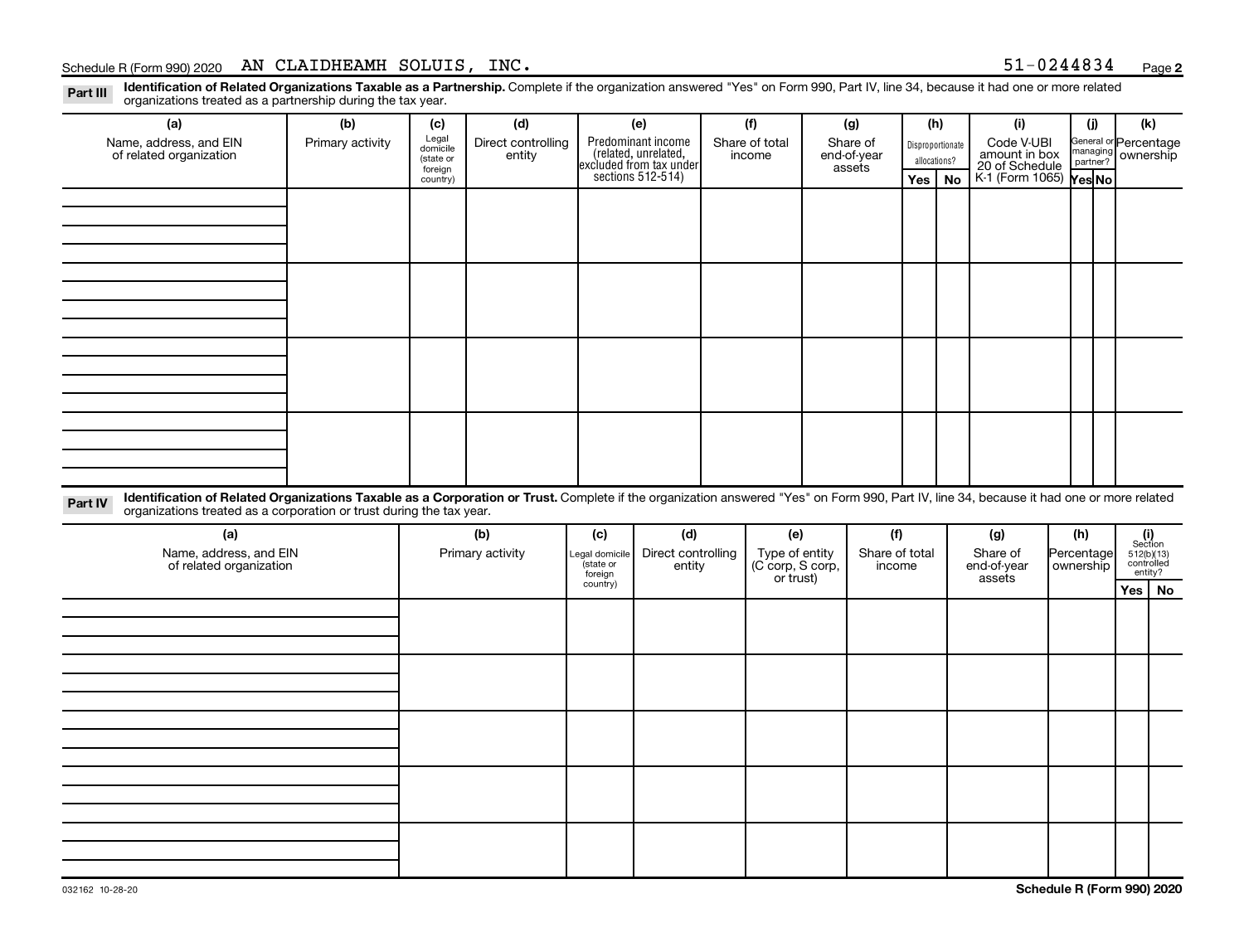Schedule R (Form 990) 2020 AN CLAIDHEAMH SOLUIS, INC. 51-0244834 Page **2**

**Part III** **Identification of Related Organizations Taxable as a Partnership.** Complete if the organization answered "Yes" on Form 990, Part IV, line 34, because it had one or more related organizations treated as a partnership during the tax year.

| (a) Name, address, and EIN of related organization | (b) Primary activity | (c) Legal domicile (state or foreign country) | (d) Direct controlling entity | (e) Predominant income (related, unrelated, excluded from tax under sections 512-514) | (f) Share of total income | (g) Share of end-of-year assets | (h) Disproportionate allocations? Yes | No | (i) Code V-UBI amount in box 20 of Schedule K-1 (Form 1065) | (j) General or managing partner? Yes | No | (k) Percentage ownership |
|---|---|---|---|---|---|---|---|---|---|---|---|---|
| | | | | | | | | | | | | |
| | | | | | | | | | | | | |
| | | | | | | | | | | | | |
| | | | | | | | | | | | | |

**Part IV** **Identification of Related Organizations Taxable as a Corporation or Trust.** Complete if the organization answered "Yes" on Form 990, Part IV, line 34, because it had one or more related organizations treated as a corporation or trust during the tax year.

| (a) Name, address, and EIN of related organization | (b) Primary activity | (c) Legal domicile (state or foreign country) | (d) Direct controlling entity | (e) Type of entity (C corp, S corp, or trust) | (f) Share of total income | (g) Share of end-of-year assets | (h) Percentage ownership | (i) Section 512(b)(13) controlled entity? Yes | No |
|---|---|---|---|---|---|---|---|---|---|
| | | | | | | | | | |
| | | | | | | | | | |
| | | | | | | | | | |
| | | | | | | | | | |
| | | | | | | | | | |

032162 10-28-20 **Schedule R (Form 990) 2020**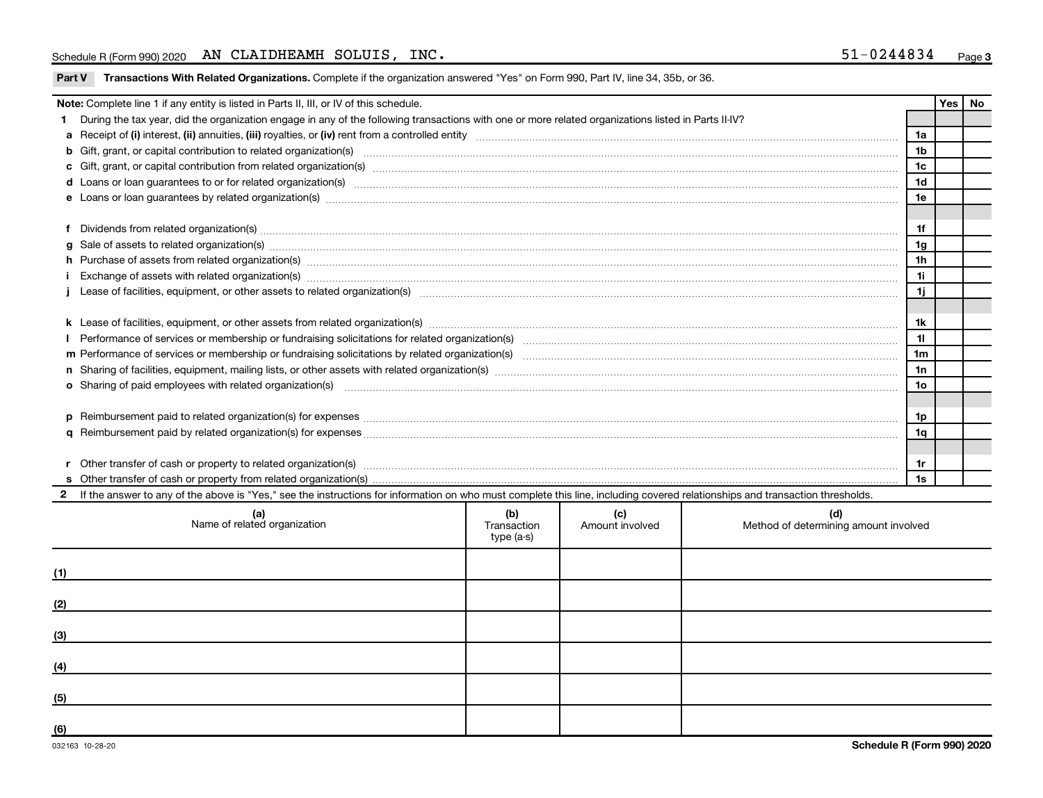Schedule R (Form 990) 2020 AN CLAIDHEAMH SOLUIS, INC. 51-0244834

**Part V** **Transactions With Related Organizations.** Complete if the organization answered "Yes" on Form 990, Part IV, line 34, 35b, or 36.

| **Note:** Complete line 1 if any entity is listed in Parts II, III, or IV of this schedule. | | **Yes** | **No** |
|---|---|---|---|
| **1** During the tax year, did the organization engage in any of the following transactions with one or more related organizations listed in Parts II-IV? | | | |
| **a** Receipt of **(i)** interest, **(ii)** annuities, **(iii)** royalties, or **(iv)** rent from a controlled entity | **1a** | | |
| **b** Gift, grant, or capital contribution to related organization(s) | **1b** | | |
| **c** Gift, grant, or capital contribution from related organization(s) | **1c** | | |
| **d** Loans or loan guarantees to or for related organization(s) | **1d** | | |
| **e** Loans or loan guarantees by related organization(s) | **1e** | | |
| **f** Dividends from related organization(s) | **1f** | | |
| **g** Sale of assets to related organization(s) | **1g** | | |
| **h** Purchase of assets from related organization(s) | **1h** | | |
| **i** Exchange of assets with related organization(s) | **1i** | | |
| **j** Lease of facilities, equipment, or other assets to related organization(s) | **1j** | | |
| **k** Lease of facilities, equipment, or other assets from related organization(s) | **1k** | | |
| **l** Performance of services or membership or fundraising solicitations for related organization(s) | **1l** | | |
| **m** Performance of services or membership or fundraising solicitations by related organization(s) | **1m** | | |
| **n** Sharing of facilities, equipment, mailing lists, or other assets with related organization(s) | **1n** | | |
| **o** Sharing of paid employees with related organization(s) | **1o** | | |
| **p** Reimbursement paid to related organization(s) for expenses | **1p** | | |
| **q** Reimbursement paid by related organization(s) for expenses | **1q** | | |
| **r** Other transfer of cash or property to related organization(s) | **1r** | | |
| **s** Other transfer of cash or property from related organization(s) | **1s** | | |

**2** If the answer to any of the above is "Yes," see the instructions for information on who must complete this line, including covered relationships and transaction thresholds.

| | (a) Name of related organization | (b) Transaction type (a-s) | (c) Amount involved | (d) Method of determining amount involved |
|---|---|---|---|---|
| (1) | | | | |
| (2) | | | | |
| (3) | | | | |
| (4) | | | | |
| (5) | | | | |
| (6) | | | | |

032163 10-28-20 **Schedule R (Form 990) 2020**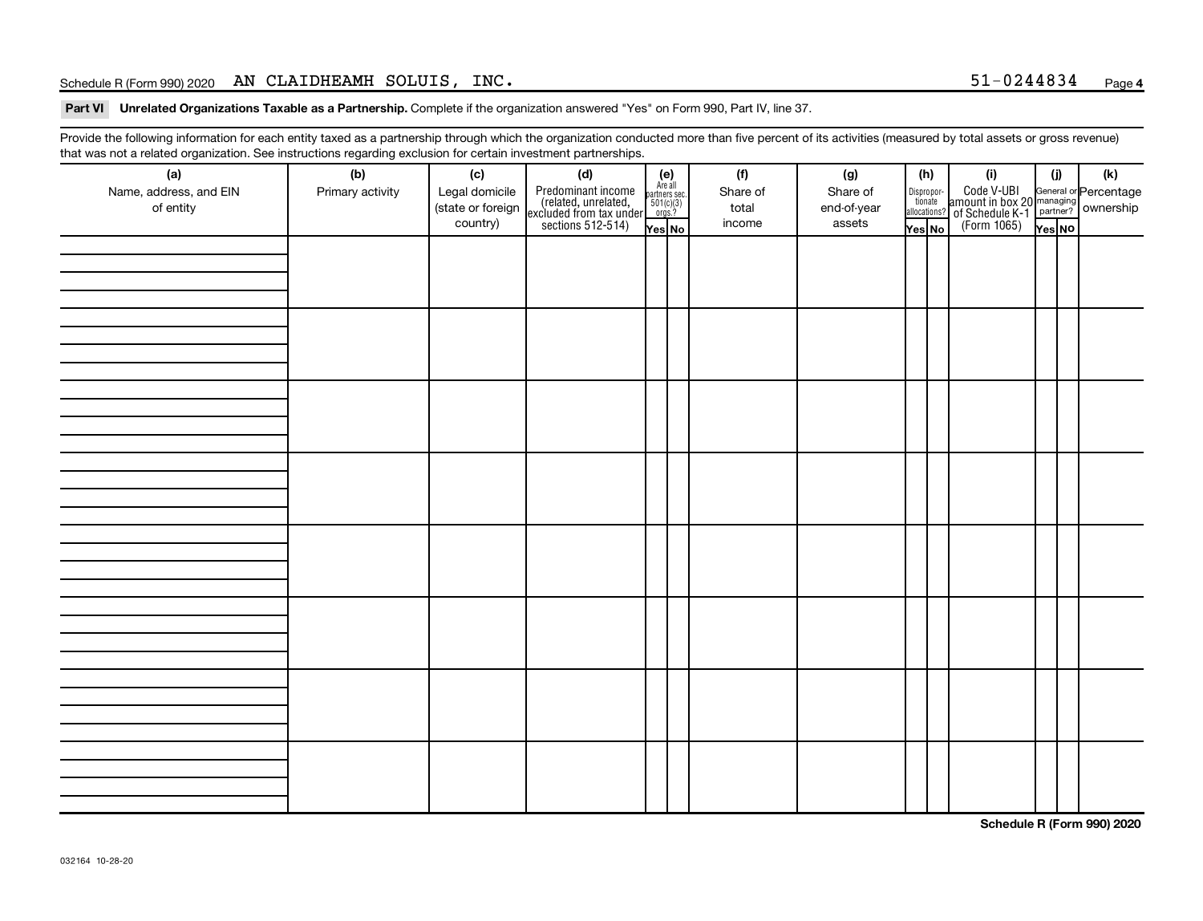Schedule R (Form 990) 2020 AN CLAIDHEAMH SOLUIS, INC. 51-0244834 Page 4

**Part VI Unrelated Organizations Taxable as a Partnership.** Complete if the organization answered "Yes" on Form 990, Part IV, line 37.

Provide the following information for each entity taxed as a partnership through which the organization conducted more than five percent of its activities (measured by total assets or gross revenue) that was not a related organization. See instructions regarding exclusion for certain investment partnerships.

| (a) Name, address, and EIN of entity | (b) Primary activity | (c) Legal domicile (state or foreign country) | (d) Predominant income (related, unrelated, excluded from tax under sections 512-514) | (e) Are all partners sec. 501(c)(3) orgs.? | | (f) Share of total income | (g) Share of end-of-year assets | (h) Disproportionate allocations? | | (i) Code V-UBI amount in box 20 of Schedule K-1 (Form 1065) | (j) General or managing partner? | | (k) Percentage ownership |
|---|---|---|---|---|---|---|---|---|---|---|---|---|---|
| | | | | Yes | No | | | Yes | No | | Yes | No | |
| | | | | | | | | | | | | | |
| | | | | | | | | | | | | | |
| | | | | | | | | | | | | | |
| | | | | | | | | | | | | | |
| | | | | | | | | | | | | | |
| | | | | | | | | | | | | | |
| | | | | | | | | | | | | | |
| | | | | | | | | | | | | | |

**Schedule R (Form 990) 2020**

032164 10-28-20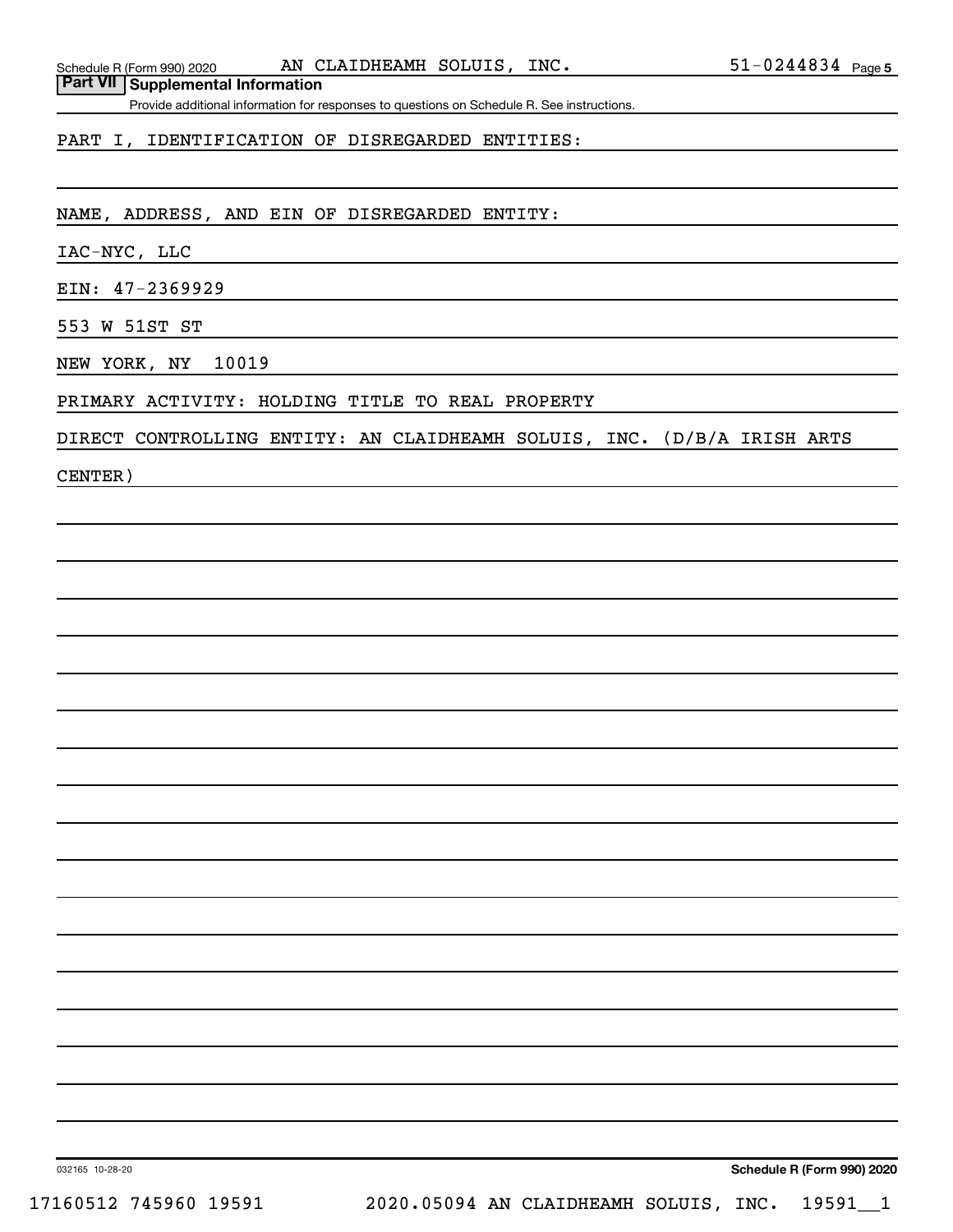## Part VII Supplemental Information

Provide additional information for responses to questions on Schedule R. See instructions.

PART I, IDENTIFICATION OF DISREGARDED ENTITIES:

NAME, ADDRESS, AND EIN OF DISREGARDED ENTITY:

IAC-NYC, LLC

EIN: 47-2369929

553 W 51ST ST

NEW YORK, NY 10019

PRIMARY ACTIVITY: HOLDING TITLE TO REAL PROPERTY

DIRECT CONTROLLING ENTITY: AN CLAIDHEAMH SOLUIS, INC. (D/B/A IRISH ARTS CENTER)